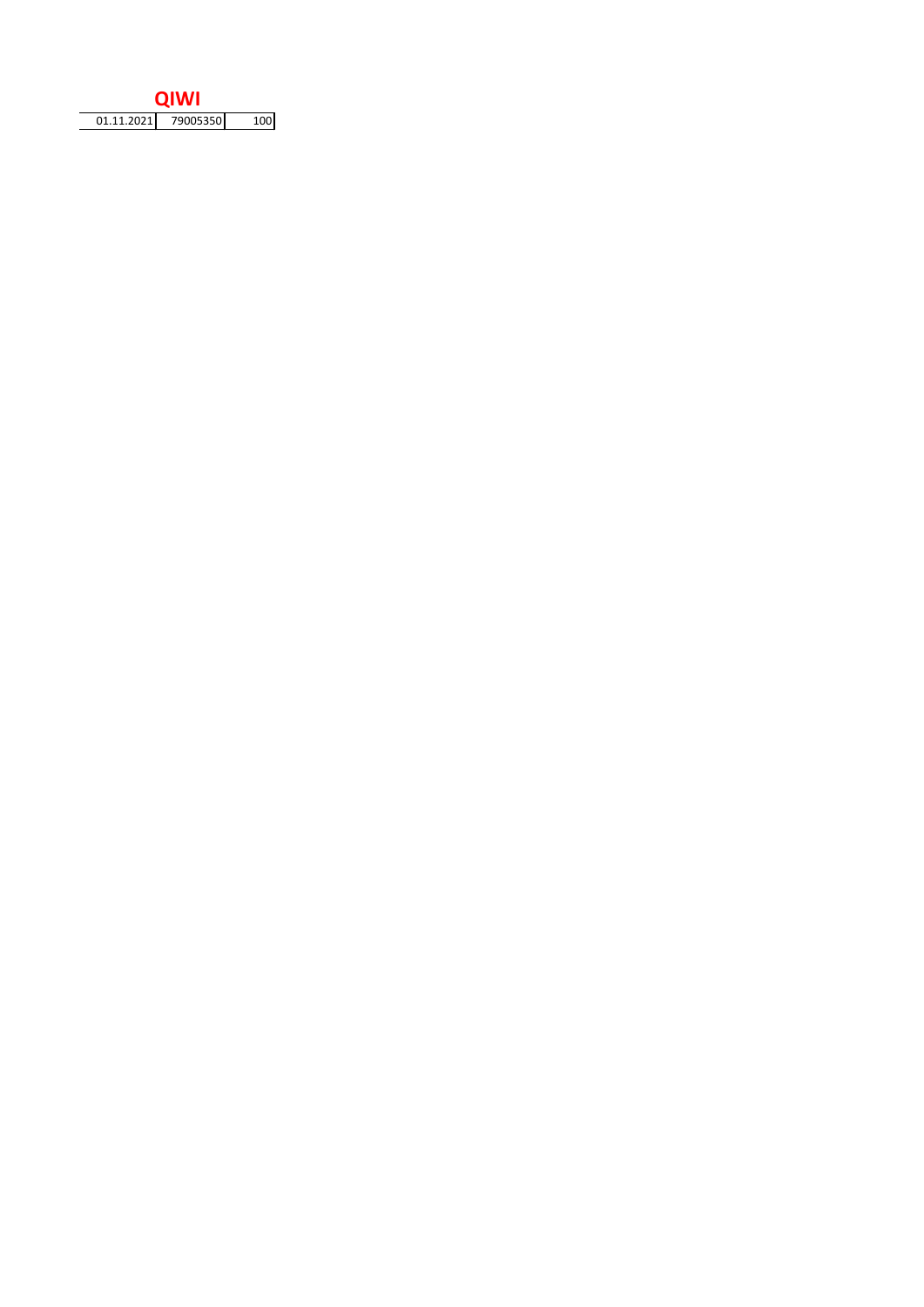# QIWI

| 01.11.2021 | 79005350 | 100 |
|---|---|---|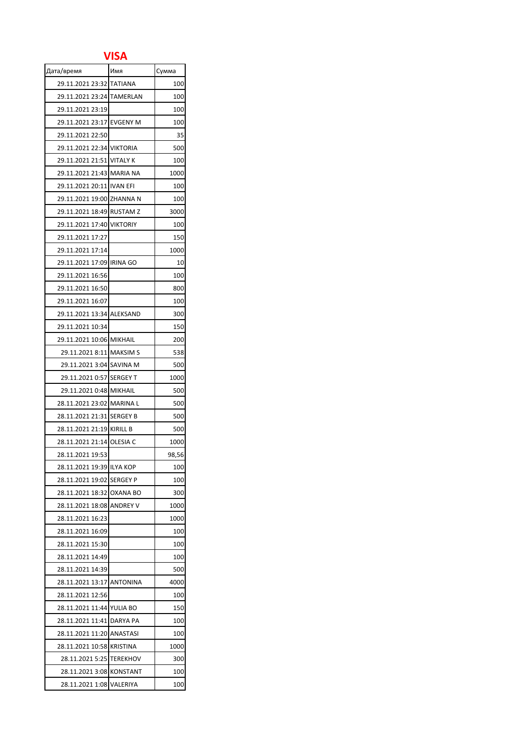## VISA

| Дата/время | Имя | Сумма |
| --- | --- | --- |
| 29.11.2021 23:32 | TATIANA | 100 |
| 29.11.2021 23:24 | TAMERLAN | 100 |
| 29.11.2021 23:19 | | 100 |
| 29.11.2021 23:17 | EVGENY M | 100 |
| 29.11.2021 22:50 | | 35 |
| 29.11.2021 22:34 | VIKTORIA | 500 |
| 29.11.2021 21:51 | VITALY K | 100 |
| 29.11.2021 21:43 | MARIA NA | 1000 |
| 29.11.2021 20:11 | IVAN EFI | 100 |
| 29.11.2021 19:00 | ZHANNA N | 100 |
| 29.11.2021 18:49 | RUSTAM Z | 3000 |
| 29.11.2021 17:40 | VIKTORIY | 100 |
| 29.11.2021 17:27 | | 150 |
| 29.11.2021 17:14 | | 1000 |
| 29.11.2021 17:09 | IRINA GO | 10 |
| 29.11.2021 16:56 | | 100 |
| 29.11.2021 16:50 | | 800 |
| 29.11.2021 16:07 | | 100 |
| 29.11.2021 13:34 | ALEKSAND | 300 |
| 29.11.2021 10:34 | | 150 |
| 29.11.2021 10:06 | MIKHAIL | 200 |
| 29.11.2021 8:11 | MAKSIM S | 538 |
| 29.11.2021 3:04 | SAVINA M | 500 |
| 29.11.2021 0:57 | SERGEY T | 1000 |
| 29.11.2021 0:48 | MIKHAIL | 500 |
| 28.11.2021 23:02 | MARINA L | 500 |
| 28.11.2021 21:31 | SERGEY B | 500 |
| 28.11.2021 21:19 | KIRILL B | 500 |
| 28.11.2021 21:14 | OLESIA C | 1000 |
| 28.11.2021 19:53 | | 98,56 |
| 28.11.2021 19:39 | ILYA KOP | 100 |
| 28.11.2021 19:02 | SERGEY P | 100 |
| 28.11.2021 18:32 | OXANA BO | 300 |
| 28.11.2021 18:08 | ANDREY V | 1000 |
| 28.11.2021 16:23 | | 1000 |
| 28.11.2021 16:09 | | 100 |
| 28.11.2021 15:30 | | 100 |
| 28.11.2021 14:49 | | 100 |
| 28.11.2021 14:39 | | 500 |
| 28.11.2021 13:17 | ANTONINA | 4000 |
| 28.11.2021 12:56 | | 100 |
| 28.11.2021 11:44 | YULIA BO | 150 |
| 28.11.2021 11:41 | DARYA PA | 100 |
| 28.11.2021 11:20 | ANASTASI | 100 |
| 28.11.2021 10:58 | KRISTINA | 1000 |
| 28.11.2021 5:25 | TEREKHOV | 300 |
| 28.11.2021 3:08 | KONSTANT | 100 |
| 28.11.2021 1:08 | VALERIYA | 100 |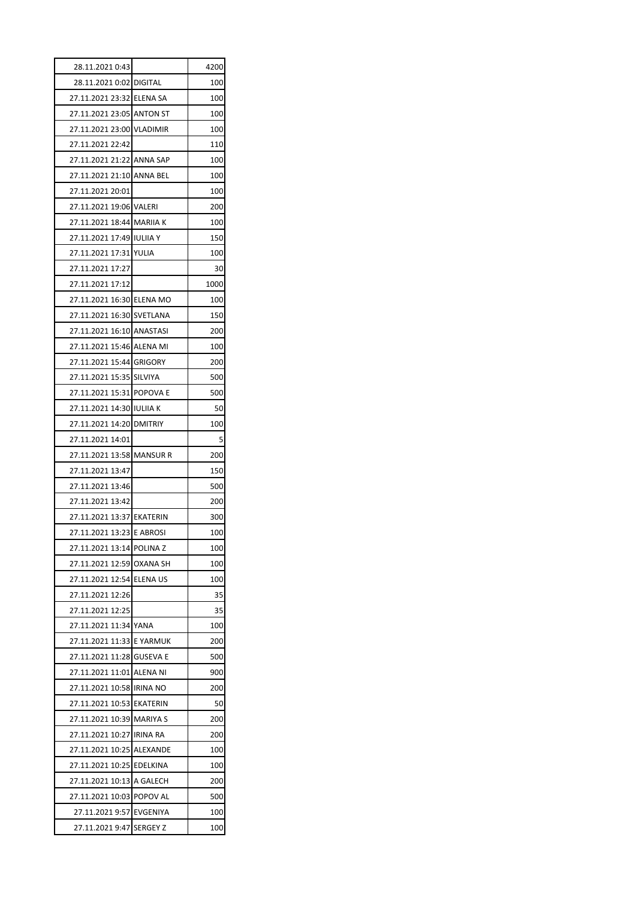| 28.11.2021 0:43 | | 4200 |
|---|---|---|
| 28.11.2021 0:02 | DIGITAL | 100 |
| 27.11.2021 23:32 | ELENA SA | 100 |
| 27.11.2021 23:05 | ANTON ST | 100 |
| 27.11.2021 23:00 | VLADIMIR | 100 |
| 27.11.2021 22:42 | | 110 |
| 27.11.2021 21:22 | ANNA SAP | 100 |
| 27.11.2021 21:10 | ANNA BEL | 100 |
| 27.11.2021 20:01 | | 100 |
| 27.11.2021 19:06 | VALERI | 200 |
| 27.11.2021 18:44 | MARIIA K | 100 |
| 27.11.2021 17:49 | IULIIA Y | 150 |
| 27.11.2021 17:31 | YULIA | 100 |
| 27.11.2021 17:27 | | 30 |
| 27.11.2021 17:12 | | 1000 |
| 27.11.2021 16:30 | ELENA MO | 100 |
| 27.11.2021 16:30 | SVETLANA | 150 |
| 27.11.2021 16:10 | ANASTASI | 200 |
| 27.11.2021 15:46 | ALENA MI | 100 |
| 27.11.2021 15:44 | GRIGORY | 200 |
| 27.11.2021 15:35 | SILVIYA | 500 |
| 27.11.2021 15:31 | POPOVA E | 500 |
| 27.11.2021 14:30 | IULIIA K | 50 |
| 27.11.2021 14:20 | DMITRIY | 100 |
| 27.11.2021 14:01 | | 5 |
| 27.11.2021 13:58 | MANSUR R | 200 |
| 27.11.2021 13:47 | | 150 |
| 27.11.2021 13:46 | | 500 |
| 27.11.2021 13:42 | | 200 |
| 27.11.2021 13:37 | EKATERIN | 300 |
| 27.11.2021 13:23 | E ABROSI | 100 |
| 27.11.2021 13:14 | POLINA Z | 100 |
| 27.11.2021 12:59 | OXANA SH | 100 |
| 27.11.2021 12:54 | ELENA US | 100 |
| 27.11.2021 12:26 | | 35 |
| 27.11.2021 12:25 | | 35 |
| 27.11.2021 11:34 | YANA | 100 |
| 27.11.2021 11:33 | E YARMUK | 200 |
| 27.11.2021 11:28 | GUSEVA E | 500 |
| 27.11.2021 11:01 | ALENA NI | 900 |
| 27.11.2021 10:58 | IRINA NO | 200 |
| 27.11.2021 10:53 | EKATERIN | 50 |
| 27.11.2021 10:39 | MARIYA S | 200 |
| 27.11.2021 10:27 | IRINA RA | 200 |
| 27.11.2021 10:25 | ALEXANDE | 100 |
| 27.11.2021 10:25 | EDELKINA | 100 |
| 27.11.2021 10:13 | A GALECH | 200 |
| 27.11.2021 10:03 | POPOV AL | 500 |
| 27.11.2021 9:57 | EVGENIYA | 100 |
| 27.11.2021 9:47 | SERGEY Z | 100 |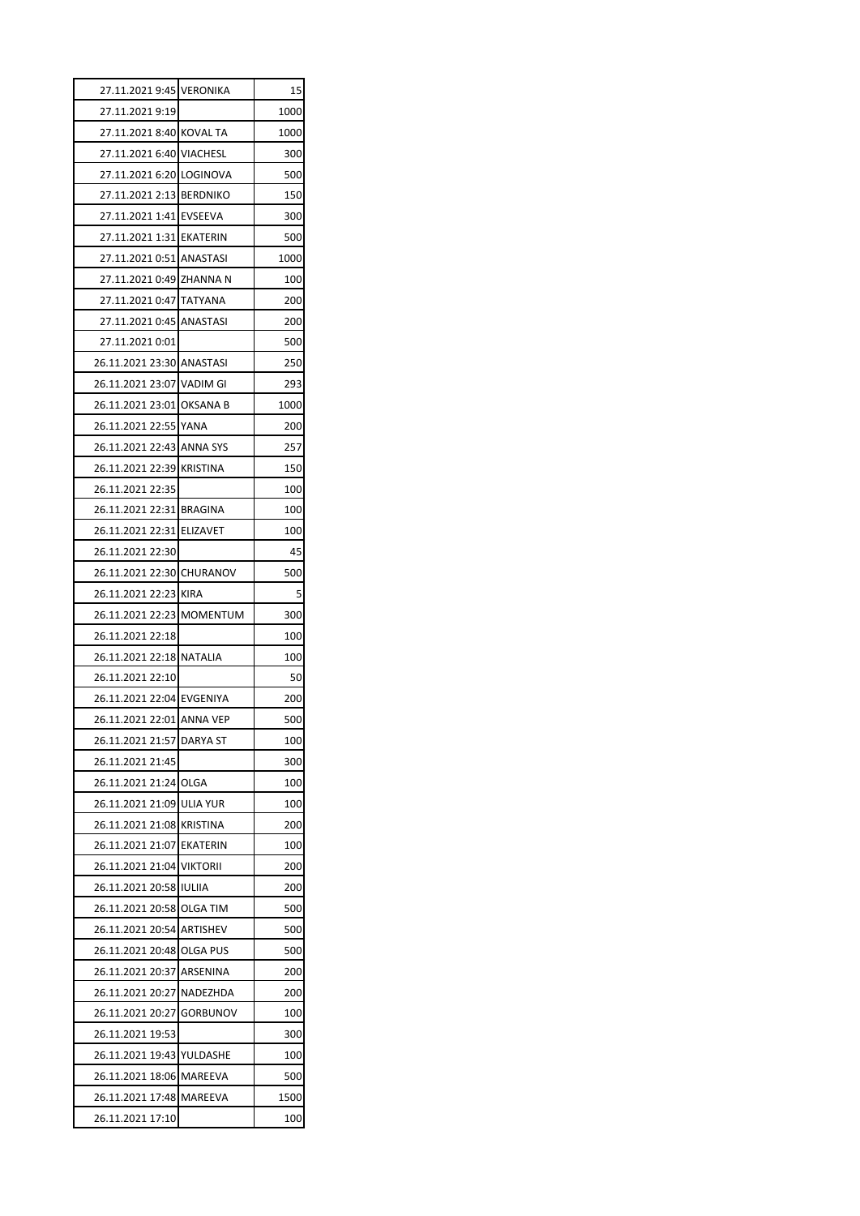| | | |
|---|---|---|
| 27.11.2021 9:45 | VERONIKA | 15 |
| 27.11.2021 9:19 | | 1000 |
| 27.11.2021 8:40 | KOVAL TA | 1000 |
| 27.11.2021 6:40 | VIACHESL | 300 |
| 27.11.2021 6:20 | LOGINOVA | 500 |
| 27.11.2021 2:13 | BERDNIKO | 150 |
| 27.11.2021 1:41 | EVSEEVA | 300 |
| 27.11.2021 1:31 | EKATERIN | 500 |
| 27.11.2021 0:51 | ANASTASI | 1000 |
| 27.11.2021 0:49 | ZHANNA N | 100 |
| 27.11.2021 0:47 | TATYANA | 200 |
| 27.11.2021 0:45 | ANASTASI | 200 |
| 27.11.2021 0:01 | | 500 |
| 26.11.2021 23:30 | ANASTASI | 250 |
| 26.11.2021 23:07 | VADIM GI | 293 |
| 26.11.2021 23:01 | OKSANA B | 1000 |
| 26.11.2021 22:55 | YANA | 200 |
| 26.11.2021 22:43 | ANNA SYS | 257 |
| 26.11.2021 22:39 | KRISTINA | 150 |
| 26.11.2021 22:35 | | 100 |
| 26.11.2021 22:31 | BRAGINA | 100 |
| 26.11.2021 22:31 | ELIZAVET | 100 |
| 26.11.2021 22:30 | | 45 |
| 26.11.2021 22:30 | CHURANOV | 500 |
| 26.11.2021 22:23 | KIRA | 5 |
| 26.11.2021 22:23 | MOMENTUM | 300 |
| 26.11.2021 22:18 | | 100 |
| 26.11.2021 22:18 | NATALIA | 100 |
| 26.11.2021 22:10 | | 50 |
| 26.11.2021 22:04 | EVGENIYA | 200 |
| 26.11.2021 22:01 | ANNA VEP | 500 |
| 26.11.2021 21:57 | DARYA ST | 100 |
| 26.11.2021 21:45 | | 300 |
| 26.11.2021 21:24 | OLGA | 100 |
| 26.11.2021 21:09 | ULIA YUR | 100 |
| 26.11.2021 21:08 | KRISTINA | 200 |
| 26.11.2021 21:07 | EKATERIN | 100 |
| 26.11.2021 21:04 | VIKTORII | 200 |
| 26.11.2021 20:58 | IULIIA | 200 |
| 26.11.2021 20:58 | OLGA TIM | 500 |
| 26.11.2021 20:54 | ARTISHEV | 500 |
| 26.11.2021 20:48 | OLGA PUS | 500 |
| 26.11.2021 20:37 | ARSENINA | 200 |
| 26.11.2021 20:27 | NADEZHDA | 200 |
| 26.11.2021 20:27 | GORBUNOV | 100 |
| 26.11.2021 19:53 | | 300 |
| 26.11.2021 19:43 | YULDASHE | 100 |
| 26.11.2021 18:06 | MAREEVA | 500 |
| 26.11.2021 17:48 | MAREEVA | 1500 |
| 26.11.2021 17:10 | | 100 |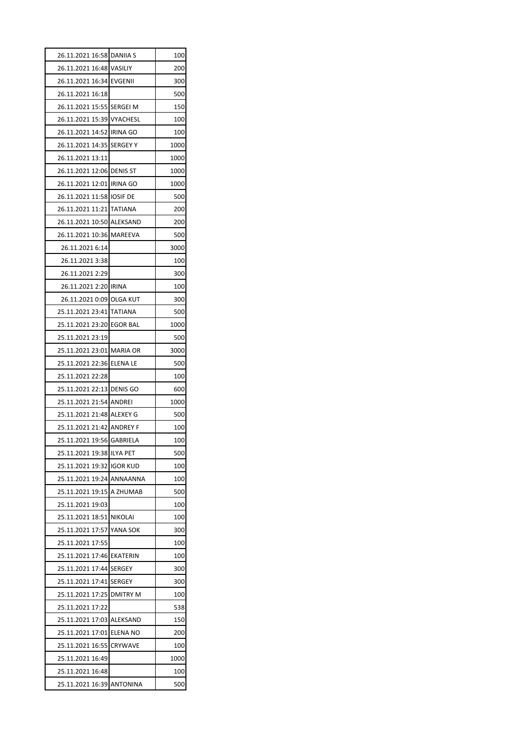| | | |
|---|---|---|
| 26.11.2021 16:58 | DANIIA S | 100 |
| 26.11.2021 16:48 | VASILIY | 200 |
| 26.11.2021 16:34 | EVGENII | 300 |
| 26.11.2021 16:18 | | 500 |
| 26.11.2021 15:55 | SERGEI M | 150 |
| 26.11.2021 15:39 | VYACHESL | 100 |
| 26.11.2021 14:52 | IRINA GO | 100 |
| 26.11.2021 14:35 | SERGEY Y | 1000 |
| 26.11.2021 13:11 | | 1000 |
| 26.11.2021 12:06 | DENIS ST | 1000 |
| 26.11.2021 12:01 | IRINA GO | 1000 |
| 26.11.2021 11:58 | IOSIF DE | 500 |
| 26.11.2021 11:21 | TATIANA | 200 |
| 26.11.2021 10:50 | ALEKSAND | 200 |
| 26.11.2021 10:36 | MAREEVA | 500 |
| 26.11.2021 6:14 | | 3000 |
| 26.11.2021 3:38 | | 100 |
| 26.11.2021 2:29 | | 300 |
| 26.11.2021 2:20 | IRINA | 100 |
| 26.11.2021 0:09 | OLGA KUT | 300 |
| 25.11.2021 23:41 | TATIANA | 500 |
| 25.11.2021 23:20 | EGOR BAL | 1000 |
| 25.11.2021 23:19 | | 500 |
| 25.11.2021 23:01 | MARIA OR | 3000 |
| 25.11.2021 22:36 | ELENA LE | 500 |
| 25.11.2021 22:28 | | 100 |
| 25.11.2021 22:13 | DENIS GO | 600 |
| 25.11.2021 21:54 | ANDREI | 1000 |
| 25.11.2021 21:48 | ALEXEY G | 500 |
| 25.11.2021 21:42 | ANDREY F | 100 |
| 25.11.2021 19:56 | GABRIELA | 100 |
| 25.11.2021 19:38 | ILYA PET | 500 |
| 25.11.2021 19:32 | IGOR KUD | 100 |
| 25.11.2021 19:24 | ANNAANNA | 100 |
| 25.11.2021 19:15 | A ZHUMAB | 500 |
| 25.11.2021 19:03 | | 100 |
| 25.11.2021 18:51 | NIKOLAI | 100 |
| 25.11.2021 17:57 | YANA SOK | 300 |
| 25.11.2021 17:55 | | 100 |
| 25.11.2021 17:46 | EKATERIN | 100 |
| 25.11.2021 17:44 | SERGEY | 300 |
| 25.11.2021 17:41 | SERGEY | 300 |
| 25.11.2021 17:25 | DMITRY M | 100 |
| 25.11.2021 17:22 | | 538 |
| 25.11.2021 17:03 | ALEKSAND | 150 |
| 25.11.2021 17:01 | ELENA NO | 200 |
| 25.11.2021 16:55 | CRYWAVE | 100 |
| 25.11.2021 16:49 | | 1000 |
| 25.11.2021 16:48 | | 100 |
| 25.11.2021 16:39 | ANTONINA | 500 |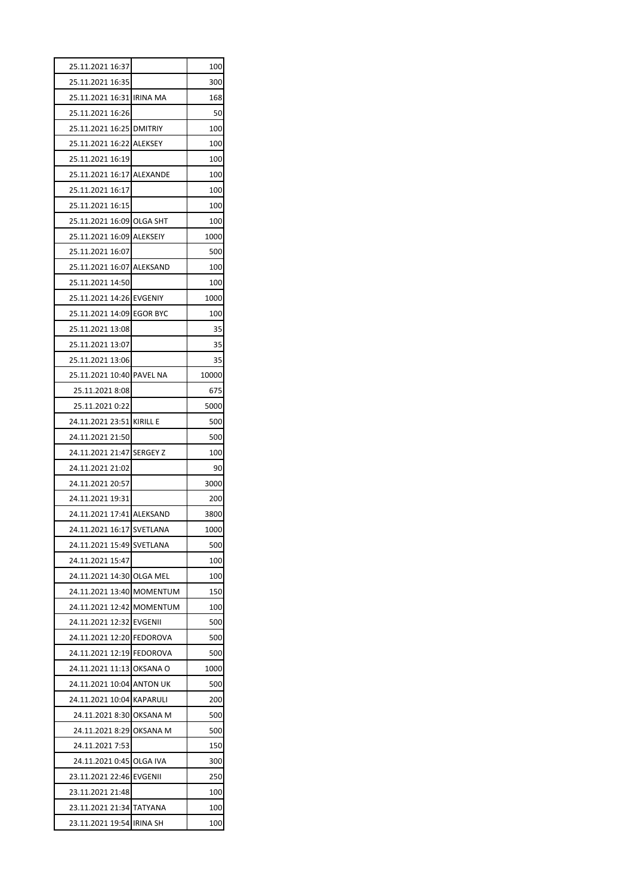| | | |
|---|---|---|
| 25.11.2021 16:37 | | 100 |
| 25.11.2021 16:35 | | 300 |
| 25.11.2021 16:31 | IRINA MA | 168 |
| 25.11.2021 16:26 | | 50 |
| 25.11.2021 16:25 | DMITRIY | 100 |
| 25.11.2021 16:22 | ALEKSEY | 100 |
| 25.11.2021 16:19 | | 100 |
| 25.11.2021 16:17 | ALEXANDE | 100 |
| 25.11.2021 16:17 | | 100 |
| 25.11.2021 16:15 | | 100 |
| 25.11.2021 16:09 | OLGA SHT | 100 |
| 25.11.2021 16:09 | ALEKSEIY | 1000 |
| 25.11.2021 16:07 | | 500 |
| 25.11.2021 16:07 | ALEKSAND | 100 |
| 25.11.2021 14:50 | | 100 |
| 25.11.2021 14:26 | EVGENIY | 1000 |
| 25.11.2021 14:09 | EGOR BYC | 100 |
| 25.11.2021 13:08 | | 35 |
| 25.11.2021 13:07 | | 35 |
| 25.11.2021 13:06 | | 35 |
| 25.11.2021 10:40 | PAVEL NA | 10000 |
| 25.11.2021 8:08 | | 675 |
| 25.11.2021 0:22 | | 5000 |
| 24.11.2021 23:51 | KIRILL E | 500 |
| 24.11.2021 21:50 | | 500 |
| 24.11.2021 21:47 | SERGEY Z | 100 |
| 24.11.2021 21:02 | | 90 |
| 24.11.2021 20:57 | | 3000 |
| 24.11.2021 19:31 | | 200 |
| 24.11.2021 17:41 | ALEKSAND | 3800 |
| 24.11.2021 16:17 | SVETLANA | 1000 |
| 24.11.2021 15:49 | SVETLANA | 500 |
| 24.11.2021 15:47 | | 100 |
| 24.11.2021 14:30 | OLGA MEL | 100 |
| 24.11.2021 13:40 | MOMENTUM | 150 |
| 24.11.2021 12:42 | MOMENTUM | 100 |
| 24.11.2021 12:32 | EVGENII | 500 |
| 24.11.2021 12:20 | FEDOROVA | 500 |
| 24.11.2021 12:19 | FEDOROVA | 500 |
| 24.11.2021 11:13 | OKSANA O | 1000 |
| 24.11.2021 10:04 | ANTON UK | 500 |
| 24.11.2021 10:04 | KAPARULI | 200 |
| 24.11.2021 8:30 | OKSANA M | 500 |
| 24.11.2021 8:29 | OKSANA M | 500 |
| 24.11.2021 7:53 | | 150 |
| 24.11.2021 0:45 | OLGA IVA | 300 |
| 23.11.2021 22:46 | EVGENII | 250 |
| 23.11.2021 21:48 | | 100 |
| 23.11.2021 21:34 | TATYANA | 100 |
| 23.11.2021 19:54 | IRINA SH | 100 |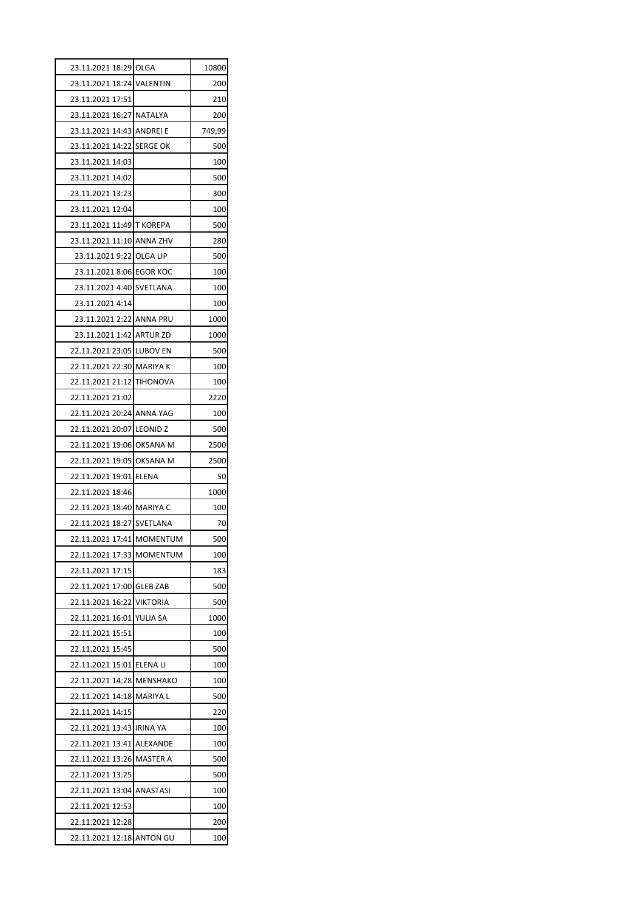| | | |
|---|---|---|
| 23.11.2021 18:29 | OLGA | 10800 |
| 23.11.2021 18:24 | VALENTIN | 200 |
| 23.11.2021 17:51 | | 210 |
| 23.11.2021 16:27 | NATALYA | 200 |
| 23.11.2021 14:43 | ANDREI E | 749,99 |
| 23.11.2021 14:22 | SERGE OK | 500 |
| 23.11.2021 14:03 | | 100 |
| 23.11.2021 14:02 | | 500 |
| 23.11.2021 13:23 | | 300 |
| 23.11.2021 12:04 | | 100 |
| 23.11.2021 11:49 | T KOREPA | 500 |
| 23.11.2021 11:10 | ANNA ZHV | 280 |
| 23.11.2021 9:22 | OLGA LIP | 500 |
| 23.11.2021 8:06 | EGOR KOC | 100 |
| 23.11.2021 4:40 | SVETLANA | 100 |
| 23.11.2021 4:14 | | 100 |
| 23.11.2021 2:22 | ANNA PRU | 1000 |
| 23.11.2021 1:42 | ARTUR ZD | 1000 |
| 22.11.2021 23:05 | LUBOV EN | 500 |
| 22.11.2021 22:30 | MARIYA K | 100 |
| 22.11.2021 21:12 | TIHONOVA | 100 |
| 22.11.2021 21:02 | | 2220 |
| 22.11.2021 20:24 | ANNA YAG | 100 |
| 22.11.2021 20:07 | LEONID Z | 500 |
| 22.11.2021 19:06 | OKSANA M | 2500 |
| 22.11.2021 19:05 | OKSANA M | 2500 |
| 22.11.2021 19:01 | ELENA | 50 |
| 22.11.2021 18:46 | | 1000 |
| 22.11.2021 18:40 | MARIYA C | 100 |
| 22.11.2021 18:27 | SVETLANA | 70 |
| 22.11.2021 17:41 | MOMENTUM | 500 |
| 22.11.2021 17:33 | MOMENTUM | 100 |
| 22.11.2021 17:15 | | 183 |
| 22.11.2021 17:00 | GLEB ZAB | 500 |
| 22.11.2021 16:22 | VIKTORIA | 500 |
| 22.11.2021 16:01 | YULIA SA | 1000 |
| 22.11.2021 15:51 | | 100 |
| 22.11.2021 15:45 | | 500 |
| 22.11.2021 15:01 | ELENA LI | 100 |
| 22.11.2021 14:28 | MENSHAKO | 100 |
| 22.11.2021 14:18 | MARIYA L | 500 |
| 22.11.2021 14:15 | | 220 |
| 22.11.2021 13:43 | IRINA YA | 100 |
| 22.11.2021 13:41 | ALEXANDE | 100 |
| 22.11.2021 13:26 | MASTER A | 500 |
| 22.11.2021 13:25 | | 500 |
| 22.11.2021 13:04 | ANASTASI | 100 |
| 22.11.2021 12:53 | | 100 |
| 22.11.2021 12:28 | | 200 |
| 22.11.2021 12:18 | ANTON GU | 100 |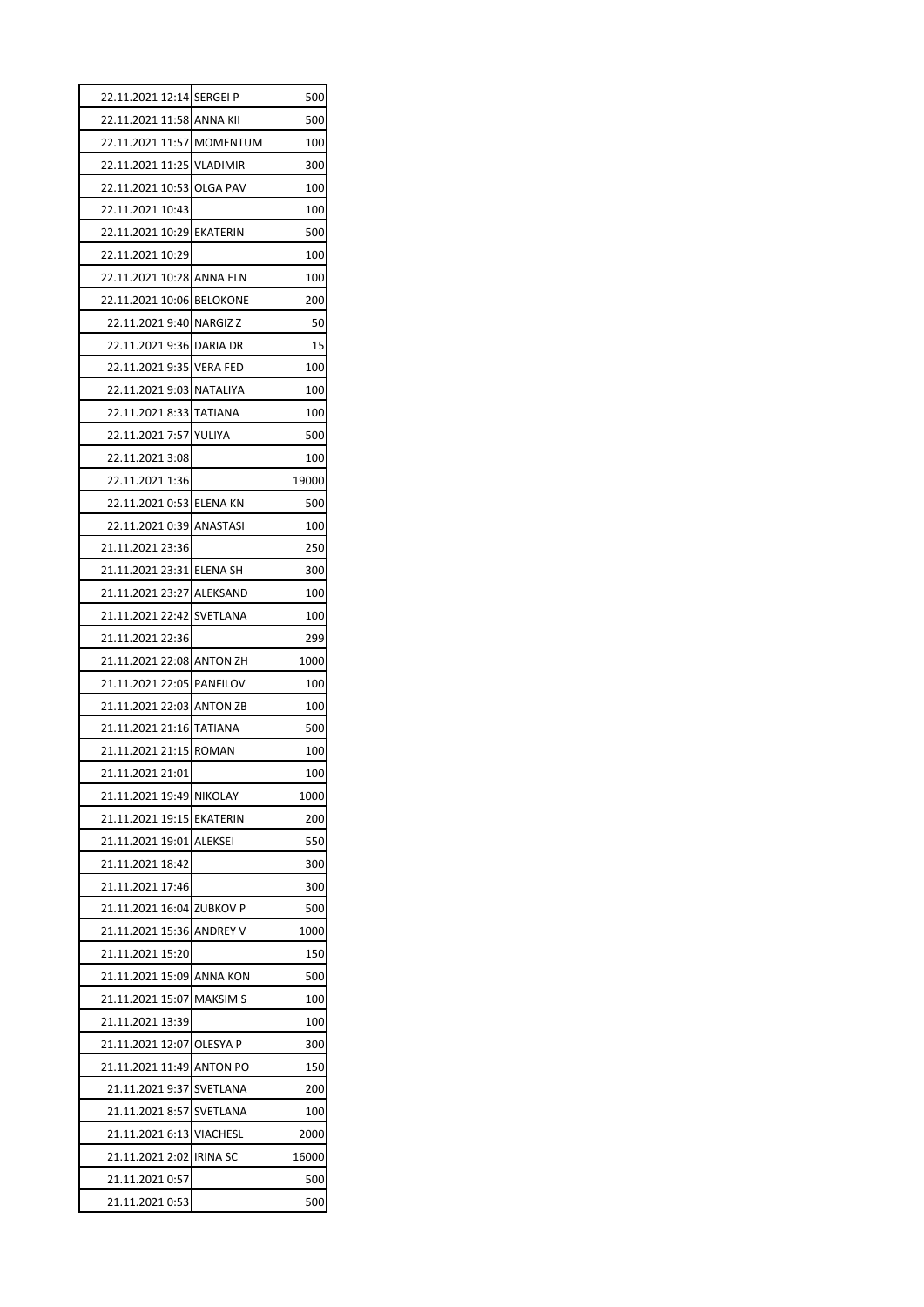| 22.11.2021 12:14 | SERGEI P | 500 |
|---|---|---|
| 22.11.2021 11:58 | ANNA KII | 500 |
| 22.11.2021 11:57 | MOMENTUM | 100 |
| 22.11.2021 11:25 | VLADIMIR | 300 |
| 22.11.2021 10:53 | OLGA PAV | 100 |
| 22.11.2021 10:43 | | 100 |
| 22.11.2021 10:29 | EKATERIN | 500 |
| 22.11.2021 10:29 | | 100 |
| 22.11.2021 10:28 | ANNA ELN | 100 |
| 22.11.2021 10:06 | BELOKONE | 200 |
| 22.11.2021 9:40 | NARGIZ Z | 50 |
| 22.11.2021 9:36 | DARIA DR | 15 |
| 22.11.2021 9:35 | VERA FED | 100 |
| 22.11.2021 9:03 | NATALIYA | 100 |
| 22.11.2021 8:33 | TATIANA | 100 |
| 22.11.2021 7:57 | YULIYA | 500 |
| 22.11.2021 3:08 | | 100 |
| 22.11.2021 1:36 | | 19000 |
| 22.11.2021 0:53 | ELENA KN | 500 |
| 22.11.2021 0:39 | ANASTASI | 100 |
| 21.11.2021 23:36 | | 250 |
| 21.11.2021 23:31 | ELENA SH | 300 |
| 21.11.2021 23:27 | ALEKSAND | 100 |
| 21.11.2021 22:42 | SVETLANA | 100 |
| 21.11.2021 22:36 | | 299 |
| 21.11.2021 22:08 | ANTON ZH | 1000 |
| 21.11.2021 22:05 | PANFILOV | 100 |
| 21.11.2021 22:03 | ANTON ZB | 100 |
| 21.11.2021 21:16 | TATIANA | 500 |
| 21.11.2021 21:15 | ROMAN | 100 |
| 21.11.2021 21:01 | | 100 |
| 21.11.2021 19:49 | NIKOLAY | 1000 |
| 21.11.2021 19:15 | EKATERIN | 200 |
| 21.11.2021 19:01 | ALEKSEI | 550 |
| 21.11.2021 18:42 | | 300 |
| 21.11.2021 17:46 | | 300 |
| 21.11.2021 16:04 | ZUBKOV P | 500 |
| 21.11.2021 15:36 | ANDREY V | 1000 |
| 21.11.2021 15:20 | | 150 |
| 21.11.2021 15:09 | ANNA KON | 500 |
| 21.11.2021 15:07 | MAKSIM S | 100 |
| 21.11.2021 13:39 | | 100 |
| 21.11.2021 12:07 | OLESYA P | 300 |
| 21.11.2021 11:49 | ANTON PO | 150 |
| 21.11.2021 9:37 | SVETLANA | 200 |
| 21.11.2021 8:57 | SVETLANA | 100 |
| 21.11.2021 6:13 | VIACHESL | 2000 |
| 21.11.2021 2:02 | IRINA SC | 16000 |
| 21.11.2021 0:57 | | 500 |
| 21.11.2021 0:53 | | 500 |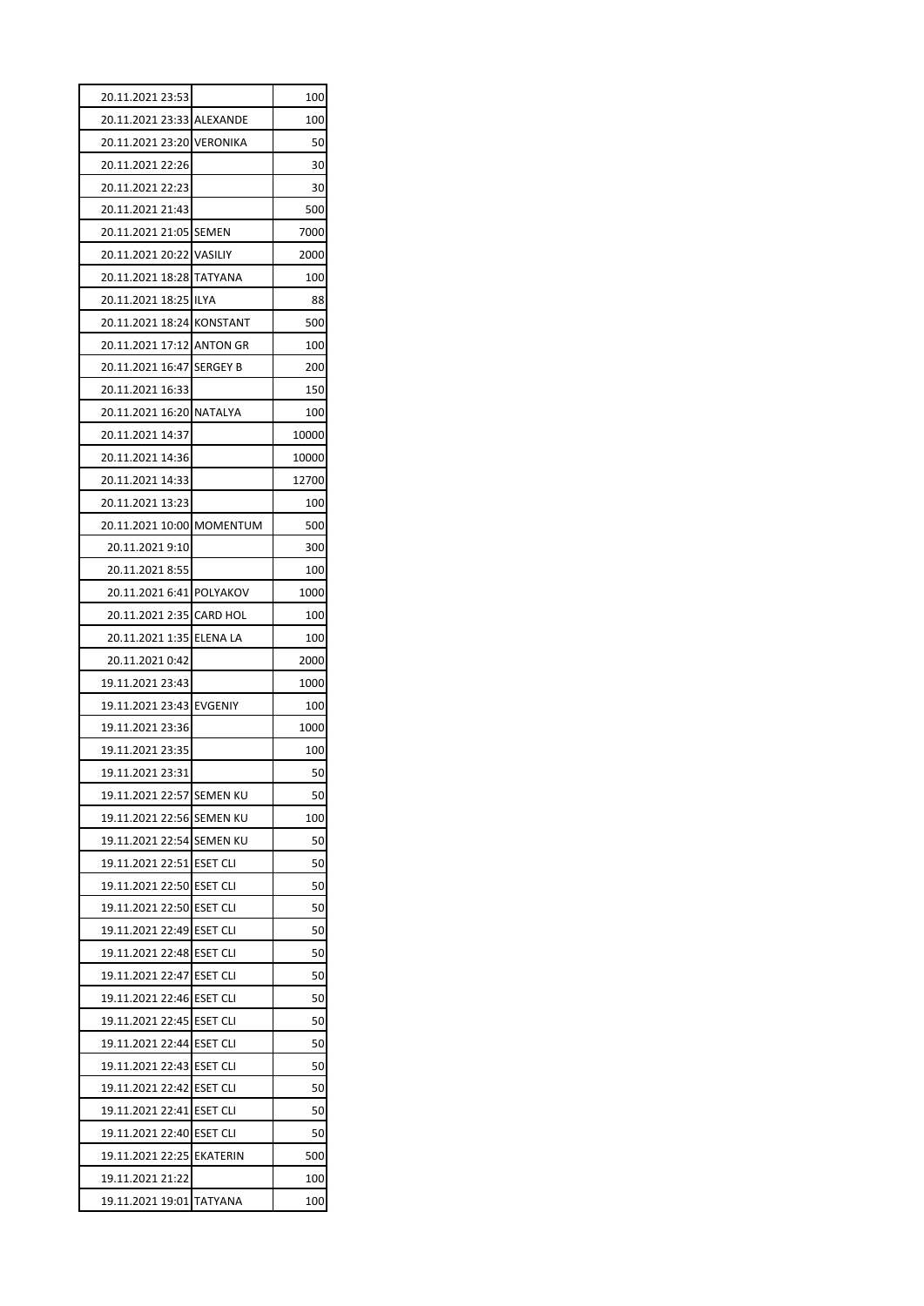| | | |
|---|---|---|
| 20.11.2021 23:53 | | 100 |
| 20.11.2021 23:33 | ALEXANDE | 100 |
| 20.11.2021 23:20 | VERONIKA | 50 |
| 20.11.2021 22:26 | | 30 |
| 20.11.2021 22:23 | | 30 |
| 20.11.2021 21:43 | | 500 |
| 20.11.2021 21:05 | SEMEN | 7000 |
| 20.11.2021 20:22 | VASILIY | 2000 |
| 20.11.2021 18:28 | TATYANA | 100 |
| 20.11.2021 18:25 | ILYA | 88 |
| 20.11.2021 18:24 | KONSTANT | 500 |
| 20.11.2021 17:12 | ANTON GR | 100 |
| 20.11.2021 16:47 | SERGEY B | 200 |
| 20.11.2021 16:33 | | 150 |
| 20.11.2021 16:20 | NATALYA | 100 |
| 20.11.2021 14:37 | | 10000 |
| 20.11.2021 14:36 | | 10000 |
| 20.11.2021 14:33 | | 12700 |
| 20.11.2021 13:23 | | 100 |
| 20.11.2021 10:00 | MOMENTUM | 500 |
| 20.11.2021 9:10 | | 300 |
| 20.11.2021 8:55 | | 100 |
| 20.11.2021 6:41 | POLYAKOV | 1000 |
| 20.11.2021 2:35 | CARD HOL | 100 |
| 20.11.2021 1:35 | ELENA LA | 100 |
| 20.11.2021 0:42 | | 2000 |
| 19.11.2021 23:43 | | 1000 |
| 19.11.2021 23:43 | EVGENIY | 100 |
| 19.11.2021 23:36 | | 1000 |
| 19.11.2021 23:35 | | 100 |
| 19.11.2021 23:31 | | 50 |
| 19.11.2021 22:57 | SEMEN KU | 50 |
| 19.11.2021 22:56 | SEMEN KU | 100 |
| 19.11.2021 22:54 | SEMEN KU | 50 |
| 19.11.2021 22:51 | ESET CLI | 50 |
| 19.11.2021 22:50 | ESET CLI | 50 |
| 19.11.2021 22:50 | ESET CLI | 50 |
| 19.11.2021 22:49 | ESET CLI | 50 |
| 19.11.2021 22:48 | ESET CLI | 50 |
| 19.11.2021 22:47 | ESET CLI | 50 |
| 19.11.2021 22:46 | ESET CLI | 50 |
| 19.11.2021 22:45 | ESET CLI | 50 |
| 19.11.2021 22:44 | ESET CLI | 50 |
| 19.11.2021 22:43 | ESET CLI | 50 |
| 19.11.2021 22:42 | ESET CLI | 50 |
| 19.11.2021 22:41 | ESET CLI | 50 |
| 19.11.2021 22:40 | ESET CLI | 50 |
| 19.11.2021 22:25 | EKATERIN | 500 |
| 19.11.2021 21:22 | | 100 |
| 19.11.2021 19:01 | TATYANA | 100 |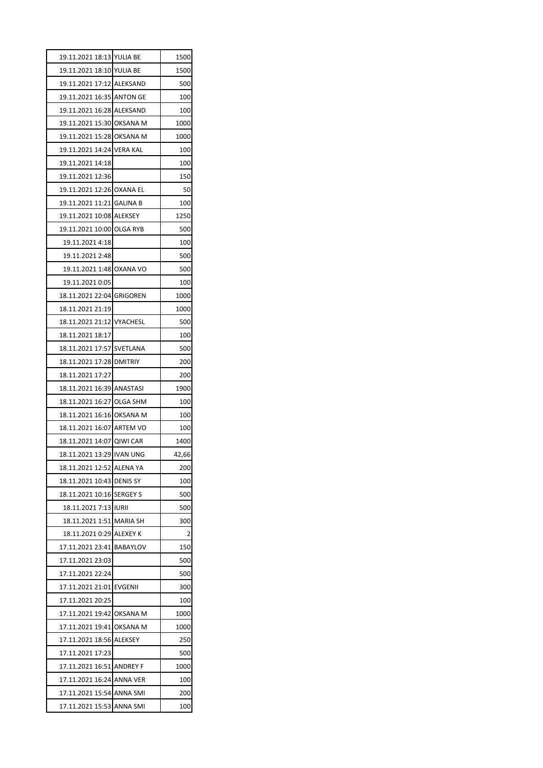| | | |
|---|---|---|
| 19.11.2021 18:13 | YULIA BE | 1500 |
| 19.11.2021 18:10 | YULIA BE | 1500 |
| 19.11.2021 17:12 | ALEKSAND | 500 |
| 19.11.2021 16:35 | ANTON GE | 100 |
| 19.11.2021 16:28 | ALEKSAND | 100 |
| 19.11.2021 15:30 | OKSANA M | 1000 |
| 19.11.2021 15:28 | OKSANA M | 1000 |
| 19.11.2021 14:24 | VERA KAL | 100 |
| 19.11.2021 14:18 | | 100 |
| 19.11.2021 12:36 | | 150 |
| 19.11.2021 12:26 | OXANA EL | 50 |
| 19.11.2021 11:21 | GALINA B | 100 |
| 19.11.2021 10:08 | ALEKSEY | 1250 |
| 19.11.2021 10:00 | OLGA RYB | 500 |
| 19.11.2021 4:18 | | 100 |
| 19.11.2021 2:48 | | 500 |
| 19.11.2021 1:48 | OXANA VO | 500 |
| 19.11.2021 0:05 | | 100 |
| 18.11.2021 22:04 | GRIGOREN | 1000 |
| 18.11.2021 21:19 | | 1000 |
| 18.11.2021 21:12 | VYACHESL | 500 |
| 18.11.2021 18:17 | | 100 |
| 18.11.2021 17:57 | SVETLANA | 500 |
| 18.11.2021 17:28 | DMITRIY | 200 |
| 18.11.2021 17:27 | | 200 |
| 18.11.2021 16:39 | ANASTASI | 1900 |
| 18.11.2021 16:27 | OLGA SHM | 100 |
| 18.11.2021 16:16 | OKSANA M | 100 |
| 18.11.2021 16:07 | ARTEM VO | 100 |
| 18.11.2021 14:07 | QIWI CAR | 1400 |
| 18.11.2021 13:29 | IVAN UNG | 42,66 |
| 18.11.2021 12:52 | ALENA YA | 200 |
| 18.11.2021 10:43 | DENIS SY | 100 |
| 18.11.2021 10:16 | SERGEY S | 500 |
| 18.11.2021 7:13 | IURII | 500 |
| 18.11.2021 1:51 | MARIA SH | 300 |
| 18.11.2021 0:29 | ALEXEY K | 2 |
| 17.11.2021 23:41 | BABAYLOV | 150 |
| 17.11.2021 23:03 | | 500 |
| 17.11.2021 22:24 | | 500 |
| 17.11.2021 21:01 | EVGENII | 300 |
| 17.11.2021 20:25 | | 100 |
| 17.11.2021 19:42 | OKSANA M | 1000 |
| 17.11.2021 19:41 | OKSANA M | 1000 |
| 17.11.2021 18:56 | ALEKSEY | 250 |
| 17.11.2021 17:23 | | 500 |
| 17.11.2021 16:51 | ANDREY F | 1000 |
| 17.11.2021 16:24 | ANNA VER | 100 |
| 17.11.2021 15:54 | ANNA SMI | 200 |
| 17.11.2021 15:53 | ANNA SMI | 100 |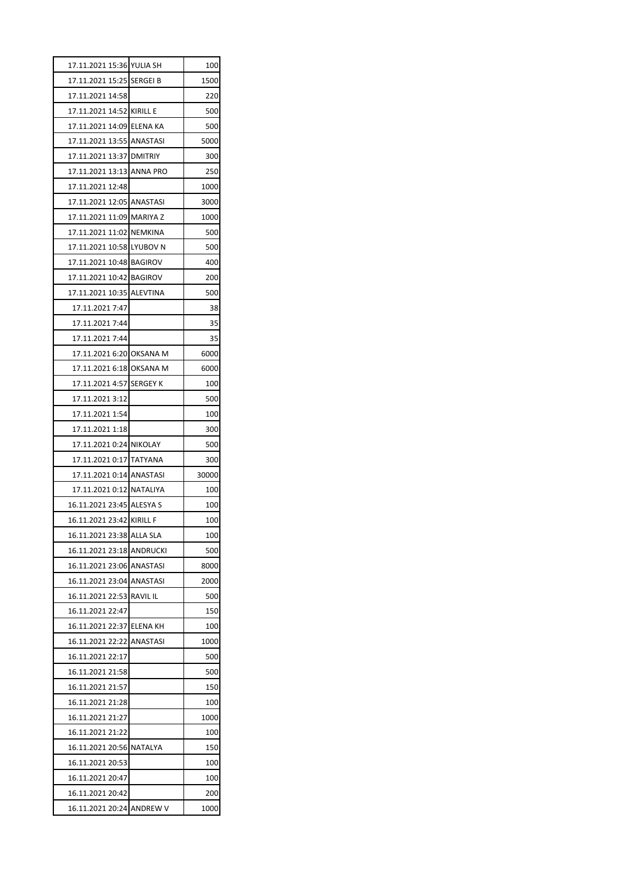| | | |
|---|---|---|
| 17.11.2021 15:36 | YULIA SH | 100 |
| 17.11.2021 15:25 | SERGEI B | 1500 |
| 17.11.2021 14:58 | | 220 |
| 17.11.2021 14:52 | KIRILL E | 500 |
| 17.11.2021 14:09 | ELENA KA | 500 |
| 17.11.2021 13:55 | ANASTASI | 5000 |
| 17.11.2021 13:37 | DMITRIY | 300 |
| 17.11.2021 13:13 | ANNA PRO | 250 |
| 17.11.2021 12:48 | | 1000 |
| 17.11.2021 12:05 | ANASTASI | 3000 |
| 17.11.2021 11:09 | MARIYA Z | 1000 |
| 17.11.2021 11:02 | NEMKINA | 500 |
| 17.11.2021 10:58 | LYUBOV N | 500 |
| 17.11.2021 10:48 | BAGIROV | 400 |
| 17.11.2021 10:42 | BAGIROV | 200 |
| 17.11.2021 10:35 | ALEVTINA | 500 |
| 17.11.2021 7:47 | | 38 |
| 17.11.2021 7:44 | | 35 |
| 17.11.2021 7:44 | | 35 |
| 17.11.2021 6:20 | OKSANA M | 6000 |
| 17.11.2021 6:18 | OKSANA M | 6000 |
| 17.11.2021 4:57 | SERGEY K | 100 |
| 17.11.2021 3:12 | | 500 |
| 17.11.2021 1:54 | | 100 |
| 17.11.2021 1:18 | | 300 |
| 17.11.2021 0:24 | NIKOLAY | 500 |
| 17.11.2021 0:17 | TATYANA | 300 |
| 17.11.2021 0:14 | ANASTASI | 30000 |
| 17.11.2021 0:12 | NATALIYA | 100 |
| 16.11.2021 23:45 | ALESYA S | 100 |
| 16.11.2021 23:42 | KIRILL F | 100 |
| 16.11.2021 23:38 | ALLA SLA | 100 |
| 16.11.2021 23:18 | ANDRUCKI | 500 |
| 16.11.2021 23:06 | ANASTASI | 8000 |
| 16.11.2021 23:04 | ANASTASI | 2000 |
| 16.11.2021 22:53 | RAVIL IL | 500 |
| 16.11.2021 22:47 | | 150 |
| 16.11.2021 22:37 | ELENA KH | 100 |
| 16.11.2021 22:22 | ANASTASI | 1000 |
| 16.11.2021 22:17 | | 500 |
| 16.11.2021 21:58 | | 500 |
| 16.11.2021 21:57 | | 150 |
| 16.11.2021 21:28 | | 100 |
| 16.11.2021 21:27 | | 1000 |
| 16.11.2021 21:22 | | 100 |
| 16.11.2021 20:56 | NATALYA | 150 |
| 16.11.2021 20:53 | | 100 |
| 16.11.2021 20:47 | | 100 |
| 16.11.2021 20:42 | | 200 |
| 16.11.2021 20:24 | ANDREW V | 1000 |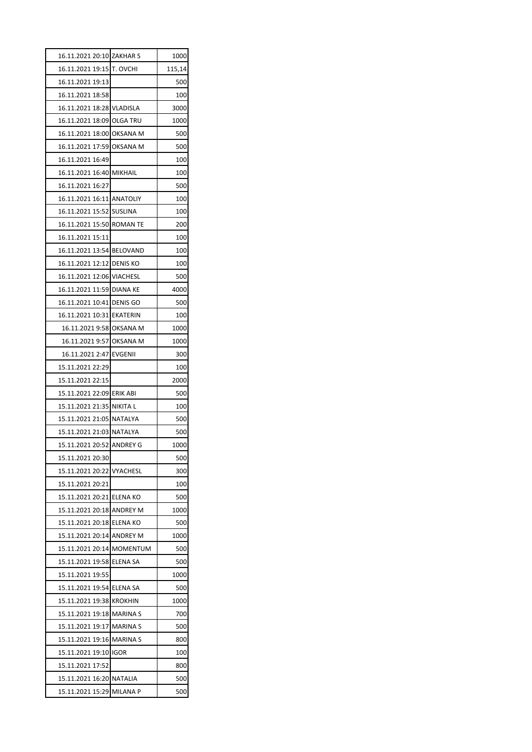| | | |
|---|---|---|
| 16.11.2021 20:10 | ZAKHAR S | 1000 |
| 16.11.2021 19:15 | T. OVCHI | 115,14 |
| 16.11.2021 19:13 | | 500 |
| 16.11.2021 18:58 | | 100 |
| 16.11.2021 18:28 | VLADISLA | 3000 |
| 16.11.2021 18:09 | OLGA TRU | 1000 |
| 16.11.2021 18:00 | OKSANA M | 500 |
| 16.11.2021 17:59 | OKSANA M | 500 |
| 16.11.2021 16:49 | | 100 |
| 16.11.2021 16:40 | MIKHAIL | 100 |
| 16.11.2021 16:27 | | 500 |
| 16.11.2021 16:11 | ANATOLIY | 100 |
| 16.11.2021 15:52 | SUSLINA | 100 |
| 16.11.2021 15:50 | ROMAN TE | 200 |
| 16.11.2021 15:11 | | 100 |
| 16.11.2021 13:54 | BELOVAND | 100 |
| 16.11.2021 12:12 | DENIS KO | 100 |
| 16.11.2021 12:06 | VIACHESL | 500 |
| 16.11.2021 11:59 | DIANA KE | 4000 |
| 16.11.2021 10:41 | DENIS GO | 500 |
| 16.11.2021 10:31 | EKATERIN | 100 |
| 16.11.2021 9:58 | OKSANA M | 1000 |
| 16.11.2021 9:57 | OKSANA M | 1000 |
| 16.11.2021 2:47 | EVGENII | 300 |
| 15.11.2021 22:29 | | 100 |
| 15.11.2021 22:15 | | 2000 |
| 15.11.2021 22:09 | ERIK ABI | 500 |
| 15.11.2021 21:35 | NIKITA L | 100 |
| 15.11.2021 21:05 | NATALYA | 500 |
| 15.11.2021 21:03 | NATALYA | 500 |
| 15.11.2021 20:52 | ANDREY G | 1000 |
| 15.11.2021 20:30 | | 500 |
| 15.11.2021 20:22 | VYACHESL | 300 |
| 15.11.2021 20:21 | | 100 |
| 15.11.2021 20:21 | ELENA KO | 500 |
| 15.11.2021 20:18 | ANDREY M | 1000 |
| 15.11.2021 20:18 | ELENA KO | 500 |
| 15.11.2021 20:14 | ANDREY M | 1000 |
| 15.11.2021 20:14 | MOMENTUM | 500 |
| 15.11.2021 19:58 | ELENA SA | 500 |
| 15.11.2021 19:55 | | 1000 |
| 15.11.2021 19:54 | ELENA SA | 500 |
| 15.11.2021 19:38 | KROKHIN | 1000 |
| 15.11.2021 19:18 | MARINA S | 700 |
| 15.11.2021 19:17 | MARINA S | 500 |
| 15.11.2021 19:16 | MARINA S | 800 |
| 15.11.2021 19:10 | IGOR | 100 |
| 15.11.2021 17:52 | | 800 |
| 15.11.2021 16:20 | NATALIA | 500 |
| 15.11.2021 15:29 | MILANA P | 500 |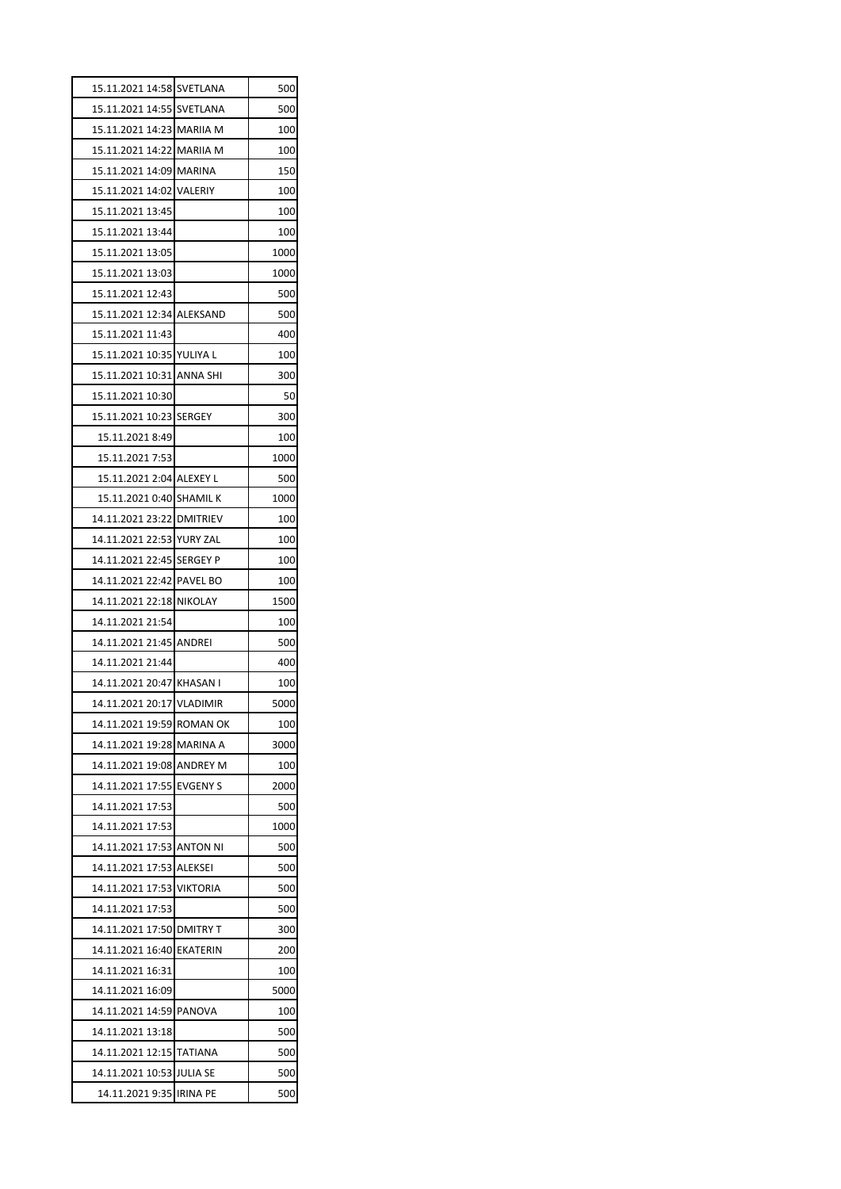| | | |
|---|---|---|
| 15.11.2021 14:58 | SVETLANA | 500 |
| 15.11.2021 14:55 | SVETLANA | 500 |
| 15.11.2021 14:23 | MARIIA M | 100 |
| 15.11.2021 14:22 | MARIIA M | 100 |
| 15.11.2021 14:09 | MARINA | 150 |
| 15.11.2021 14:02 | VALERIY | 100 |
| 15.11.2021 13:45 | | 100 |
| 15.11.2021 13:44 | | 100 |
| 15.11.2021 13:05 | | 1000 |
| 15.11.2021 13:03 | | 1000 |
| 15.11.2021 12:43 | | 500 |
| 15.11.2021 12:34 | ALEKSAND | 500 |
| 15.11.2021 11:43 | | 400 |
| 15.11.2021 10:35 | YULIYA L | 100 |
| 15.11.2021 10:31 | ANNA SHI | 300 |
| 15.11.2021 10:30 | | 50 |
| 15.11.2021 10:23 | SERGEY | 300 |
| 15.11.2021 8:49 | | 100 |
| 15.11.2021 7:53 | | 1000 |
| 15.11.2021 2:04 | ALEXEY L | 500 |
| 15.11.2021 0:40 | SHAMIL K | 1000 |
| 14.11.2021 23:22 | DMITRIEV | 100 |
| 14.11.2021 22:53 | YURY ZAL | 100 |
| 14.11.2021 22:45 | SERGEY P | 100 |
| 14.11.2021 22:42 | PAVEL BO | 100 |
| 14.11.2021 22:18 | NIKOLAY | 1500 |
| 14.11.2021 21:54 | | 100 |
| 14.11.2021 21:45 | ANDREI | 500 |
| 14.11.2021 21:44 | | 400 |
| 14.11.2021 20:47 | KHASAN I | 100 |
| 14.11.2021 20:17 | VLADIMIR | 5000 |
| 14.11.2021 19:59 | ROMAN OK | 100 |
| 14.11.2021 19:28 | MARINA A | 3000 |
| 14.11.2021 19:08 | ANDREY M | 100 |
| 14.11.2021 17:55 | EVGENY S | 2000 |
| 14.11.2021 17:53 | | 500 |
| 14.11.2021 17:53 | | 1000 |
| 14.11.2021 17:53 | ANTON NI | 500 |
| 14.11.2021 17:53 | ALEKSEI | 500 |
| 14.11.2021 17:53 | VIKTORIA | 500 |
| 14.11.2021 17:53 | | 500 |
| 14.11.2021 17:50 | DMITRY T | 300 |
| 14.11.2021 16:40 | EKATERIN | 200 |
| 14.11.2021 16:31 | | 100 |
| 14.11.2021 16:09 | | 5000 |
| 14.11.2021 14:59 | PANOVA | 100 |
| 14.11.2021 13:18 | | 500 |
| 14.11.2021 12:15 | TATIANA | 500 |
| 14.11.2021 10:53 | JULIA SE | 500 |
| 14.11.2021 9:35 | IRINA PE | 500 |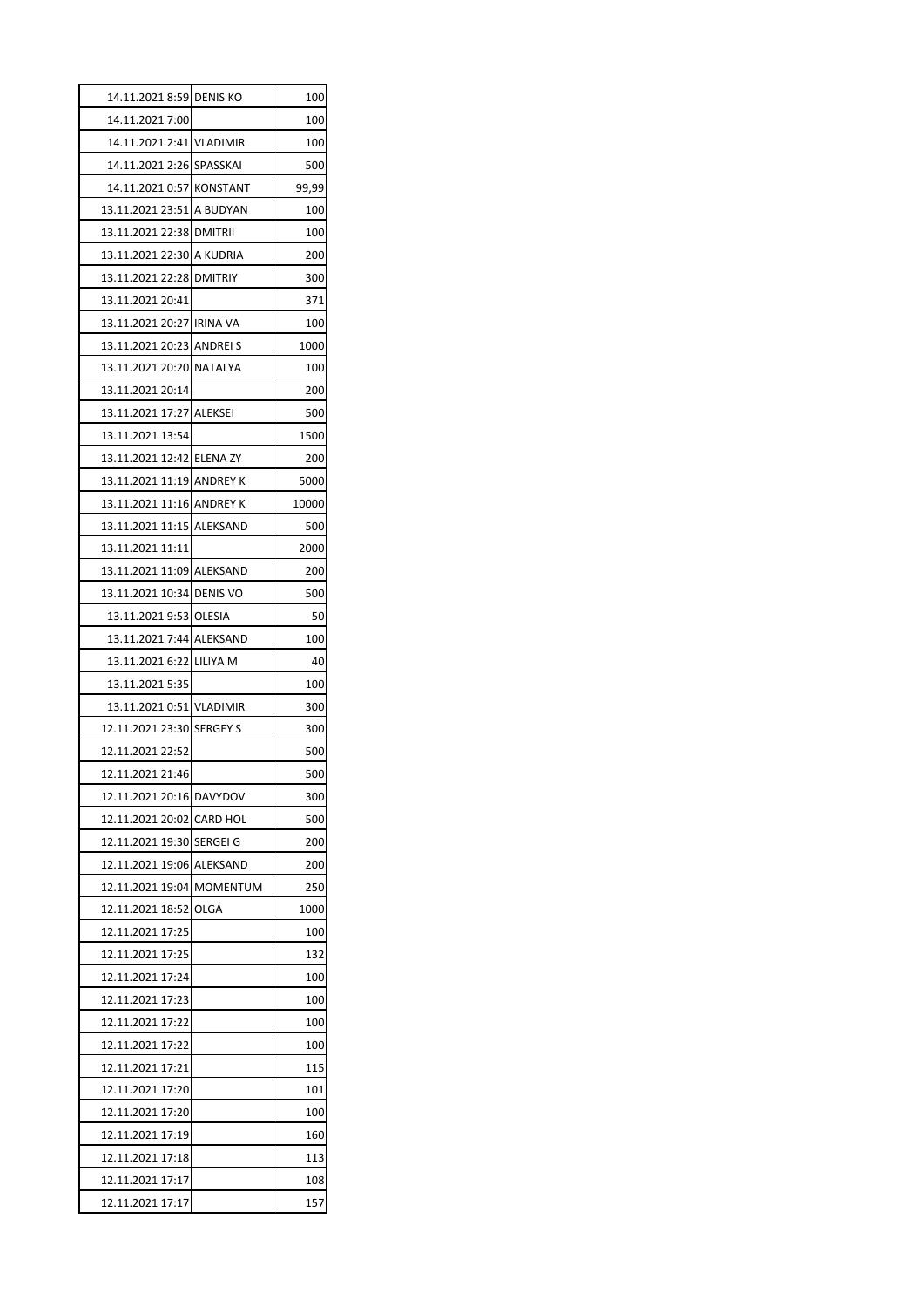| | | |
|---|---|---|
| 14.11.2021 8:59 | DENIS KO | 100 |
| 14.11.2021 7:00 | | 100 |
| 14.11.2021 2:41 | VLADIMIR | 100 |
| 14.11.2021 2:26 | SPASSKAI | 500 |
| 14.11.2021 0:57 | KONSTANT | 99,99 |
| 13.11.2021 23:51 | A BUDYAN | 100 |
| 13.11.2021 22:38 | DMITRII | 100 |
| 13.11.2021 22:30 | A KUDRIA | 200 |
| 13.11.2021 22:28 | DMITRIY | 300 |
| 13.11.2021 20:41 | | 371 |
| 13.11.2021 20:27 | IRINA VA | 100 |
| 13.11.2021 20:23 | ANDREI S | 1000 |
| 13.11.2021 20:20 | NATALYA | 100 |
| 13.11.2021 20:14 | | 200 |
| 13.11.2021 17:27 | ALEKSEI | 500 |
| 13.11.2021 13:54 | | 1500 |
| 13.11.2021 12:42 | ELENA ZY | 200 |
| 13.11.2021 11:19 | ANDREY K | 5000 |
| 13.11.2021 11:16 | ANDREY K | 10000 |
| 13.11.2021 11:15 | ALEKSAND | 500 |
| 13.11.2021 11:11 | | 2000 |
| 13.11.2021 11:09 | ALEKSAND | 200 |
| 13.11.2021 10:34 | DENIS VO | 500 |
| 13.11.2021 9:53 | OLESIA | 50 |
| 13.11.2021 7:44 | ALEKSAND | 100 |
| 13.11.2021 6:22 | LILIYA M | 40 |
| 13.11.2021 5:35 | | 100 |
| 13.11.2021 0:51 | VLADIMIR | 300 |
| 12.11.2021 23:30 | SERGEY S | 300 |
| 12.11.2021 22:52 | | 500 |
| 12.11.2021 21:46 | | 500 |
| 12.11.2021 20:16 | DAVYDOV | 300 |
| 12.11.2021 20:02 | CARD HOL | 500 |
| 12.11.2021 19:30 | SERGEI G | 200 |
| 12.11.2021 19:06 | ALEKSAND | 200 |
| 12.11.2021 19:04 | MOMENTUM | 250 |
| 12.11.2021 18:52 | OLGA | 1000 |
| 12.11.2021 17:25 | | 100 |
| 12.11.2021 17:25 | | 132 |
| 12.11.2021 17:24 | | 100 |
| 12.11.2021 17:23 | | 100 |
| 12.11.2021 17:22 | | 100 |
| 12.11.2021 17:22 | | 100 |
| 12.11.2021 17:21 | | 115 |
| 12.11.2021 17:20 | | 101 |
| 12.11.2021 17:20 | | 100 |
| 12.11.2021 17:19 | | 160 |
| 12.11.2021 17:18 | | 113 |
| 12.11.2021 17:17 | | 108 |
| 12.11.2021 17:17 | | 157 |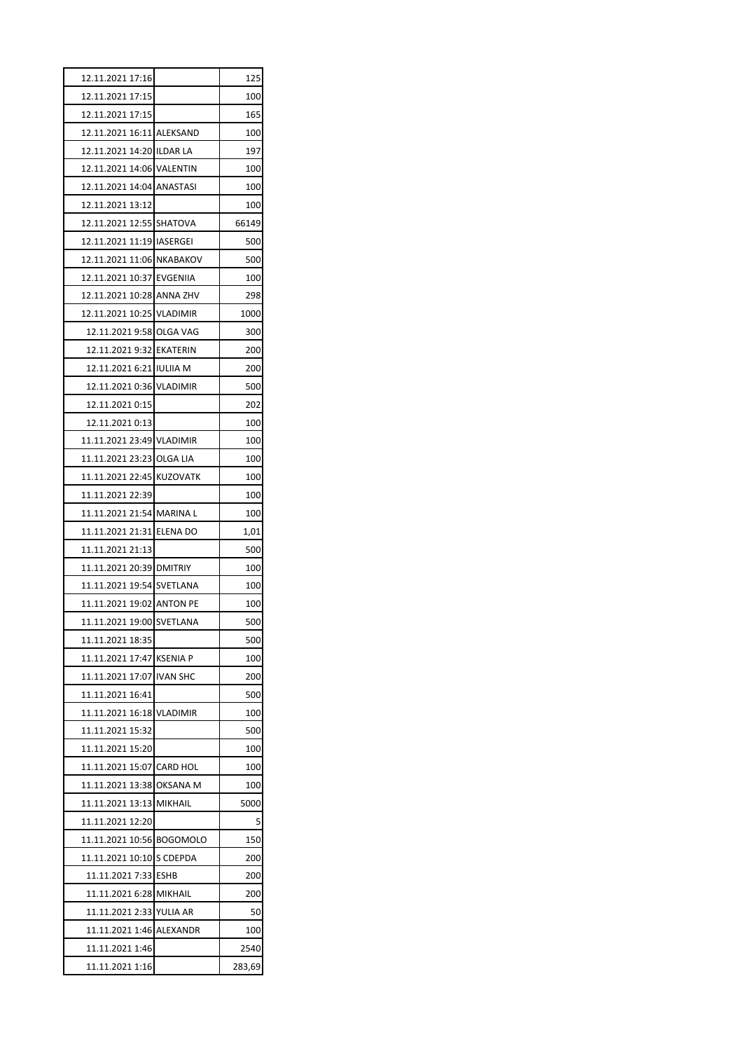| | | |
|---|---|---|
| 12.11.2021 17:16 | | 125 |
| 12.11.2021 17:15 | | 100 |
| 12.11.2021 17:15 | | 165 |
| 12.11.2021 16:11 | ALEKSAND | 100 |
| 12.11.2021 14:20 | ILDAR LA | 197 |
| 12.11.2021 14:06 | VALENTIN | 100 |
| 12.11.2021 14:04 | ANASTASI | 100 |
| 12.11.2021 13:12 | | 100 |
| 12.11.2021 12:55 | SHATOVA | 66149 |
| 12.11.2021 11:19 | IASERGEI | 500 |
| 12.11.2021 11:06 | NKABAKOV | 500 |
| 12.11.2021 10:37 | EVGENIIA | 100 |
| 12.11.2021 10:28 | ANNA ZHV | 298 |
| 12.11.2021 10:25 | VLADIMIR | 1000 |
| 12.11.2021 9:58 | OLGA VAG | 300 |
| 12.11.2021 9:32 | EKATERIN | 200 |
| 12.11.2021 6:21 | IULIIA M | 200 |
| 12.11.2021 0:36 | VLADIMIR | 500 |
| 12.11.2021 0:15 | | 202 |
| 12.11.2021 0:13 | | 100 |
| 11.11.2021 23:49 | VLADIMIR | 100 |
| 11.11.2021 23:23 | OLGA LIA | 100 |
| 11.11.2021 22:45 | KUZOVATK | 100 |
| 11.11.2021 22:39 | | 100 |
| 11.11.2021 21:54 | MARINA L | 100 |
| 11.11.2021 21:31 | ELENA DO | 1,01 |
| 11.11.2021 21:13 | | 500 |
| 11.11.2021 20:39 | DMITRIY | 100 |
| 11.11.2021 19:54 | SVETLANA | 100 |
| 11.11.2021 19:02 | ANTON PE | 100 |
| 11.11.2021 19:00 | SVETLANA | 500 |
| 11.11.2021 18:35 | | 500 |
| 11.11.2021 17:47 | KSENIA P | 100 |
| 11.11.2021 17:07 | IVAN SHC | 200 |
| 11.11.2021 16:41 | | 500 |
| 11.11.2021 16:18 | VLADIMIR | 100 |
| 11.11.2021 15:32 | | 500 |
| 11.11.2021 15:20 | | 100 |
| 11.11.2021 15:07 | CARD HOL | 100 |
| 11.11.2021 13:38 | OKSANA M | 100 |
| 11.11.2021 13:13 | MIKHAIL | 5000 |
| 11.11.2021 12:20 | | 5 |
| 11.11.2021 10:56 | BOGOMOLO | 150 |
| 11.11.2021 10:10 | S CDEPDA | 200 |
| 11.11.2021 7:33 | ESHB | 200 |
| 11.11.2021 6:28 | MIKHAIL | 200 |
| 11.11.2021 2:33 | YULIA AR | 50 |
| 11.11.2021 1:46 | ALEXANDR | 100 |
| 11.11.2021 1:46 | | 2540 |
| 11.11.2021 1:16 | | 283,69 |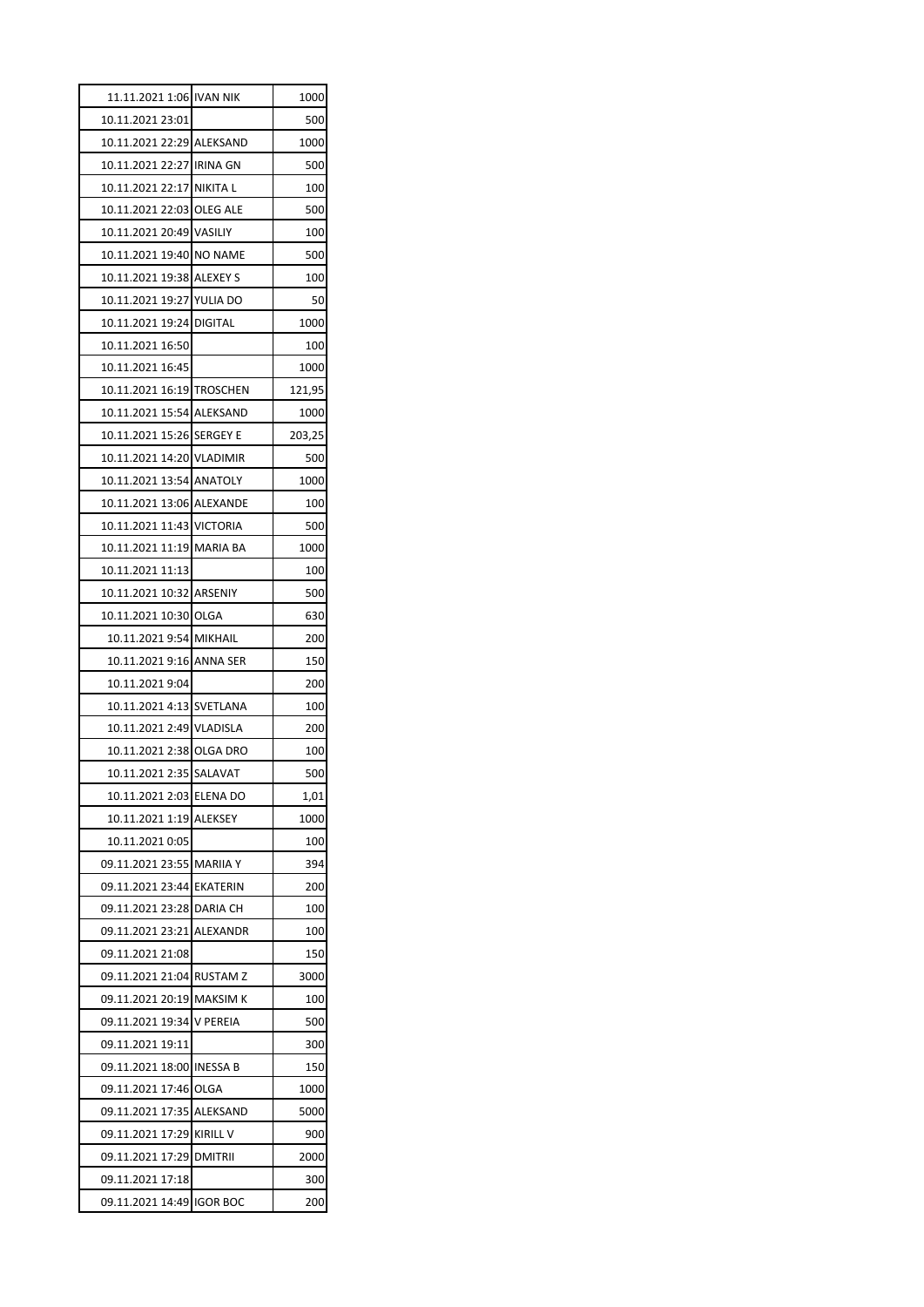| | | |
|---|---|---|
| 11.11.2021 1:06 | IVAN NIK | 1000 |
| 10.11.2021 23:01 | | 500 |
| 10.11.2021 22:29 | ALEKSAND | 1000 |
| 10.11.2021 22:27 | IRINA GN | 500 |
| 10.11.2021 22:17 | NIKITA L | 100 |
| 10.11.2021 22:03 | OLEG ALE | 500 |
| 10.11.2021 20:49 | VASILIY | 100 |
| 10.11.2021 19:40 | NO NAME | 500 |
| 10.11.2021 19:38 | ALEXEY S | 100 |
| 10.11.2021 19:27 | YULIA DO | 50 |
| 10.11.2021 19:24 | DIGITAL | 1000 |
| 10.11.2021 16:50 | | 100 |
| 10.11.2021 16:45 | | 1000 |
| 10.11.2021 16:19 | TROSCHEN | 121,95 |
| 10.11.2021 15:54 | ALEKSAND | 1000 |
| 10.11.2021 15:26 | SERGEY E | 203,25 |
| 10.11.2021 14:20 | VLADIMIR | 500 |
| 10.11.2021 13:54 | ANATOLY | 1000 |
| 10.11.2021 13:06 | ALEXANDE | 100 |
| 10.11.2021 11:43 | VICTORIA | 500 |
| 10.11.2021 11:19 | MARIA BA | 1000 |
| 10.11.2021 11:13 | | 100 |
| 10.11.2021 10:32 | ARSENIY | 500 |
| 10.11.2021 10:30 | OLGA | 630 |
| 10.11.2021 9:54 | MIKHAIL | 200 |
| 10.11.2021 9:16 | ANNA SER | 150 |
| 10.11.2021 9:04 | | 200 |
| 10.11.2021 4:13 | SVETLANA | 100 |
| 10.11.2021 2:49 | VLADISLA | 200 |
| 10.11.2021 2:38 | OLGA DRO | 100 |
| 10.11.2021 2:35 | SALAVAT | 500 |
| 10.11.2021 2:03 | ELENA DO | 1,01 |
| 10.11.2021 1:19 | ALEKSEY | 1000 |
| 10.11.2021 0:05 | | 100 |
| 09.11.2021 23:55 | MARIIA Y | 394 |
| 09.11.2021 23:44 | EKATERIN | 200 |
| 09.11.2021 23:28 | DARIA CH | 100 |
| 09.11.2021 23:21 | ALEXANDR | 100 |
| 09.11.2021 21:08 | | 150 |
| 09.11.2021 21:04 | RUSTAM Z | 3000 |
| 09.11.2021 20:19 | MAKSIM K | 100 |
| 09.11.2021 19:34 | V PEREIA | 500 |
| 09.11.2021 19:11 | | 300 |
| 09.11.2021 18:00 | INESSA B | 150 |
| 09.11.2021 17:46 | OLGA | 1000 |
| 09.11.2021 17:35 | ALEKSAND | 5000 |
| 09.11.2021 17:29 | KIRILL V | 900 |
| 09.11.2021 17:29 | DMITRII | 2000 |
| 09.11.2021 17:18 | | 300 |
| 09.11.2021 14:49 | IGOR BOC | 200 |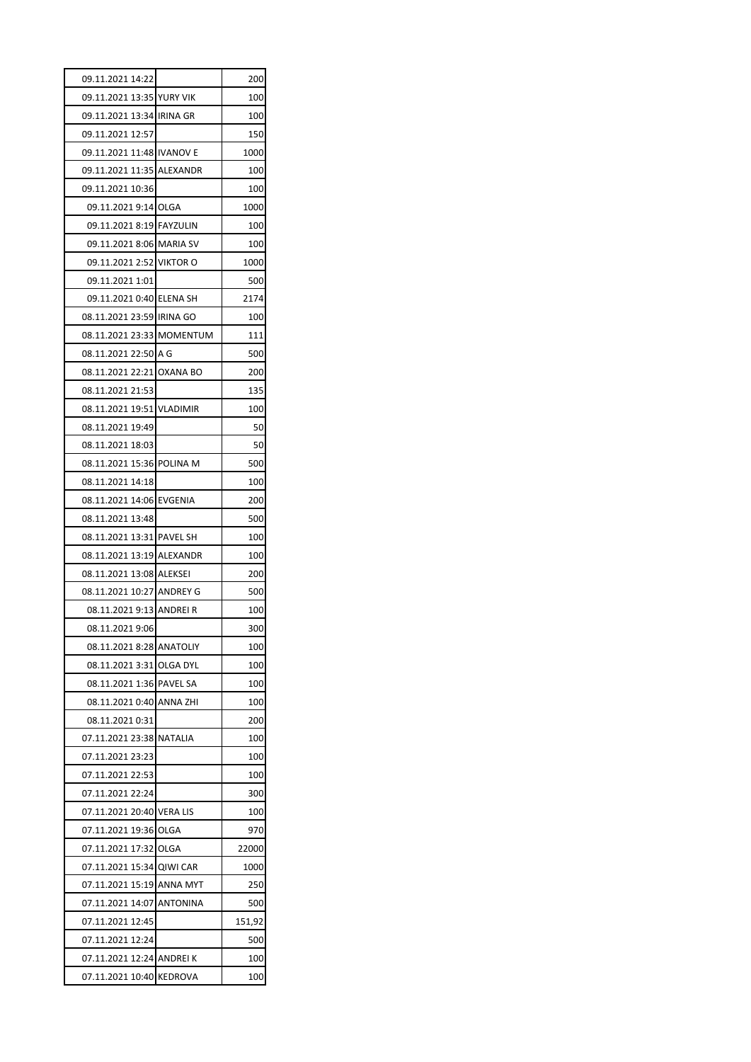| | | |
|---|---|---|
| 09.11.2021 14:22 | | 200 |
| 09.11.2021 13:35 | YURY VIK | 100 |
| 09.11.2021 13:34 | IRINA GR | 100 |
| 09.11.2021 12:57 | | 150 |
| 09.11.2021 11:48 | IVANOV E | 1000 |
| 09.11.2021 11:35 | ALEXANDR | 100 |
| 09.11.2021 10:36 | | 100 |
| 09.11.2021 9:14 | OLGA | 1000 |
| 09.11.2021 8:19 | FAYZULIN | 100 |
| 09.11.2021 8:06 | MARIA SV | 100 |
| 09.11.2021 2:52 | VIKTOR O | 1000 |
| 09.11.2021 1:01 | | 500 |
| 09.11.2021 0:40 | ELENA SH | 2174 |
| 08.11.2021 23:59 | IRINA GO | 100 |
| 08.11.2021 23:33 | MOMENTUM | 111 |
| 08.11.2021 22:50 | A G | 500 |
| 08.11.2021 22:21 | OXANA BO | 200 |
| 08.11.2021 21:53 | | 135 |
| 08.11.2021 19:51 | VLADIMIR | 100 |
| 08.11.2021 19:49 | | 50 |
| 08.11.2021 18:03 | | 50 |
| 08.11.2021 15:36 | POLINA M | 500 |
| 08.11.2021 14:18 | | 100 |
| 08.11.2021 14:06 | EVGENIA | 200 |
| 08.11.2021 13:48 | | 500 |
| 08.11.2021 13:31 | PAVEL SH | 100 |
| 08.11.2021 13:19 | ALEXANDR | 100 |
| 08.11.2021 13:08 | ALEKSEI | 200 |
| 08.11.2021 10:27 | ANDREY G | 500 |
| 08.11.2021 9:13 | ANDREI R | 100 |
| 08.11.2021 9:06 | | 300 |
| 08.11.2021 8:28 | ANATOLIY | 100 |
| 08.11.2021 3:31 | OLGA DYL | 100 |
| 08.11.2021 1:36 | PAVEL SA | 100 |
| 08.11.2021 0:40 | ANNA ZHI | 100 |
| 08.11.2021 0:31 | | 200 |
| 07.11.2021 23:38 | NATALIA | 100 |
| 07.11.2021 23:23 | | 100 |
| 07.11.2021 22:53 | | 100 |
| 07.11.2021 22:24 | | 300 |
| 07.11.2021 20:40 | VERA LIS | 100 |
| 07.11.2021 19:36 | OLGA | 970 |
| 07.11.2021 17:32 | OLGA | 22000 |
| 07.11.2021 15:34 | QIWI CAR | 1000 |
| 07.11.2021 15:19 | ANNA MYT | 250 |
| 07.11.2021 14:07 | ANTONINA | 500 |
| 07.11.2021 12:45 | | 151,92 |
| 07.11.2021 12:24 | | 500 |
| 07.11.2021 12:24 | ANDREI K | 100 |
| 07.11.2021 10:40 | KEDROVA | 100 |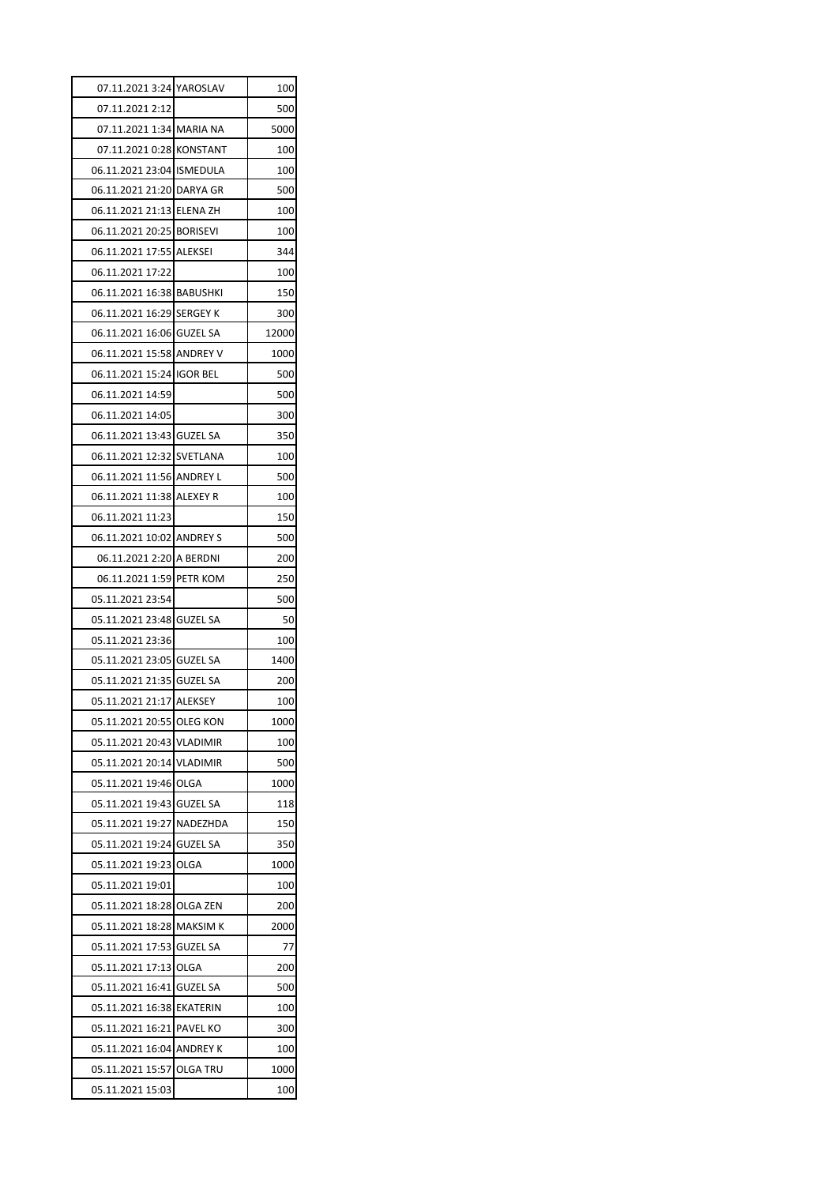| 07.11.2021 3:24 | YAROSLAV | 100 |
|---|---|---|
| 07.11.2021 2:12 | | 500 |
| 07.11.2021 1:34 | MARIA NA | 5000 |
| 07.11.2021 0:28 | KONSTANT | 100 |
| 06.11.2021 23:04 | ISMEDULA | 100 |
| 06.11.2021 21:20 | DARYA GR | 500 |
| 06.11.2021 21:13 | ELENA ZH | 100 |
| 06.11.2021 20:25 | BORISEVI | 100 |
| 06.11.2021 17:55 | ALEKSEI | 344 |
| 06.11.2021 17:22 | | 100 |
| 06.11.2021 16:38 | BABUSHKI | 150 |
| 06.11.2021 16:29 | SERGEY K | 300 |
| 06.11.2021 16:06 | GUZEL SA | 12000 |
| 06.11.2021 15:58 | ANDREY V | 1000 |
| 06.11.2021 15:24 | IGOR BEL | 500 |
| 06.11.2021 14:59 | | 500 |
| 06.11.2021 14:05 | | 300 |
| 06.11.2021 13:43 | GUZEL SA | 350 |
| 06.11.2021 12:32 | SVETLANA | 100 |
| 06.11.2021 11:56 | ANDREY L | 500 |
| 06.11.2021 11:38 | ALEXEY R | 100 |
| 06.11.2021 11:23 | | 150 |
| 06.11.2021 10:02 | ANDREY S | 500 |
| 06.11.2021 2:20 | A BERDNI | 200 |
| 06.11.2021 1:59 | PETR KOM | 250 |
| 05.11.2021 23:54 | | 500 |
| 05.11.2021 23:48 | GUZEL SA | 50 |
| 05.11.2021 23:36 | | 100 |
| 05.11.2021 23:05 | GUZEL SA | 1400 |
| 05.11.2021 21:35 | GUZEL SA | 200 |
| 05.11.2021 21:17 | ALEKSEY | 100 |
| 05.11.2021 20:55 | OLEG KON | 1000 |
| 05.11.2021 20:43 | VLADIMIR | 100 |
| 05.11.2021 20:14 | VLADIMIR | 500 |
| 05.11.2021 19:46 | OLGA | 1000 |
| 05.11.2021 19:43 | GUZEL SA | 118 |
| 05.11.2021 19:27 | NADEZHDA | 150 |
| 05.11.2021 19:24 | GUZEL SA | 350 |
| 05.11.2021 19:23 | OLGA | 1000 |
| 05.11.2021 19:01 | | 100 |
| 05.11.2021 18:28 | OLGA ZEN | 200 |
| 05.11.2021 18:28 | MAKSIM K | 2000 |
| 05.11.2021 17:53 | GUZEL SA | 77 |
| 05.11.2021 17:13 | OLGA | 200 |
| 05.11.2021 16:41 | GUZEL SA | 500 |
| 05.11.2021 16:38 | EKATERIN | 100 |
| 05.11.2021 16:21 | PAVEL KO | 300 |
| 05.11.2021 16:04 | ANDREY K | 100 |
| 05.11.2021 15:57 | OLGA TRU | 1000 |
| 05.11.2021 15:03 | | 100 |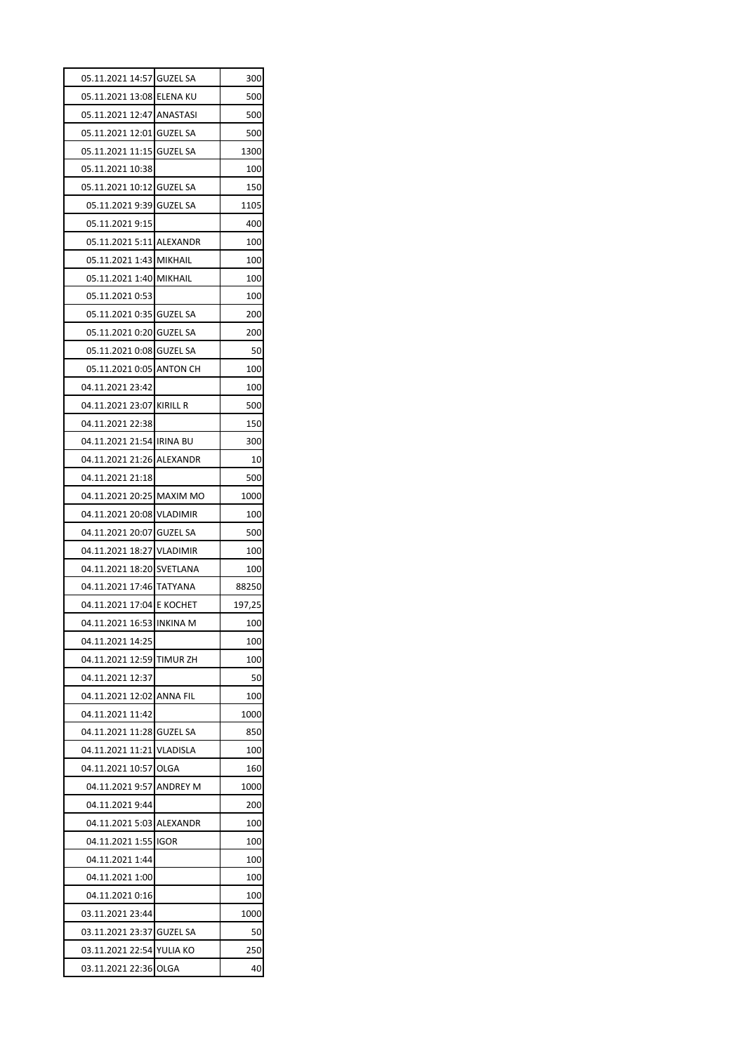| | | |
|---|---|---|
| 05.11.2021 14:57 | GUZEL SA | 300 |
| 05.11.2021 13:08 | ELENA KU | 500 |
| 05.11.2021 12:47 | ANASTASI | 500 |
| 05.11.2021 12:01 | GUZEL SA | 500 |
| 05.11.2021 11:15 | GUZEL SA | 1300 |
| 05.11.2021 10:38 | | 100 |
| 05.11.2021 10:12 | GUZEL SA | 150 |
| 05.11.2021 9:39 | GUZEL SA | 1105 |
| 05.11.2021 9:15 | | 400 |
| 05.11.2021 5:11 | ALEXANDR | 100 |
| 05.11.2021 1:43 | MIKHAIL | 100 |
| 05.11.2021 1:40 | MIKHAIL | 100 |
| 05.11.2021 0:53 | | 100 |
| 05.11.2021 0:35 | GUZEL SA | 200 |
| 05.11.2021 0:20 | GUZEL SA | 200 |
| 05.11.2021 0:08 | GUZEL SA | 50 |
| 05.11.2021 0:05 | ANTON CH | 100 |
| 04.11.2021 23:42 | | 100 |
| 04.11.2021 23:07 | KIRILL R | 500 |
| 04.11.2021 22:38 | | 150 |
| 04.11.2021 21:54 | IRINA BU | 300 |
| 04.11.2021 21:26 | ALEXANDR | 10 |
| 04.11.2021 21:18 | | 500 |
| 04.11.2021 20:25 | MAXIM MO | 1000 |
| 04.11.2021 20:08 | VLADIMIR | 100 |
| 04.11.2021 20:07 | GUZEL SA | 500 |
| 04.11.2021 18:27 | VLADIMIR | 100 |
| 04.11.2021 18:20 | SVETLANA | 100 |
| 04.11.2021 17:46 | TATYANA | 88250 |
| 04.11.2021 17:04 | E KOCHET | 197,25 |
| 04.11.2021 16:53 | INKINA M | 100 |
| 04.11.2021 14:25 | | 100 |
| 04.11.2021 12:59 | TIMUR ZH | 100 |
| 04.11.2021 12:37 | | 50 |
| 04.11.2021 12:02 | ANNA FIL | 100 |
| 04.11.2021 11:42 | | 1000 |
| 04.11.2021 11:28 | GUZEL SA | 850 |
| 04.11.2021 11:21 | VLADISLA | 100 |
| 04.11.2021 10:57 | OLGA | 160 |
| 04.11.2021 9:57 | ANDREY M | 1000 |
| 04.11.2021 9:44 | | 200 |
| 04.11.2021 5:03 | ALEXANDR | 100 |
| 04.11.2021 1:55 | IGOR | 100 |
| 04.11.2021 1:44 | | 100 |
| 04.11.2021 1:00 | | 100 |
| 04.11.2021 0:16 | | 100 |
| 03.11.2021 23:44 | | 1000 |
| 03.11.2021 23:37 | GUZEL SA | 50 |
| 03.11.2021 22:54 | YULIA KO | 250 |
| 03.11.2021 22:36 | OLGA | 40 |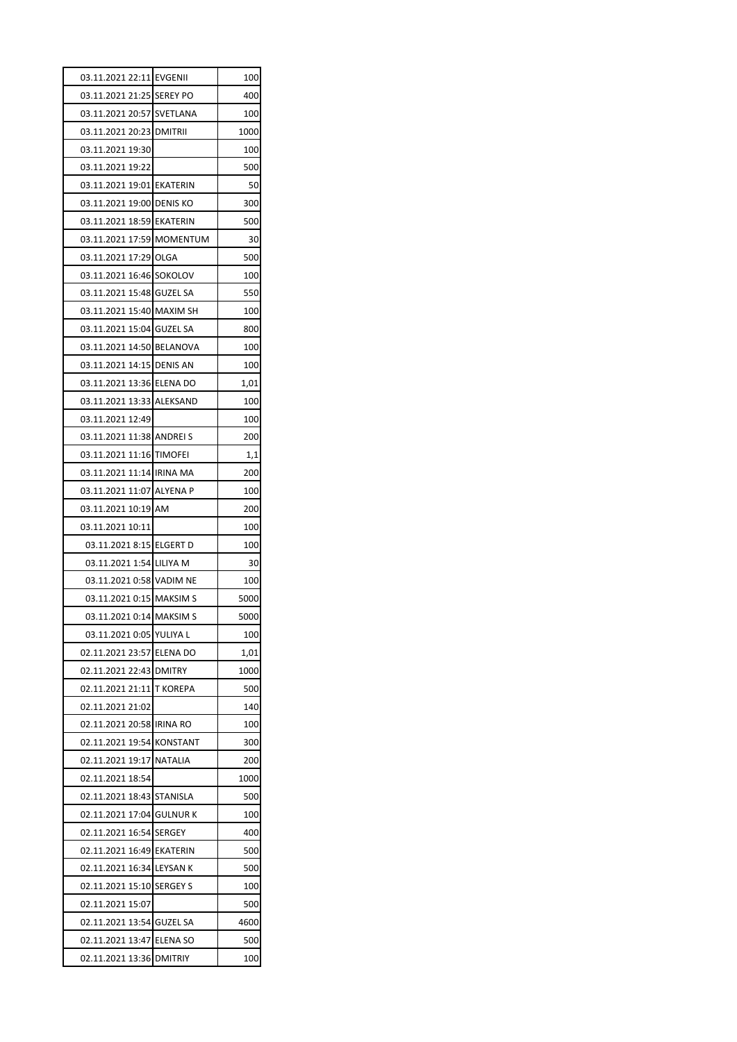| | | |
|---|---|---|
| 03.11.2021 22:11 | EVGENII | 100 |
| 03.11.2021 21:25 | SEREY PO | 400 |
| 03.11.2021 20:57 | SVETLANA | 100 |
| 03.11.2021 20:23 | DMITRII | 1000 |
| 03.11.2021 19:30 | | 100 |
| 03.11.2021 19:22 | | 500 |
| 03.11.2021 19:01 | EKATERIN | 50 |
| 03.11.2021 19:00 | DENIS KO | 300 |
| 03.11.2021 18:59 | EKATERIN | 500 |
| 03.11.2021 17:59 | MOMENTUM | 30 |
| 03.11.2021 17:29 | OLGA | 500 |
| 03.11.2021 16:46 | SOKOLOV | 100 |
| 03.11.2021 15:48 | GUZEL SA | 550 |
| 03.11.2021 15:40 | MAXIM SH | 100 |
| 03.11.2021 15:04 | GUZEL SA | 800 |
| 03.11.2021 14:50 | BELANOVA | 100 |
| 03.11.2021 14:15 | DENIS AN | 100 |
| 03.11.2021 13:36 | ELENA DO | 1,01 |
| 03.11.2021 13:33 | ALEKSAND | 100 |
| 03.11.2021 12:49 | | 100 |
| 03.11.2021 11:38 | ANDREI S | 200 |
| 03.11.2021 11:16 | TIMOFEI | 1,1 |
| 03.11.2021 11:14 | IRINA MA | 200 |
| 03.11.2021 11:07 | ALYENA P | 100 |
| 03.11.2021 10:19 | AM | 200 |
| 03.11.2021 10:11 | | 100 |
| 03.11.2021 8:15 | ELGERT D | 100 |
| 03.11.2021 1:54 | LILIYA M | 30 |
| 03.11.2021 0:58 | VADIM NE | 100 |
| 03.11.2021 0:15 | MAKSIM S | 5000 |
| 03.11.2021 0:14 | MAKSIM S | 5000 |
| 03.11.2021 0:05 | YULIYA L | 100 |
| 02.11.2021 23:57 | ELENA DO | 1,01 |
| 02.11.2021 22:43 | DMITRY | 1000 |
| 02.11.2021 21:11 | T KOREPA | 500 |
| 02.11.2021 21:02 | | 140 |
| 02.11.2021 20:58 | IRINA RO | 100 |
| 02.11.2021 19:54 | KONSTANT | 300 |
| 02.11.2021 19:17 | NATALIA | 200 |
| 02.11.2021 18:54 | | 1000 |
| 02.11.2021 18:43 | STANISLA | 500 |
| 02.11.2021 17:04 | GULNUR K | 100 |
| 02.11.2021 16:54 | SERGEY | 400 |
| 02.11.2021 16:49 | EKATERIN | 500 |
| 02.11.2021 16:34 | LEYSAN K | 500 |
| 02.11.2021 15:10 | SERGEY S | 100 |
| 02.11.2021 15:07 | | 500 |
| 02.11.2021 13:54 | GUZEL SA | 4600 |
| 02.11.2021 13:47 | ELENA SO | 500 |
| 02.11.2021 13:36 | DMITRIY | 100 |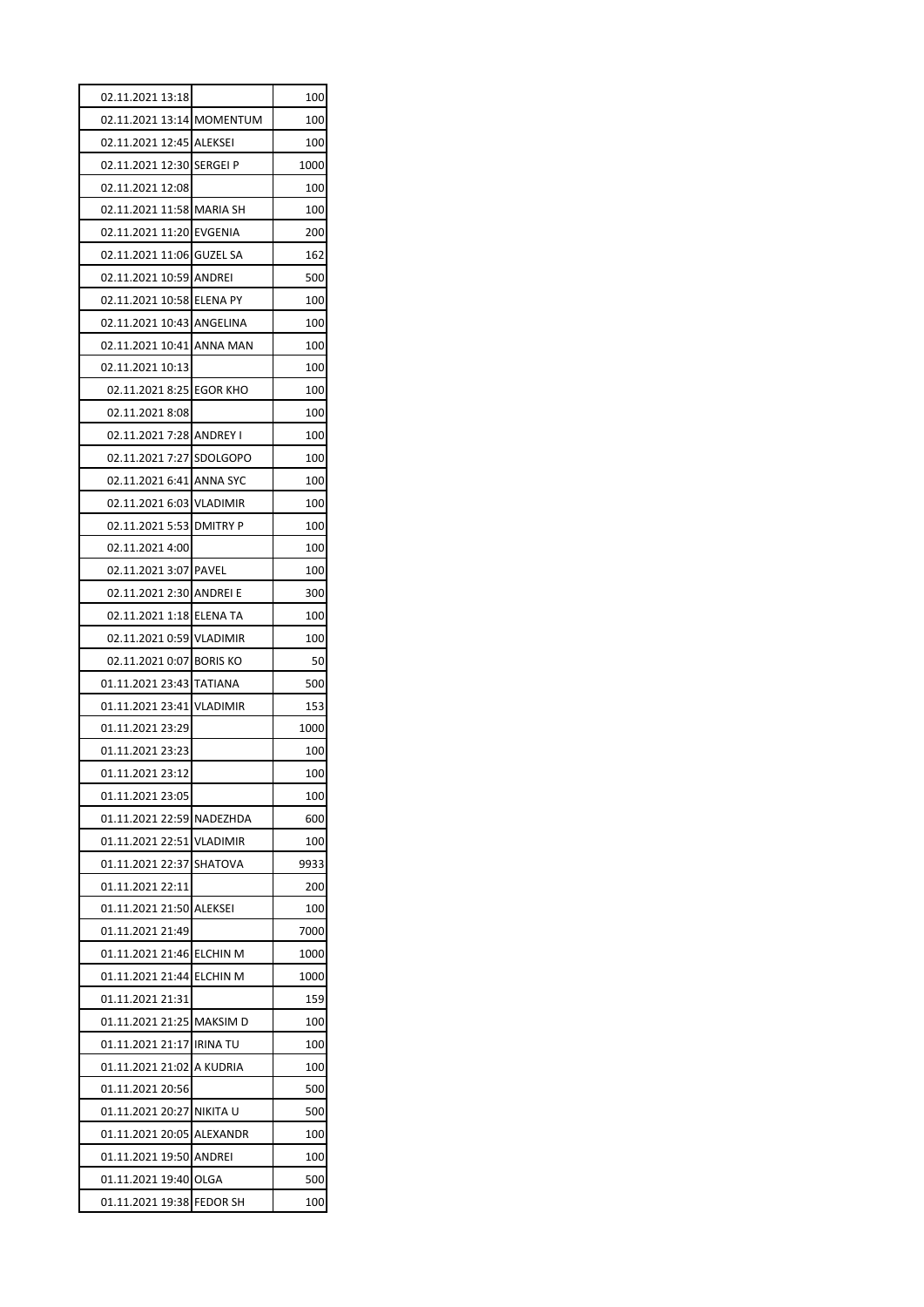| 02.11.2021 13:18 | | 100 |
|---|---|---|
| 02.11.2021 13:14 | MOMENTUM | 100 |
| 02.11.2021 12:45 | ALEKSEI | 100 |
| 02.11.2021 12:30 | SERGEI P | 1000 |
| 02.11.2021 12:08 | | 100 |
| 02.11.2021 11:58 | MARIA SH | 100 |
| 02.11.2021 11:20 | EVGENIA | 200 |
| 02.11.2021 11:06 | GUZEL SA | 162 |
| 02.11.2021 10:59 | ANDREI | 500 |
| 02.11.2021 10:58 | ELENA PY | 100 |
| 02.11.2021 10:43 | ANGELINA | 100 |
| 02.11.2021 10:41 | ANNA MAN | 100 |
| 02.11.2021 10:13 | | 100 |
| 02.11.2021 8:25 | EGOR KHO | 100 |
| 02.11.2021 8:08 | | 100 |
| 02.11.2021 7:28 | ANDREY I | 100 |
| 02.11.2021 7:27 | SDOLGOPO | 100 |
| 02.11.2021 6:41 | ANNA SYC | 100 |
| 02.11.2021 6:03 | VLADIMIR | 100 |
| 02.11.2021 5:53 | DMITRY P | 100 |
| 02.11.2021 4:00 | | 100 |
| 02.11.2021 3:07 | PAVEL | 100 |
| 02.11.2021 2:30 | ANDREI E | 300 |
| 02.11.2021 1:18 | ELENA TA | 100 |
| 02.11.2021 0:59 | VLADIMIR | 100 |
| 02.11.2021 0:07 | BORIS KO | 50 |
| 01.11.2021 23:43 | TATIANA | 500 |
| 01.11.2021 23:41 | VLADIMIR | 153 |
| 01.11.2021 23:29 | | 1000 |
| 01.11.2021 23:23 | | 100 |
| 01.11.2021 23:12 | | 100 |
| 01.11.2021 23:05 | | 100 |
| 01.11.2021 22:59 | NADEZHDA | 600 |
| 01.11.2021 22:51 | VLADIMIR | 100 |
| 01.11.2021 22:37 | SHATOVA | 9933 |
| 01.11.2021 22:11 | | 200 |
| 01.11.2021 21:50 | ALEKSEI | 100 |
| 01.11.2021 21:49 | | 7000 |
| 01.11.2021 21:46 | ELCHIN M | 1000 |
| 01.11.2021 21:44 | ELCHIN M | 1000 |
| 01.11.2021 21:31 | | 159 |
| 01.11.2021 21:25 | MAKSIM D | 100 |
| 01.11.2021 21:17 | IRINA TU | 100 |
| 01.11.2021 21:02 | A KUDRIA | 100 |
| 01.11.2021 20:56 | | 500 |
| 01.11.2021 20:27 | NIKITA U | 500 |
| 01.11.2021 20:05 | ALEXANDR | 100 |
| 01.11.2021 19:50 | ANDREI | 100 |
| 01.11.2021 19:40 | OLGA | 500 |
| 01.11.2021 19:38 | FEDOR SH | 100 |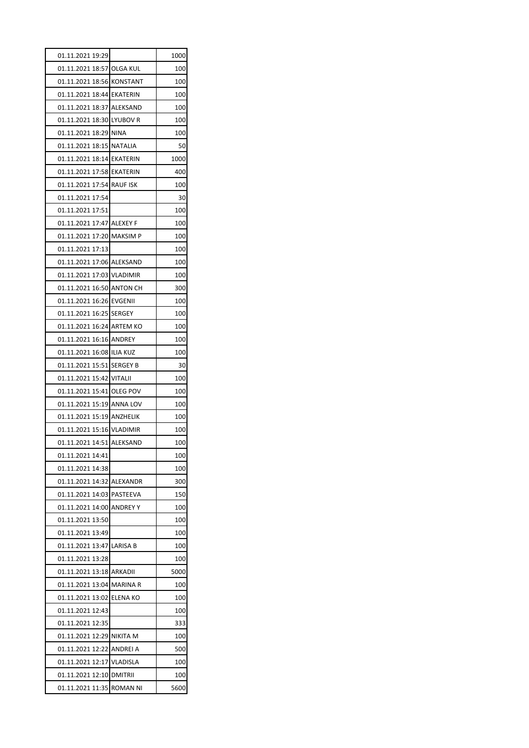| | | |
|---|---|---|
| 01.11.2021 19:29 | | 1000 |
| 01.11.2021 18:57 | OLGA KUL | 100 |
| 01.11.2021 18:56 | KONSTANT | 100 |
| 01.11.2021 18:44 | EKATERIN | 100 |
| 01.11.2021 18:37 | ALEKSAND | 100 |
| 01.11.2021 18:30 | LYUBOV R | 100 |
| 01.11.2021 18:29 | NINA | 100 |
| 01.11.2021 18:15 | NATALIA | 50 |
| 01.11.2021 18:14 | EKATERIN | 1000 |
| 01.11.2021 17:58 | EKATERIN | 400 |
| 01.11.2021 17:54 | RAUF ISK | 100 |
| 01.11.2021 17:54 | | 30 |
| 01.11.2021 17:51 | | 100 |
| 01.11.2021 17:47 | ALEXEY F | 100 |
| 01.11.2021 17:20 | MAKSIM P | 100 |
| 01.11.2021 17:13 | | 100 |
| 01.11.2021 17:06 | ALEKSAND | 100 |
| 01.11.2021 17:03 | VLADIMIR | 100 |
| 01.11.2021 16:50 | ANTON CH | 300 |
| 01.11.2021 16:26 | EVGENII | 100 |
| 01.11.2021 16:25 | SERGEY | 100 |
| 01.11.2021 16:24 | ARTEM KO | 100 |
| 01.11.2021 16:16 | ANDREY | 100 |
| 01.11.2021 16:08 | ILIA KUZ | 100 |
| 01.11.2021 15:51 | SERGEY B | 30 |
| 01.11.2021 15:42 | VITALII | 100 |
| 01.11.2021 15:41 | OLEG POV | 100 |
| 01.11.2021 15:19 | ANNA LOV | 100 |
| 01.11.2021 15:19 | ANZHELIK | 100 |
| 01.11.2021 15:16 | VLADIMIR | 100 |
| 01.11.2021 14:51 | ALEKSAND | 100 |
| 01.11.2021 14:41 | | 100 |
| 01.11.2021 14:38 | | 100 |
| 01.11.2021 14:32 | ALEXANDR | 300 |
| 01.11.2021 14:03 | PASTEEVA | 150 |
| 01.11.2021 14:00 | ANDREY Y | 100 |
| 01.11.2021 13:50 | | 100 |
| 01.11.2021 13:49 | | 100 |
| 01.11.2021 13:47 | LARISA B | 100 |
| 01.11.2021 13:28 | | 100 |
| 01.11.2021 13:18 | ARKADII | 5000 |
| 01.11.2021 13:04 | MARINA R | 100 |
| 01.11.2021 13:02 | ELENA KO | 100 |
| 01.11.2021 12:43 | | 100 |
| 01.11.2021 12:35 | | 333 |
| 01.11.2021 12:29 | NIKITA M | 100 |
| 01.11.2021 12:22 | ANDREI A | 500 |
| 01.11.2021 12:17 | VLADISLA | 100 |
| 01.11.2021 12:10 | DMITRII | 100 |
| 01.11.2021 11:35 | ROMAN NI | 5600 |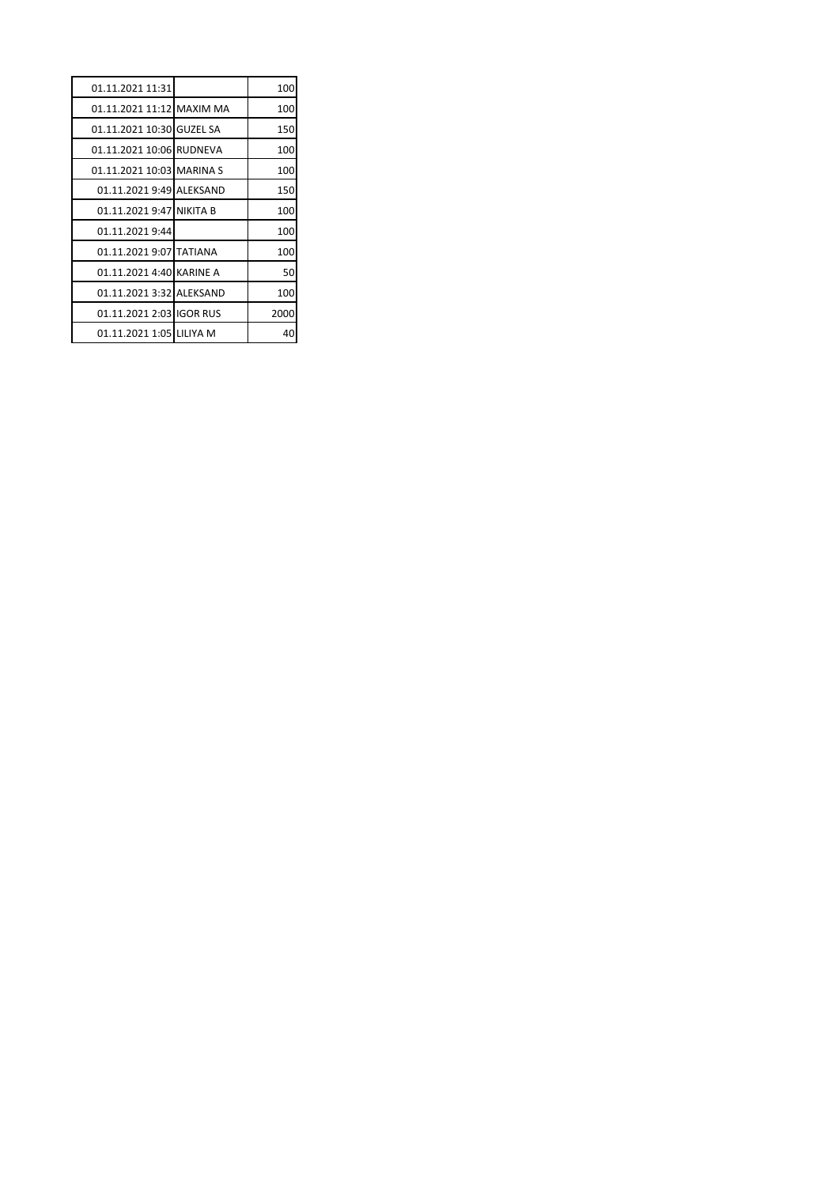| | | |
|---|---|---|
| 01.11.2021 11:31 | | 100 |
| 01.11.2021 11:12 | MAXIM MA | 100 |
| 01.11.2021 10:30 | GUZEL SA | 150 |
| 01.11.2021 10:06 | RUDNEVA | 100 |
| 01.11.2021 10:03 | MARINA S | 100 |
| 01.11.2021 9:49 | ALEKSAND | 150 |
| 01.11.2021 9:47 | NIKITA B | 100 |
| 01.11.2021 9:44 | | 100 |
| 01.11.2021 9:07 | TATIANA | 100 |
| 01.11.2021 4:40 | KARINE A | 50 |
| 01.11.2021 3:32 | ALEKSAND | 100 |
| 01.11.2021 2:03 | IGOR RUS | 2000 |
| 01.11.2021 1:05 | LILIYA M | 40 |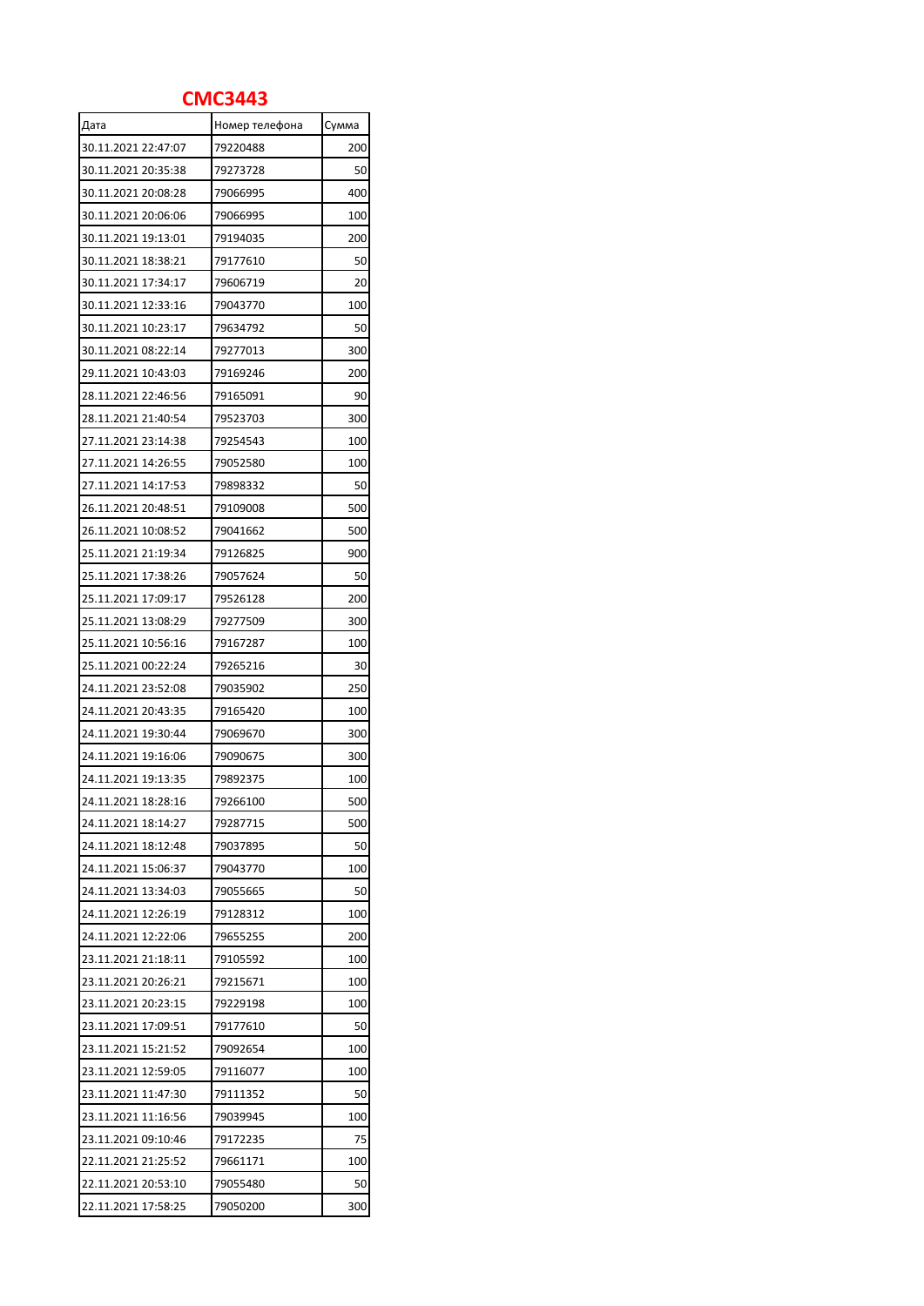# CMC3443

| Дата | Номер телефона | Сумма |
|---|---|---|
| 30.11.2021 22:47:07 | 79220488 | 200 |
| 30.11.2021 20:35:38 | 79273728 | 50 |
| 30.11.2021 20:08:28 | 79066995 | 400 |
| 30.11.2021 20:06:06 | 79066995 | 100 |
| 30.11.2021 19:13:01 | 79194035 | 200 |
| 30.11.2021 18:38:21 | 79177610 | 50 |
| 30.11.2021 17:34:17 | 79606719 | 20 |
| 30.11.2021 12:33:16 | 79043770 | 100 |
| 30.11.2021 10:23:17 | 79634792 | 50 |
| 30.11.2021 08:22:14 | 79277013 | 300 |
| 29.11.2021 10:43:03 | 79169246 | 200 |
| 28.11.2021 22:46:56 | 79165091 | 90 |
| 28.11.2021 21:40:54 | 79523703 | 300 |
| 27.11.2021 23:14:38 | 79254543 | 100 |
| 27.11.2021 14:26:55 | 79052580 | 100 |
| 27.11.2021 14:17:53 | 79898332 | 50 |
| 26.11.2021 20:48:51 | 79109008 | 500 |
| 26.11.2021 10:08:52 | 79041662 | 500 |
| 25.11.2021 21:19:34 | 79126825 | 900 |
| 25.11.2021 17:38:26 | 79057624 | 50 |
| 25.11.2021 17:09:17 | 79526128 | 200 |
| 25.11.2021 13:08:29 | 79277509 | 300 |
| 25.11.2021 10:56:16 | 79167287 | 100 |
| 25.11.2021 00:22:24 | 79265216 | 30 |
| 24.11.2021 23:52:08 | 79035902 | 250 |
| 24.11.2021 20:43:35 | 79165420 | 100 |
| 24.11.2021 19:30:44 | 79069670 | 300 |
| 24.11.2021 19:16:06 | 79090675 | 300 |
| 24.11.2021 19:13:35 | 79892375 | 100 |
| 24.11.2021 18:28:16 | 79266100 | 500 |
| 24.11.2021 18:14:27 | 79287715 | 500 |
| 24.11.2021 18:12:48 | 79037895 | 50 |
| 24.11.2021 15:06:37 | 79043770 | 100 |
| 24.11.2021 13:34:03 | 79055665 | 50 |
| 24.11.2021 12:26:19 | 79128312 | 100 |
| 24.11.2021 12:22:06 | 79655255 | 200 |
| 23.11.2021 21:18:11 | 79105592 | 100 |
| 23.11.2021 20:26:21 | 79215671 | 100 |
| 23.11.2021 20:23:15 | 79229198 | 100 |
| 23.11.2021 17:09:51 | 79177610 | 50 |
| 23.11.2021 15:21:52 | 79092654 | 100 |
| 23.11.2021 12:59:05 | 79116077 | 100 |
| 23.11.2021 11:47:30 | 79111352 | 50 |
| 23.11.2021 11:16:56 | 79039945 | 100 |
| 23.11.2021 09:10:46 | 79172235 | 75 |
| 22.11.2021 21:25:52 | 79661171 | 100 |
| 22.11.2021 20:53:10 | 79055480 | 50 |
| 22.11.2021 17:58:25 | 79050200 | 300 |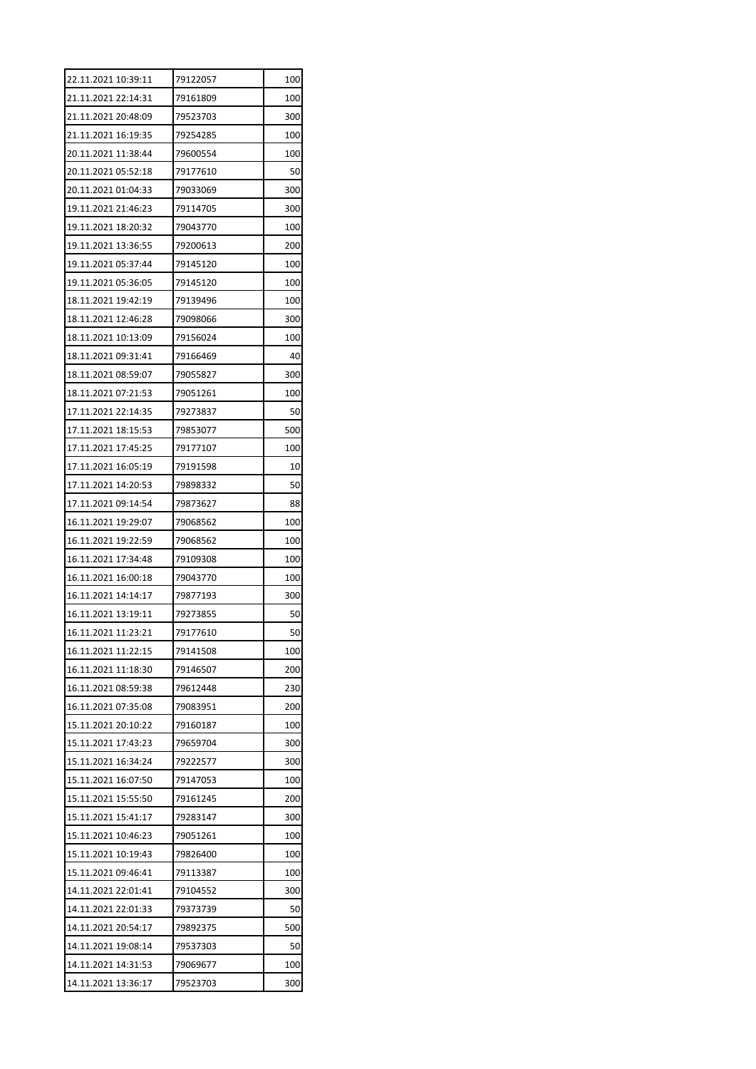| | | |
|---|---|---|
| 22.11.2021 10:39:11 | 79122057 | 100 |
| 21.11.2021 22:14:31 | 79161809 | 100 |
| 21.11.2021 20:48:09 | 79523703 | 300 |
| 21.11.2021 16:19:35 | 79254285 | 100 |
| 20.11.2021 11:38:44 | 79600554 | 100 |
| 20.11.2021 05:52:18 | 79177610 | 50 |
| 20.11.2021 01:04:33 | 79033069 | 300 |
| 19.11.2021 21:46:23 | 79114705 | 300 |
| 19.11.2021 18:20:32 | 79043770 | 100 |
| 19.11.2021 13:36:55 | 79200613 | 200 |
| 19.11.2021 05:37:44 | 79145120 | 100 |
| 19.11.2021 05:36:05 | 79145120 | 100 |
| 18.11.2021 19:42:19 | 79139496 | 100 |
| 18.11.2021 12:46:28 | 79098066 | 300 |
| 18.11.2021 10:13:09 | 79156024 | 100 |
| 18.11.2021 09:31:41 | 79166469 | 40 |
| 18.11.2021 08:59:07 | 79055827 | 300 |
| 18.11.2021 07:21:53 | 79051261 | 100 |
| 17.11.2021 22:14:35 | 79273837 | 50 |
| 17.11.2021 18:15:53 | 79853077 | 500 |
| 17.11.2021 17:45:25 | 79177107 | 100 |
| 17.11.2021 16:05:19 | 79191598 | 10 |
| 17.11.2021 14:20:53 | 79898332 | 50 |
| 17.11.2021 09:14:54 | 79873627 | 88 |
| 16.11.2021 19:29:07 | 79068562 | 100 |
| 16.11.2021 19:22:59 | 79068562 | 100 |
| 16.11.2021 17:34:48 | 79109308 | 100 |
| 16.11.2021 16:00:18 | 79043770 | 100 |
| 16.11.2021 14:14:17 | 79877193 | 300 |
| 16.11.2021 13:19:11 | 79273855 | 50 |
| 16.11.2021 11:23:21 | 79177610 | 50 |
| 16.11.2021 11:22:15 | 79141508 | 100 |
| 16.11.2021 11:18:30 | 79146507 | 200 |
| 16.11.2021 08:59:38 | 79612448 | 230 |
| 16.11.2021 07:35:08 | 79083951 | 200 |
| 15.11.2021 20:10:22 | 79160187 | 100 |
| 15.11.2021 17:43:23 | 79659704 | 300 |
| 15.11.2021 16:34:24 | 79222577 | 300 |
| 15.11.2021 16:07:50 | 79147053 | 100 |
| 15.11.2021 15:55:50 | 79161245 | 200 |
| 15.11.2021 15:41:17 | 79283147 | 300 |
| 15.11.2021 10:46:23 | 79051261 | 100 |
| 15.11.2021 10:19:43 | 79826400 | 100 |
| 15.11.2021 09:46:41 | 79113387 | 100 |
| 14.11.2021 22:01:41 | 79104552 | 300 |
| 14.11.2021 22:01:33 | 79373739 | 50 |
| 14.11.2021 20:54:17 | 79892375 | 500 |
| 14.11.2021 19:08:14 | 79537303 | 50 |
| 14.11.2021 14:31:53 | 79069677 | 100 |
| 14.11.2021 13:36:17 | 79523703 | 300 |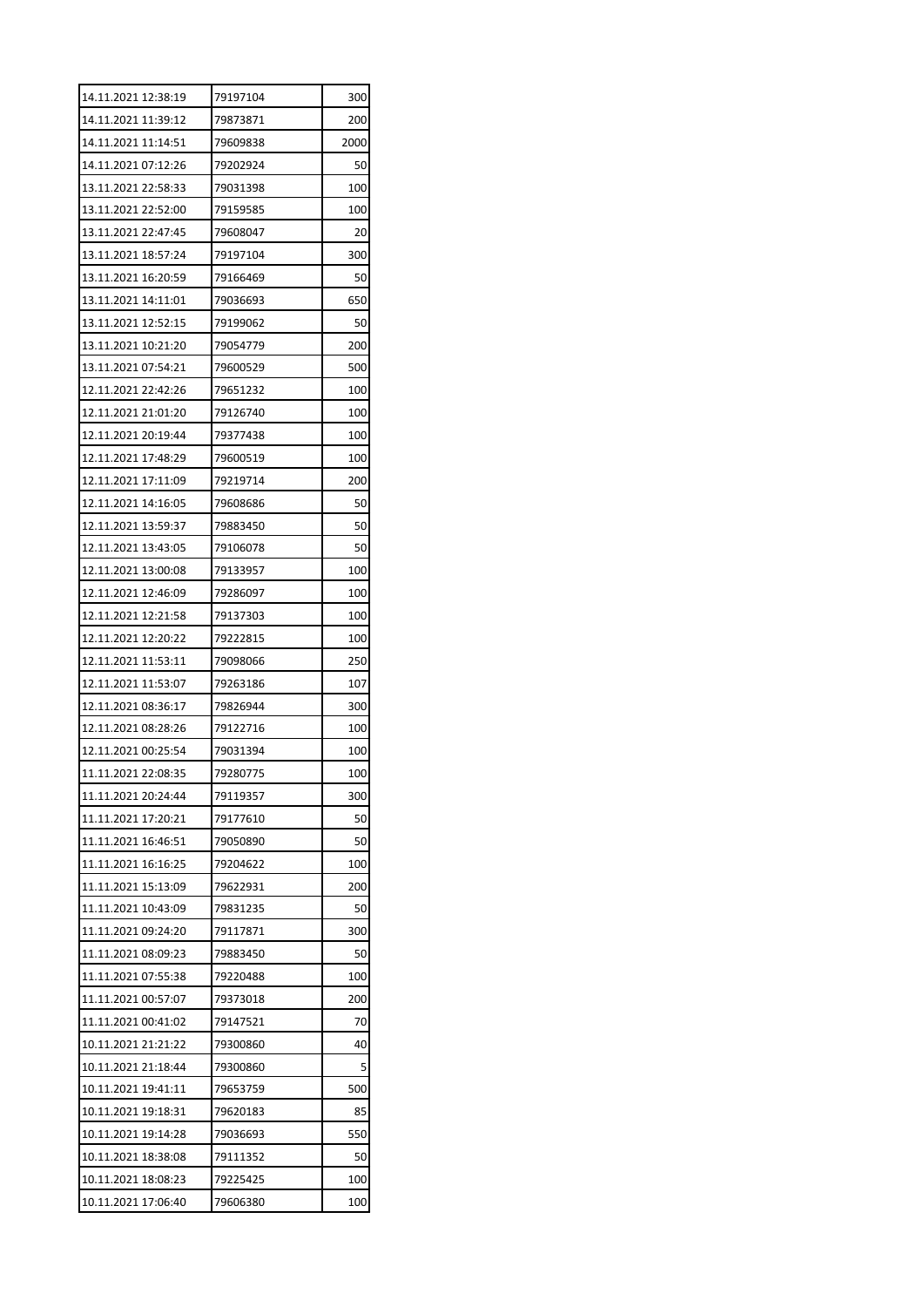| 14.11.2021 12:38:19 | 79197104 | 300 |
|---|---|---|
| 14.11.2021 11:39:12 | 79873871 | 200 |
| 14.11.2021 11:14:51 | 79609838 | 2000 |
| 14.11.2021 07:12:26 | 79202924 | 50 |
| 13.11.2021 22:58:33 | 79031398 | 100 |
| 13.11.2021 22:52:00 | 79159585 | 100 |
| 13.11.2021 22:47:45 | 79608047 | 20 |
| 13.11.2021 18:57:24 | 79197104 | 300 |
| 13.11.2021 16:20:59 | 79166469 | 50 |
| 13.11.2021 14:11:01 | 79036693 | 650 |
| 13.11.2021 12:52:15 | 79199062 | 50 |
| 13.11.2021 10:21:20 | 79054779 | 200 |
| 13.11.2021 07:54:21 | 79600529 | 500 |
| 12.11.2021 22:42:26 | 79651232 | 100 |
| 12.11.2021 21:01:20 | 79126740 | 100 |
| 12.11.2021 20:19:44 | 79377438 | 100 |
| 12.11.2021 17:48:29 | 79600519 | 100 |
| 12.11.2021 17:11:09 | 79219714 | 200 |
| 12.11.2021 14:16:05 | 79608686 | 50 |
| 12.11.2021 13:59:37 | 79883450 | 50 |
| 12.11.2021 13:43:05 | 79106078 | 50 |
| 12.11.2021 13:00:08 | 79133957 | 100 |
| 12.11.2021 12:46:09 | 79286097 | 100 |
| 12.11.2021 12:21:58 | 79137303 | 100 |
| 12.11.2021 12:20:22 | 79222815 | 100 |
| 12.11.2021 11:53:11 | 79098066 | 250 |
| 12.11.2021 11:53:07 | 79263186 | 107 |
| 12.11.2021 08:36:17 | 79826944 | 300 |
| 12.11.2021 08:28:26 | 79122716 | 100 |
| 12.11.2021 00:25:54 | 79031394 | 100 |
| 11.11.2021 22:08:35 | 79280775 | 100 |
| 11.11.2021 20:24:44 | 79119357 | 300 |
| 11.11.2021 17:20:21 | 79177610 | 50 |
| 11.11.2021 16:46:51 | 79050890 | 50 |
| 11.11.2021 16:16:25 | 79204622 | 100 |
| 11.11.2021 15:13:09 | 79622931 | 200 |
| 11.11.2021 10:43:09 | 79831235 | 50 |
| 11.11.2021 09:24:20 | 79117871 | 300 |
| 11.11.2021 08:09:23 | 79883450 | 50 |
| 11.11.2021 07:55:38 | 79220488 | 100 |
| 11.11.2021 00:57:07 | 79373018 | 200 |
| 11.11.2021 00:41:02 | 79147521 | 70 |
| 10.11.2021 21:21:22 | 79300860 | 40 |
| 10.11.2021 21:18:44 | 79300860 | 5 |
| 10.11.2021 19:41:11 | 79653759 | 500 |
| 10.11.2021 19:18:31 | 79620183 | 85 |
| 10.11.2021 19:14:28 | 79036693 | 550 |
| 10.11.2021 18:38:08 | 79111352 | 50 |
| 10.11.2021 18:08:23 | 79225425 | 100 |
| 10.11.2021 17:06:40 | 79606380 | 100 |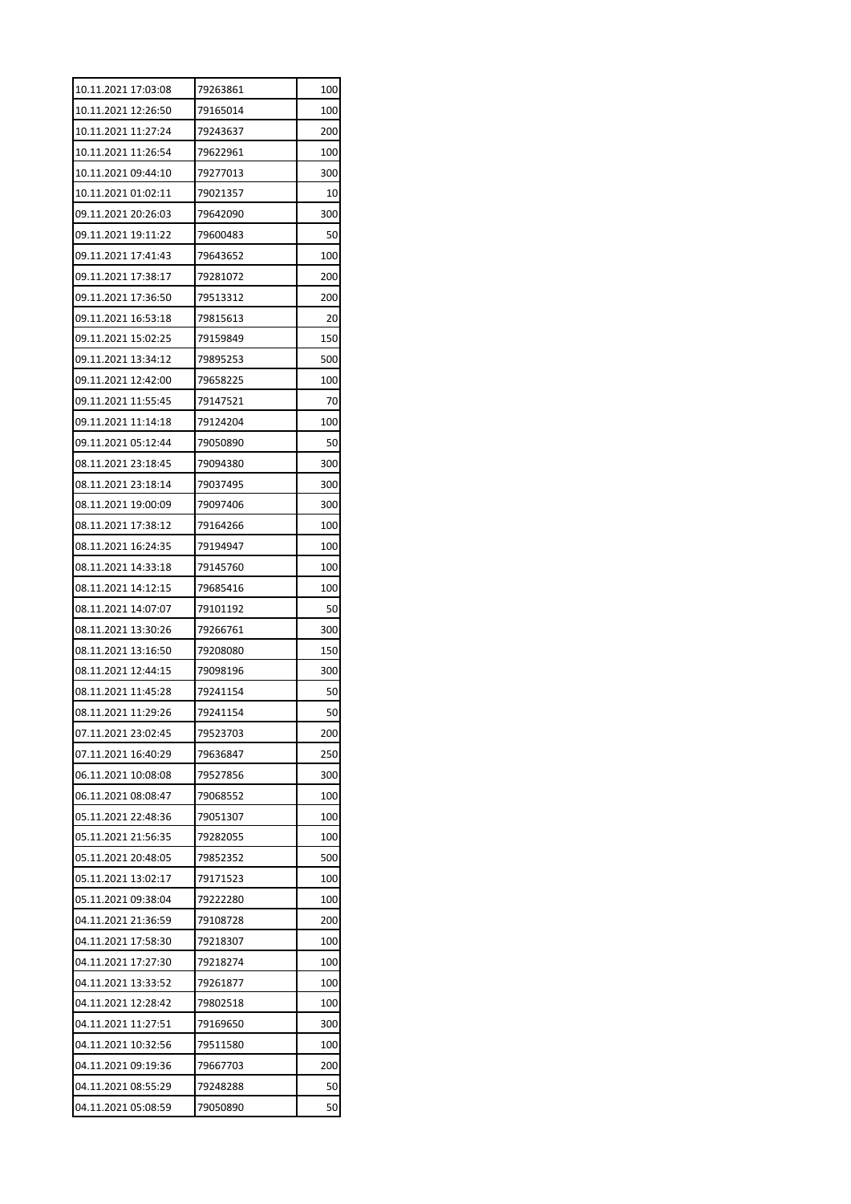| | | |
|---|---|---|
| 10.11.2021 17:03:08 | 79263861 | 100 |
| 10.11.2021 12:26:50 | 79165014 | 100 |
| 10.11.2021 11:27:24 | 79243637 | 200 |
| 10.11.2021 11:26:54 | 79622961 | 100 |
| 10.11.2021 09:44:10 | 79277013 | 300 |
| 10.11.2021 01:02:11 | 79021357 | 10 |
| 09.11.2021 20:26:03 | 79642090 | 300 |
| 09.11.2021 19:11:22 | 79600483 | 50 |
| 09.11.2021 17:41:43 | 79643652 | 100 |
| 09.11.2021 17:38:17 | 79281072 | 200 |
| 09.11.2021 17:36:50 | 79513312 | 200 |
| 09.11.2021 16:53:18 | 79815613 | 20 |
| 09.11.2021 15:02:25 | 79159849 | 150 |
| 09.11.2021 13:34:12 | 79895253 | 500 |
| 09.11.2021 12:42:00 | 79658225 | 100 |
| 09.11.2021 11:55:45 | 79147521 | 70 |
| 09.11.2021 11:14:18 | 79124204 | 100 |
| 09.11.2021 05:12:44 | 79050890 | 50 |
| 08.11.2021 23:18:45 | 79094380 | 300 |
| 08.11.2021 23:18:14 | 79037495 | 300 |
| 08.11.2021 19:00:09 | 79097406 | 300 |
| 08.11.2021 17:38:12 | 79164266 | 100 |
| 08.11.2021 16:24:35 | 79194947 | 100 |
| 08.11.2021 14:33:18 | 79145760 | 100 |
| 08.11.2021 14:12:15 | 79685416 | 100 |
| 08.11.2021 14:07:07 | 79101192 | 50 |
| 08.11.2021 13:30:26 | 79266761 | 300 |
| 08.11.2021 13:16:50 | 79208080 | 150 |
| 08.11.2021 12:44:15 | 79098196 | 300 |
| 08.11.2021 11:45:28 | 79241154 | 50 |
| 08.11.2021 11:29:26 | 79241154 | 50 |
| 07.11.2021 23:02:45 | 79523703 | 200 |
| 07.11.2021 16:40:29 | 79636847 | 250 |
| 06.11.2021 10:08:08 | 79527856 | 300 |
| 06.11.2021 08:08:47 | 79068552 | 100 |
| 05.11.2021 22:48:36 | 79051307 | 100 |
| 05.11.2021 21:56:35 | 79282055 | 100 |
| 05.11.2021 20:48:05 | 79852352 | 500 |
| 05.11.2021 13:02:17 | 79171523 | 100 |
| 05.11.2021 09:38:04 | 79222280 | 100 |
| 04.11.2021 21:36:59 | 79108728 | 200 |
| 04.11.2021 17:58:30 | 79218307 | 100 |
| 04.11.2021 17:27:30 | 79218274 | 100 |
| 04.11.2021 13:33:52 | 79261877 | 100 |
| 04.11.2021 12:28:42 | 79802518 | 100 |
| 04.11.2021 11:27:51 | 79169650 | 300 |
| 04.11.2021 10:32:56 | 79511580 | 100 |
| 04.11.2021 09:19:36 | 79667703 | 200 |
| 04.11.2021 08:55:29 | 79248288 | 50 |
| 04.11.2021 05:08:59 | 79050890 | 50 |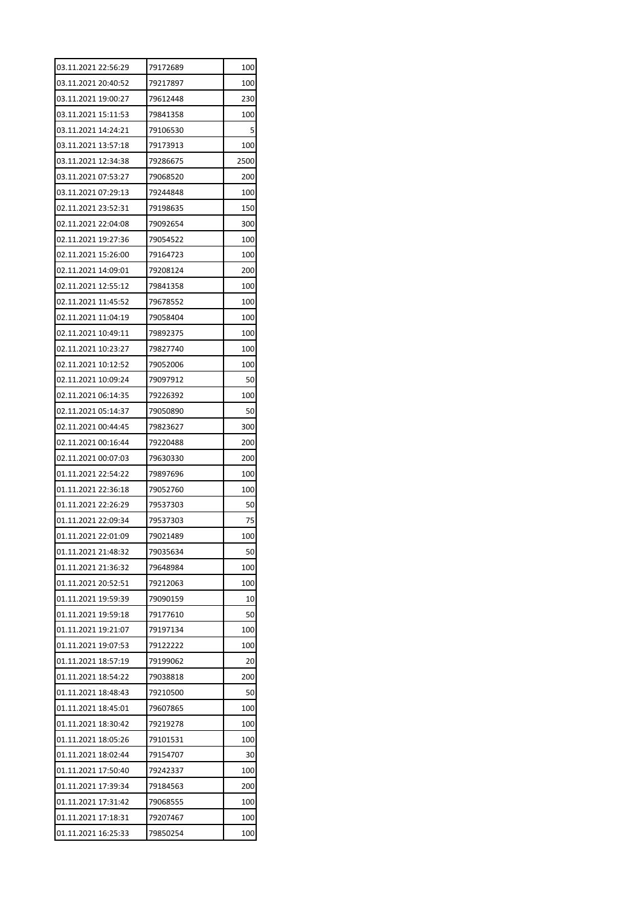| | | |
|---|---|---|
| 03.11.2021 22:56:29 | 79172689 | 100 |
| 03.11.2021 20:40:52 | 79217897 | 100 |
| 03.11.2021 19:00:27 | 79612448 | 230 |
| 03.11.2021 15:11:53 | 79841358 | 100 |
| 03.11.2021 14:24:21 | 79106530 | 5 |
| 03.11.2021 13:57:18 | 79173913 | 100 |
| 03.11.2021 12:34:38 | 79286675 | 2500 |
| 03.11.2021 07:53:27 | 79068520 | 200 |
| 03.11.2021 07:29:13 | 79244848 | 100 |
| 02.11.2021 23:52:31 | 79198635 | 150 |
| 02.11.2021 22:04:08 | 79092654 | 300 |
| 02.11.2021 19:27:36 | 79054522 | 100 |
| 02.11.2021 15:26:00 | 79164723 | 100 |
| 02.11.2021 14:09:01 | 79208124 | 200 |
| 02.11.2021 12:55:12 | 79841358 | 100 |
| 02.11.2021 11:45:52 | 79678552 | 100 |
| 02.11.2021 11:04:19 | 79058404 | 100 |
| 02.11.2021 10:49:11 | 79892375 | 100 |
| 02.11.2021 10:23:27 | 79827740 | 100 |
| 02.11.2021 10:12:52 | 79052006 | 100 |
| 02.11.2021 10:09:24 | 79097912 | 50 |
| 02.11.2021 06:14:35 | 79226392 | 100 |
| 02.11.2021 05:14:37 | 79050890 | 50 |
| 02.11.2021 00:44:45 | 79823627 | 300 |
| 02.11.2021 00:16:44 | 79220488 | 200 |
| 02.11.2021 00:07:03 | 79630330 | 200 |
| 01.11.2021 22:54:22 | 79897696 | 100 |
| 01.11.2021 22:36:18 | 79052760 | 100 |
| 01.11.2021 22:26:29 | 79537303 | 50 |
| 01.11.2021 22:09:34 | 79537303 | 75 |
| 01.11.2021 22:01:09 | 79021489 | 100 |
| 01.11.2021 21:48:32 | 79035634 | 50 |
| 01.11.2021 21:36:32 | 79648984 | 100 |
| 01.11.2021 20:52:51 | 79212063 | 100 |
| 01.11.2021 19:59:39 | 79090159 | 10 |
| 01.11.2021 19:59:18 | 79177610 | 50 |
| 01.11.2021 19:21:07 | 79197134 | 100 |
| 01.11.2021 19:07:53 | 79122222 | 100 |
| 01.11.2021 18:57:19 | 79199062 | 20 |
| 01.11.2021 18:54:22 | 79038818 | 200 |
| 01.11.2021 18:48:43 | 79210500 | 50 |
| 01.11.2021 18:45:01 | 79607865 | 100 |
| 01.11.2021 18:30:42 | 79219278 | 100 |
| 01.11.2021 18:05:26 | 79101531 | 100 |
| 01.11.2021 18:02:44 | 79154707 | 30 |
| 01.11.2021 17:50:40 | 79242337 | 100 |
| 01.11.2021 17:39:34 | 79184563 | 200 |
| 01.11.2021 17:31:42 | 79068555 | 100 |
| 01.11.2021 17:18:31 | 79207467 | 100 |
| 01.11.2021 16:25:33 | 79850254 | 100 |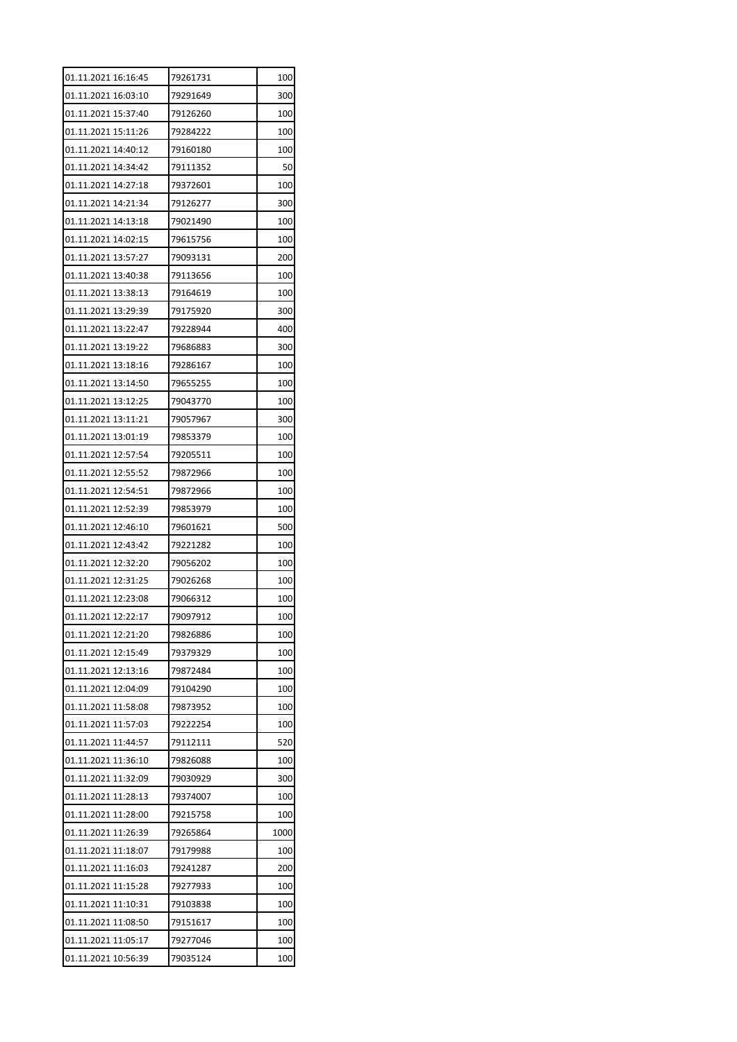| | | |
|---|---|---|
| 01.11.2021 16:16:45 | 79261731 | 100 |
| 01.11.2021 16:03:10 | 79291649 | 300 |
| 01.11.2021 15:37:40 | 79126260 | 100 |
| 01.11.2021 15:11:26 | 79284222 | 100 |
| 01.11.2021 14:40:12 | 79160180 | 100 |
| 01.11.2021 14:34:42 | 79111352 | 50 |
| 01.11.2021 14:27:18 | 79372601 | 100 |
| 01.11.2021 14:21:34 | 79126277 | 300 |
| 01.11.2021 14:13:18 | 79021490 | 100 |
| 01.11.2021 14:02:15 | 79615756 | 100 |
| 01.11.2021 13:57:27 | 79093131 | 200 |
| 01.11.2021 13:40:38 | 79113656 | 100 |
| 01.11.2021 13:38:13 | 79164619 | 100 |
| 01.11.2021 13:29:39 | 79175920 | 300 |
| 01.11.2021 13:22:47 | 79228944 | 400 |
| 01.11.2021 13:19:22 | 79686883 | 300 |
| 01.11.2021 13:18:16 | 79286167 | 100 |
| 01.11.2021 13:14:50 | 79655255 | 100 |
| 01.11.2021 13:12:25 | 79043770 | 100 |
| 01.11.2021 13:11:21 | 79057967 | 300 |
| 01.11.2021 13:01:19 | 79853379 | 100 |
| 01.11.2021 12:57:54 | 79205511 | 100 |
| 01.11.2021 12:55:52 | 79872966 | 100 |
| 01.11.2021 12:54:51 | 79872966 | 100 |
| 01.11.2021 12:52:39 | 79853979 | 100 |
| 01.11.2021 12:46:10 | 79601621 | 500 |
| 01.11.2021 12:43:42 | 79221282 | 100 |
| 01.11.2021 12:32:20 | 79056202 | 100 |
| 01.11.2021 12:31:25 | 79026268 | 100 |
| 01.11.2021 12:23:08 | 79066312 | 100 |
| 01.11.2021 12:22:17 | 79097912 | 100 |
| 01.11.2021 12:21:20 | 79826886 | 100 |
| 01.11.2021 12:15:49 | 79379329 | 100 |
| 01.11.2021 12:13:16 | 79872484 | 100 |
| 01.11.2021 12:04:09 | 79104290 | 100 |
| 01.11.2021 11:58:08 | 79873952 | 100 |
| 01.11.2021 11:57:03 | 79222254 | 100 |
| 01.11.2021 11:44:57 | 79112111 | 520 |
| 01.11.2021 11:36:10 | 79826088 | 100 |
| 01.11.2021 11:32:09 | 79030929 | 300 |
| 01.11.2021 11:28:13 | 79374007 | 100 |
| 01.11.2021 11:28:00 | 79215758 | 100 |
| 01.11.2021 11:26:39 | 79265864 | 1000 |
| 01.11.2021 11:18:07 | 79179988 | 100 |
| 01.11.2021 11:16:03 | 79241287 | 200 |
| 01.11.2021 11:15:28 | 79277933 | 100 |
| 01.11.2021 11:10:31 | 79103838 | 100 |
| 01.11.2021 11:08:50 | 79151617 | 100 |
| 01.11.2021 11:05:17 | 79277046 | 100 |
| 01.11.2021 10:56:39 | 79035124 | 100 |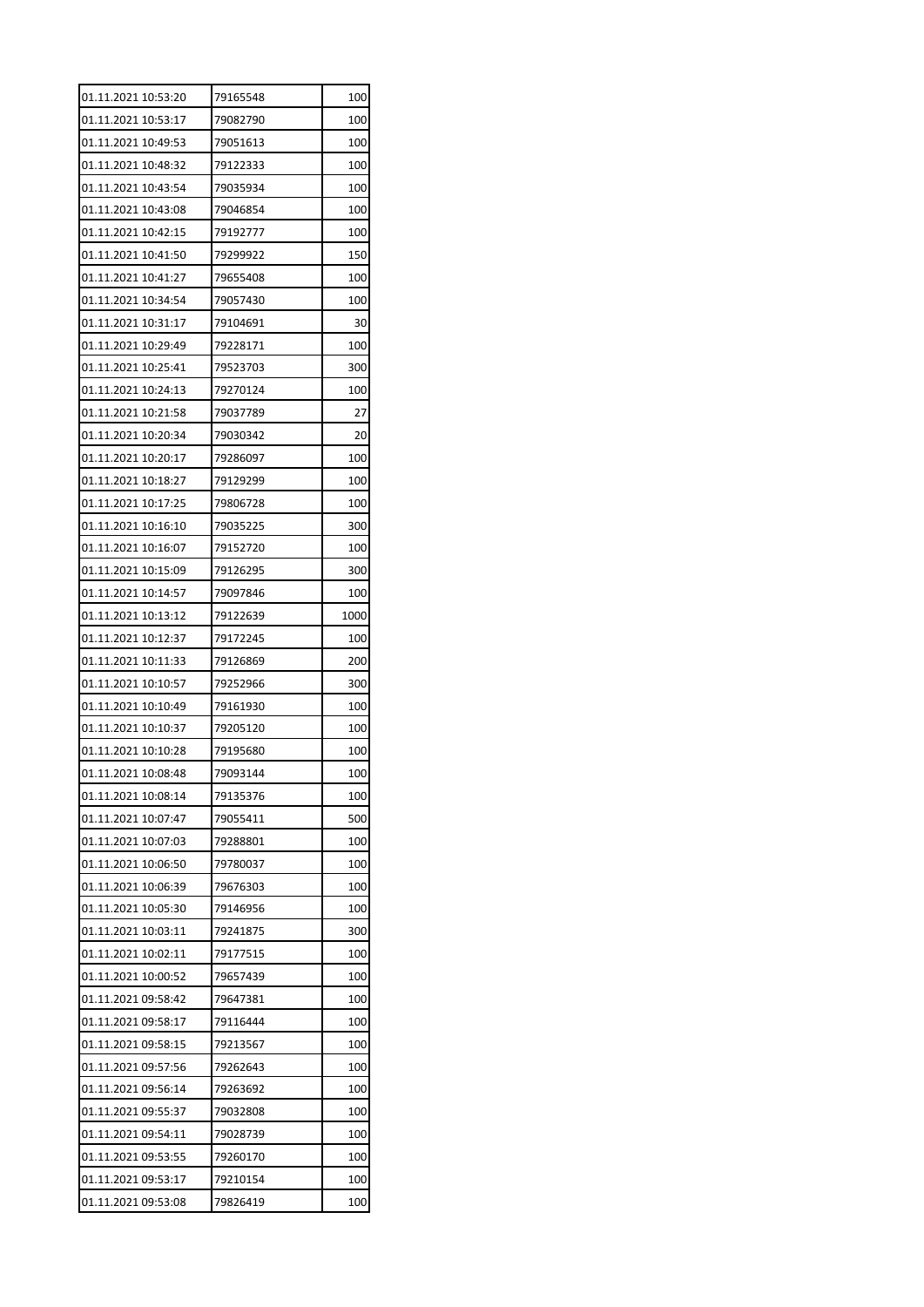| | | |
|---|---|---|
| 01.11.2021 10:53:20 | 79165548 | 100 |
| 01.11.2021 10:53:17 | 79082790 | 100 |
| 01.11.2021 10:49:53 | 79051613 | 100 |
| 01.11.2021 10:48:32 | 79122333 | 100 |
| 01.11.2021 10:43:54 | 79035934 | 100 |
| 01.11.2021 10:43:08 | 79046854 | 100 |
| 01.11.2021 10:42:15 | 79192777 | 100 |
| 01.11.2021 10:41:50 | 79299922 | 150 |
| 01.11.2021 10:41:27 | 79655408 | 100 |
| 01.11.2021 10:34:54 | 79057430 | 100 |
| 01.11.2021 10:31:17 | 79104691 | 30 |
| 01.11.2021 10:29:49 | 79228171 | 100 |
| 01.11.2021 10:25:41 | 79523703 | 300 |
| 01.11.2021 10:24:13 | 79270124 | 100 |
| 01.11.2021 10:21:58 | 79037789 | 27 |
| 01.11.2021 10:20:34 | 79030342 | 20 |
| 01.11.2021 10:20:17 | 79286097 | 100 |
| 01.11.2021 10:18:27 | 79129299 | 100 |
| 01.11.2021 10:17:25 | 79806728 | 100 |
| 01.11.2021 10:16:10 | 79035225 | 300 |
| 01.11.2021 10:16:07 | 79152720 | 100 |
| 01.11.2021 10:15:09 | 79126295 | 300 |
| 01.11.2021 10:14:57 | 79097846 | 100 |
| 01.11.2021 10:13:12 | 79122639 | 1000 |
| 01.11.2021 10:12:37 | 79172245 | 100 |
| 01.11.2021 10:11:33 | 79126869 | 200 |
| 01.11.2021 10:10:57 | 79252966 | 300 |
| 01.11.2021 10:10:49 | 79161930 | 100 |
| 01.11.2021 10:10:37 | 79205120 | 100 |
| 01.11.2021 10:10:28 | 79195680 | 100 |
| 01.11.2021 10:08:48 | 79093144 | 100 |
| 01.11.2021 10:08:14 | 79135376 | 100 |
| 01.11.2021 10:07:47 | 79055411 | 500 |
| 01.11.2021 10:07:03 | 79288801 | 100 |
| 01.11.2021 10:06:50 | 79780037 | 100 |
| 01.11.2021 10:06:39 | 79676303 | 100 |
| 01.11.2021 10:05:30 | 79146956 | 100 |
| 01.11.2021 10:03:11 | 79241875 | 300 |
| 01.11.2021 10:02:11 | 79177515 | 100 |
| 01.11.2021 10:00:52 | 79657439 | 100 |
| 01.11.2021 09:58:42 | 79647381 | 100 |
| 01.11.2021 09:58:17 | 79116444 | 100 |
| 01.11.2021 09:58:15 | 79213567 | 100 |
| 01.11.2021 09:57:56 | 79262643 | 100 |
| 01.11.2021 09:56:14 | 79263692 | 100 |
| 01.11.2021 09:55:37 | 79032808 | 100 |
| 01.11.2021 09:54:11 | 79028739 | 100 |
| 01.11.2021 09:53:55 | 79260170 | 100 |
| 01.11.2021 09:53:17 | 79210154 | 100 |
| 01.11.2021 09:53:08 | 79826419 | 100 |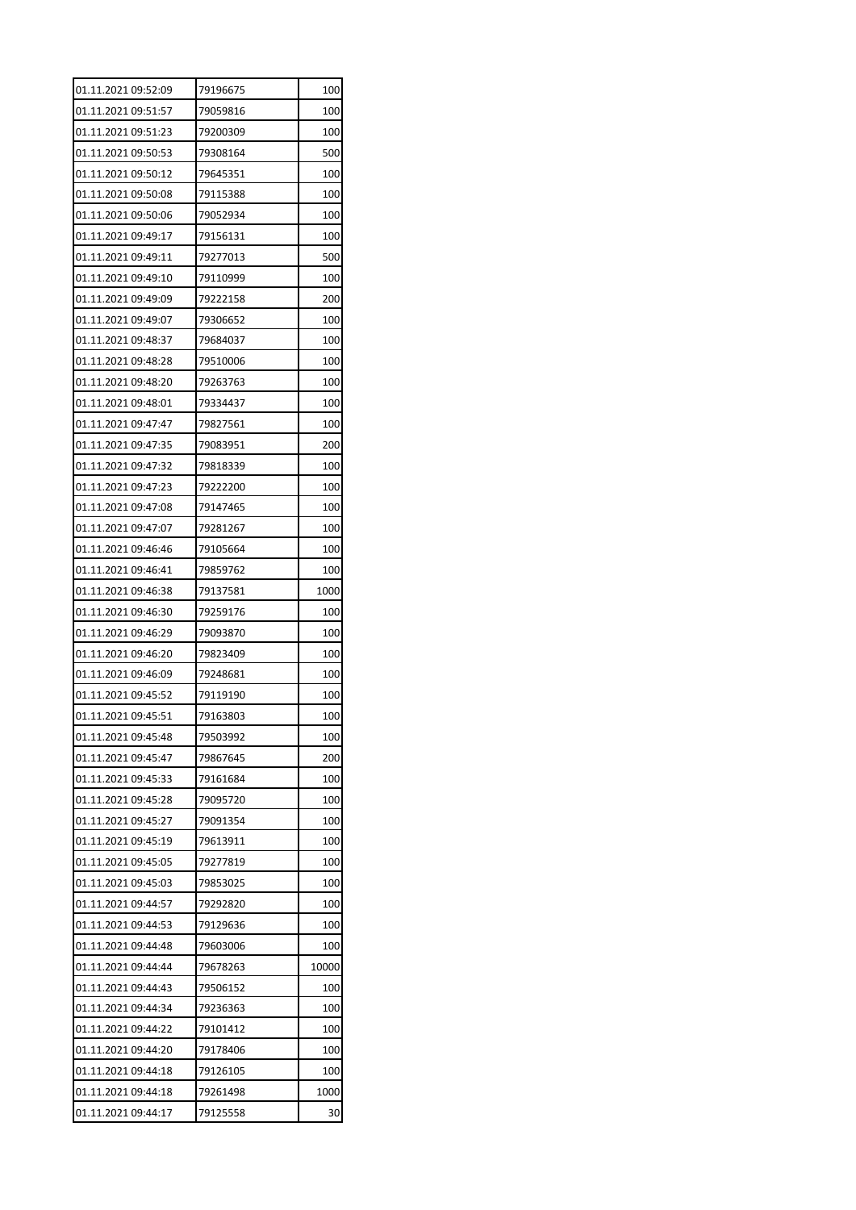| | | |
|---|---|---|
| 01.11.2021 09:52:09 | 79196675 | 100 |
| 01.11.2021 09:51:57 | 79059816 | 100 |
| 01.11.2021 09:51:23 | 79200309 | 100 |
| 01.11.2021 09:50:53 | 79308164 | 500 |
| 01.11.2021 09:50:12 | 79645351 | 100 |
| 01.11.2021 09:50:08 | 79115388 | 100 |
| 01.11.2021 09:50:06 | 79052934 | 100 |
| 01.11.2021 09:49:17 | 79156131 | 100 |
| 01.11.2021 09:49:11 | 79277013 | 500 |
| 01.11.2021 09:49:10 | 79110999 | 100 |
| 01.11.2021 09:49:09 | 79222158 | 200 |
| 01.11.2021 09:49:07 | 79306652 | 100 |
| 01.11.2021 09:48:37 | 79684037 | 100 |
| 01.11.2021 09:48:28 | 79510006 | 100 |
| 01.11.2021 09:48:20 | 79263763 | 100 |
| 01.11.2021 09:48:01 | 79334437 | 100 |
| 01.11.2021 09:47:47 | 79827561 | 100 |
| 01.11.2021 09:47:35 | 79083951 | 200 |
| 01.11.2021 09:47:32 | 79818339 | 100 |
| 01.11.2021 09:47:23 | 79222200 | 100 |
| 01.11.2021 09:47:08 | 79147465 | 100 |
| 01.11.2021 09:47:07 | 79281267 | 100 |
| 01.11.2021 09:46:46 | 79105664 | 100 |
| 01.11.2021 09:46:41 | 79859762 | 100 |
| 01.11.2021 09:46:38 | 79137581 | 1000 |
| 01.11.2021 09:46:30 | 79259176 | 100 |
| 01.11.2021 09:46:29 | 79093870 | 100 |
| 01.11.2021 09:46:20 | 79823409 | 100 |
| 01.11.2021 09:46:09 | 79248681 | 100 |
| 01.11.2021 09:45:52 | 79119190 | 100 |
| 01.11.2021 09:45:51 | 79163803 | 100 |
| 01.11.2021 09:45:48 | 79503992 | 100 |
| 01.11.2021 09:45:47 | 79867645 | 200 |
| 01.11.2021 09:45:33 | 79161684 | 100 |
| 01.11.2021 09:45:28 | 79095720 | 100 |
| 01.11.2021 09:45:27 | 79091354 | 100 |
| 01.11.2021 09:45:19 | 79613911 | 100 |
| 01.11.2021 09:45:05 | 79277819 | 100 |
| 01.11.2021 09:45:03 | 79853025 | 100 |
| 01.11.2021 09:44:57 | 79292820 | 100 |
| 01.11.2021 09:44:53 | 79129636 | 100 |
| 01.11.2021 09:44:48 | 79603006 | 100 |
| 01.11.2021 09:44:44 | 79678263 | 10000 |
| 01.11.2021 09:44:43 | 79506152 | 100 |
| 01.11.2021 09:44:34 | 79236363 | 100 |
| 01.11.2021 09:44:22 | 79101412 | 100 |
| 01.11.2021 09:44:20 | 79178406 | 100 |
| 01.11.2021 09:44:18 | 79126105 | 100 |
| 01.11.2021 09:44:18 | 79261498 | 1000 |
| 01.11.2021 09:44:17 | 79125558 | 30 |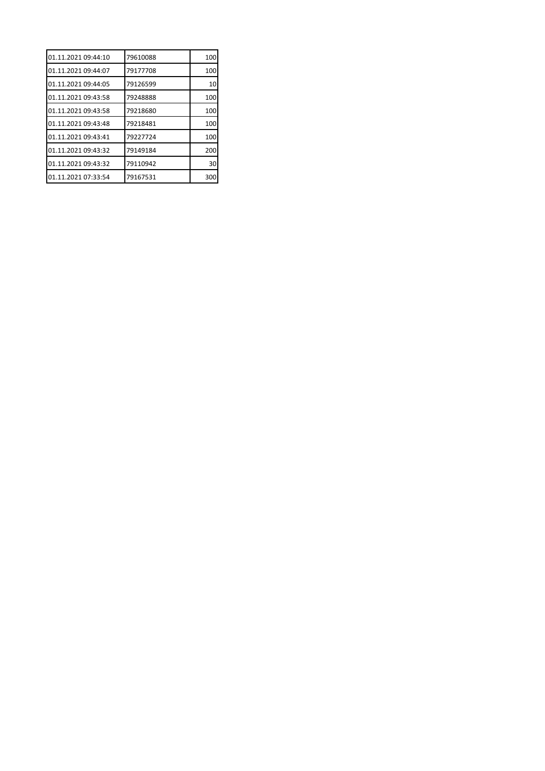| | | |
|---|---|---|
| 01.11.2021 09:44:10 | 79610088 | 100 |
| 01.11.2021 09:44:07 | 79177708 | 100 |
| 01.11.2021 09:44:05 | 79126599 | 10 |
| 01.11.2021 09:43:58 | 79248888 | 100 |
| 01.11.2021 09:43:58 | 79218680 | 100 |
| 01.11.2021 09:43:48 | 79218481 | 100 |
| 01.11.2021 09:43:41 | 79227724 | 100 |
| 01.11.2021 09:43:32 | 79149184 | 200 |
| 01.11.2021 09:43:32 | 79110942 | 30 |
| 01.11.2021 07:33:54 | 79167531 | 300 |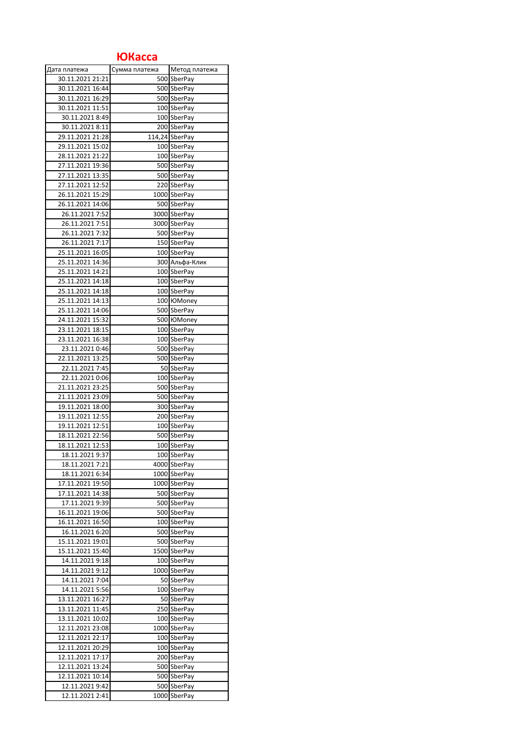# ЮКасса

| Дата платежа | Сумма платежа | Метод платежа |
|---|---|---|
| 30.11.2021 21:21 | 500 | SberPay |
| 30.11.2021 16:44 | 500 | SberPay |
| 30.11.2021 16:29 | 500 | SberPay |
| 30.11.2021 11:51 | 100 | SberPay |
| 30.11.2021 8:49 | 100 | SberPay |
| 30.11.2021 8:11 | 200 | SberPay |
| 29.11.2021 21:28 | 114,24 | SberPay |
| 29.11.2021 15:02 | 100 | SberPay |
| 28.11.2021 21:22 | 100 | SberPay |
| 27.11.2021 19:36 | 500 | SberPay |
| 27.11.2021 13:35 | 500 | SberPay |
| 27.11.2021 12:52 | 220 | SberPay |
| 26.11.2021 15:29 | 1000 | SberPay |
| 26.11.2021 14:06 | 500 | SberPay |
| 26.11.2021 7:52 | 3000 | SberPay |
| 26.11.2021 7:51 | 3000 | SberPay |
| 26.11.2021 7:32 | 500 | SberPay |
| 26.11.2021 7:17 | 150 | SberPay |
| 25.11.2021 16:05 | 100 | SberPay |
| 25.11.2021 14:36 | 300 | Альфа-Клик |
| 25.11.2021 14:21 | 100 | SberPay |
| 25.11.2021 14:18 | 100 | SberPay |
| 25.11.2021 14:18 | 100 | SberPay |
| 25.11.2021 14:13 | 100 | ЮMoney |
| 25.11.2021 14:06 | 500 | SberPay |
| 24.11.2021 15:32 | 500 | ЮMoney |
| 23.11.2021 18:15 | 100 | SberPay |
| 23.11.2021 16:38 | 100 | SberPay |
| 23.11.2021 0:46 | 500 | SberPay |
| 22.11.2021 13:25 | 500 | SberPay |
| 22.11.2021 7:45 | 50 | SberPay |
| 22.11.2021 0:06 | 100 | SberPay |
| 21.11.2021 23:25 | 500 | SberPay |
| 21.11.2021 23:09 | 500 | SberPay |
| 19.11.2021 18:00 | 300 | SberPay |
| 19.11.2021 12:55 | 200 | SberPay |
| 19.11.2021 12:51 | 100 | SberPay |
| 18.11.2021 22:56 | 500 | SberPay |
| 18.11.2021 12:53 | 100 | SberPay |
| 18.11.2021 9:37 | 100 | SberPay |
| 18.11.2021 7:21 | 4000 | SberPay |
| 18.11.2021 6:34 | 1000 | SberPay |
| 17.11.2021 19:50 | 1000 | SberPay |
| 17.11.2021 14:38 | 500 | SberPay |
| 17.11.2021 9:39 | 500 | SberPay |
| 16.11.2021 19:06 | 500 | SberPay |
| 16.11.2021 16:50 | 100 | SberPay |
| 16.11.2021 6:20 | 500 | SberPay |
| 15.11.2021 19:01 | 500 | SberPay |
| 15.11.2021 15:40 | 1500 | SberPay |
| 14.11.2021 9:18 | 100 | SberPay |
| 14.11.2021 9:12 | 1000 | SberPay |
| 14.11.2021 7:04 | 50 | SberPay |
| 14.11.2021 5:56 | 100 | SberPay |
| 13.11.2021 16:27 | 50 | SberPay |
| 13.11.2021 11:45 | 250 | SberPay |
| 13.11.2021 10:02 | 100 | SberPay |
| 12.11.2021 23:08 | 1000 | SberPay |
| 12.11.2021 22:17 | 100 | SberPay |
| 12.11.2021 20:29 | 100 | SberPay |
| 12.11.2021 17:17 | 200 | SberPay |
| 12.11.2021 13:24 | 500 | SberPay |
| 12.11.2021 10:14 | 500 | SberPay |
| 12.11.2021 9:42 | 500 | SberPay |
| 12.11.2021 2:41 | 1000 | SberPay |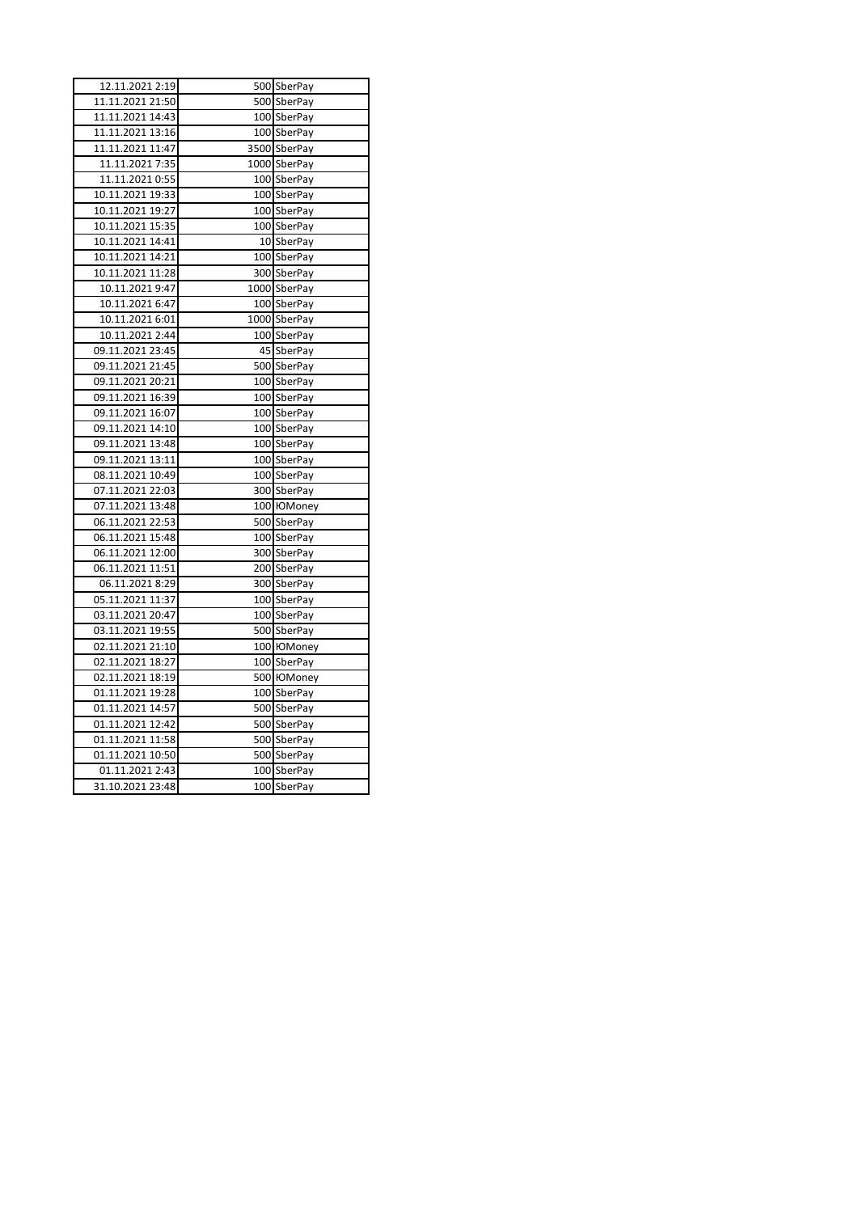| | | |
|---|---|---|
| 12.11.2021 2:19 | 500 | SberPay |
| 11.11.2021 21:50 | 500 | SberPay |
| 11.11.2021 14:43 | 100 | SberPay |
| 11.11.2021 13:16 | 100 | SberPay |
| 11.11.2021 11:47 | 3500 | SberPay |
| 11.11.2021 7:35 | 1000 | SberPay |
| 11.11.2021 0:55 | 100 | SberPay |
| 10.11.2021 19:33 | 100 | SberPay |
| 10.11.2021 19:27 | 100 | SberPay |
| 10.11.2021 15:35 | 100 | SberPay |
| 10.11.2021 14:41 | 10 | SberPay |
| 10.11.2021 14:21 | 100 | SberPay |
| 10.11.2021 11:28 | 300 | SberPay |
| 10.11.2021 9:47 | 1000 | SberPay |
| 10.11.2021 6:47 | 100 | SberPay |
| 10.11.2021 6:01 | 1000 | SberPay |
| 10.11.2021 2:44 | 100 | SberPay |
| 09.11.2021 23:45 | 45 | SberPay |
| 09.11.2021 21:45 | 500 | SberPay |
| 09.11.2021 20:21 | 100 | SberPay |
| 09.11.2021 16:39 | 100 | SberPay |
| 09.11.2021 16:07 | 100 | SberPay |
| 09.11.2021 14:10 | 100 | SberPay |
| 09.11.2021 13:48 | 100 | SberPay |
| 09.11.2021 13:11 | 100 | SberPay |
| 08.11.2021 10:49 | 100 | SberPay |
| 07.11.2021 22:03 | 300 | SberPay |
| 07.11.2021 13:48 | 100 | ЮMoney |
| 06.11.2021 22:53 | 500 | SberPay |
| 06.11.2021 15:48 | 100 | SberPay |
| 06.11.2021 12:00 | 300 | SberPay |
| 06.11.2021 11:51 | 200 | SberPay |
| 06.11.2021 8:29 | 300 | SberPay |
| 05.11.2021 11:37 | 100 | SberPay |
| 03.11.2021 20:47 | 100 | SberPay |
| 03.11.2021 19:55 | 500 | SberPay |
| 02.11.2021 21:10 | 100 | ЮMoney |
| 02.11.2021 18:27 | 100 | SberPay |
| 02.11.2021 18:19 | 500 | ЮMoney |
| 01.11.2021 19:28 | 100 | SberPay |
| 01.11.2021 14:57 | 500 | SberPay |
| 01.11.2021 12:42 | 500 | SberPay |
| 01.11.2021 11:58 | 500 | SberPay |
| 01.11.2021 10:50 | 500 | SberPay |
| 01.11.2021 2:43 | 100 | SberPay |
| 31.10.2021 23:48 | 100 | SberPay |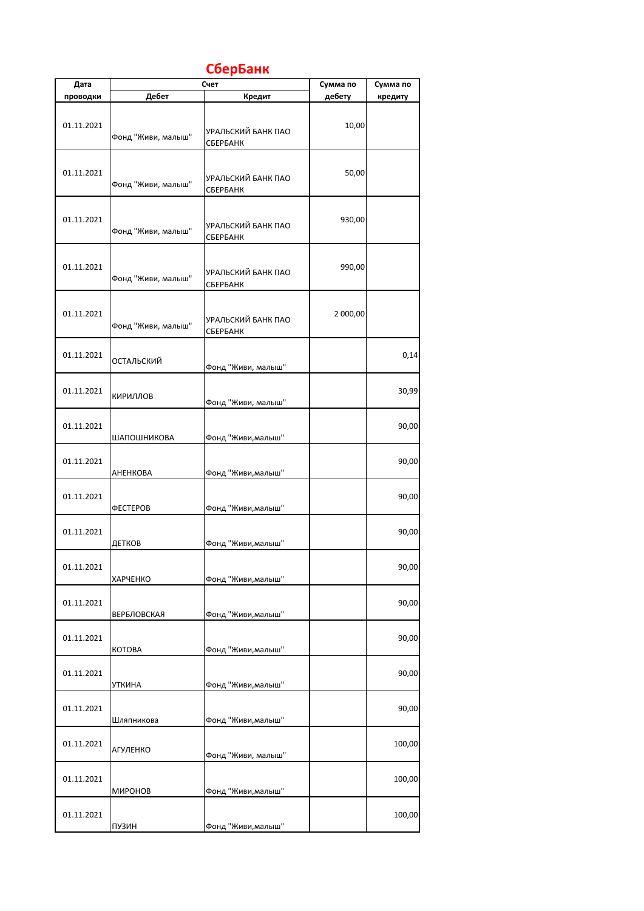# СберБанк

| Дата проводки | Счет | | Сумма по дебету | Сумма по кредиту |
|---|---|---|---|---|
| | Дебет | Кредит | | |
| 01.11.2021 | Фонд "Живи, малыш" | УРАЛЬСКИЙ БАНК ПАО СБЕРБАНК | 10,00 | |
| 01.11.2021 | Фонд "Живи, малыш" | УРАЛЬСКИЙ БАНК ПАО СБЕРБАНК | 50,00 | |
| 01.11.2021 | Фонд "Живи, малыш" | УРАЛЬСКИЙ БАНК ПАО СБЕРБАНК | 930,00 | |
| 01.11.2021 | Фонд "Живи, малыш" | УРАЛЬСКИЙ БАНК ПАО СБЕРБАНК | 990,00 | |
| 01.11.2021 | Фонд "Живи, малыш" | УРАЛЬСКИЙ БАНК ПАО СБЕРБАНК | 2 000,00 | |
| 01.11.2021 | ОСТАЛЬСКИЙ | Фонд "Живи, малыш" | | 0,14 |
| 01.11.2021 | КИРИЛЛОВ | Фонд "Живи, малыш" | | 30,99 |
| 01.11.2021 | ШАПОШНИКОВА | Фонд "Живи,малыш" | | 90,00 |
| 01.11.2021 | АНЕНКОВА | Фонд "Живи,малыш" | | 90,00 |
| 01.11.2021 | ФЕСТЕРОВ | Фонд "Живи,малыш" | | 90,00 |
| 01.11.2021 | ДЕТКОВ | Фонд "Живи,малыш" | | 90,00 |
| 01.11.2021 | ХАРЧЕНКО | Фонд "Живи,малыш" | | 90,00 |
| 01.11.2021 | ВЕРБЛОВСКАЯ | Фонд "Живи,малыш" | | 90,00 |
| 01.11.2021 | КОТОВА | Фонд "Живи,малыш" | | 90,00 |
| 01.11.2021 | УТКИНА | Фонд "Живи,малыш" | | 90,00 |
| 01.11.2021 | Шляпникова | Фонд "Живи,малыш" | | 90,00 |
| 01.11.2021 | АГУЛЕНКО | Фонд "Живи, малыш" | | 100,00 |
| 01.11.2021 | МИРОНОВ | Фонд "Живи,малыш" | | 100,00 |
| 01.11.2021 | ПУЗИН | Фонд "Живи,малыш" | | 100,00 |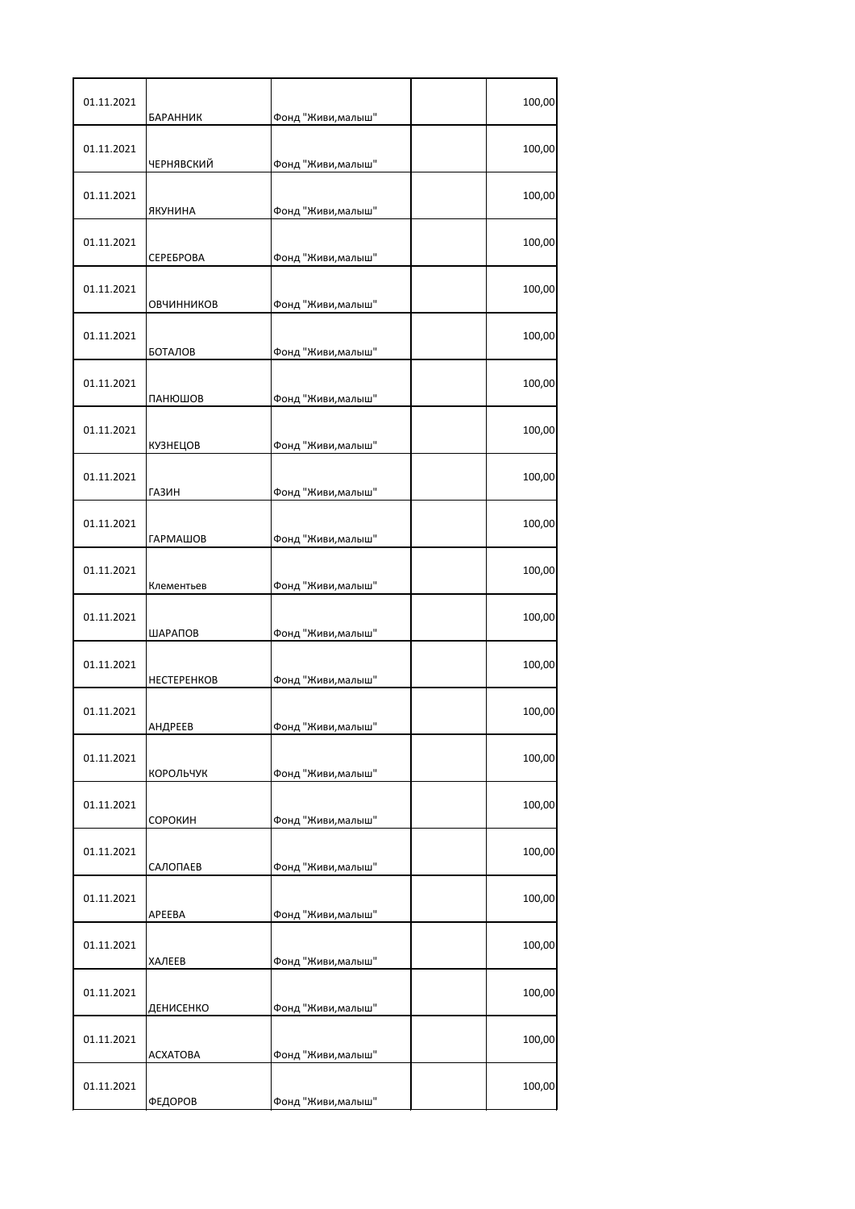| | | | | |
|---|---|---|---|---|
| 01.11.2021 | БАРАННИК | Фонд "Живи,малыш" | | 100,00 |
| 01.11.2021 | ЧЕРНЯВСКИЙ | Фонд "Живи,малыш" | | 100,00 |
| 01.11.2021 | ЯКУНИНА | Фонд "Живи,малыш" | | 100,00 |
| 01.11.2021 | СЕРЕБРОВА | Фонд "Живи,малыш" | | 100,00 |
| 01.11.2021 | ОВЧИННИКОВ | Фонд "Живи,малыш" | | 100,00 |
| 01.11.2021 | БОТАЛОВ | Фонд "Живи,малыш" | | 100,00 |
| 01.11.2021 | ПАНЮШОВ | Фонд "Живи,малыш" | | 100,00 |
| 01.11.2021 | КУЗНЕЦОВ | Фонд "Живи,малыш" | | 100,00 |
| 01.11.2021 | ГАЗИН | Фонд "Живи,малыш" | | 100,00 |
| 01.11.2021 | ГАРМАШОВ | Фонд "Живи,малыш" | | 100,00 |
| 01.11.2021 | Клементьев | Фонд "Живи,малыш" | | 100,00 |
| 01.11.2021 | ШАРАПОВ | Фонд "Живи,малыш" | | 100,00 |
| 01.11.2021 | НЕСТЕРЕНКОВ | Фонд "Живи,малыш" | | 100,00 |
| 01.11.2021 | АНДРЕЕВ | Фонд "Живи,малыш" | | 100,00 |
| 01.11.2021 | КОРОЛЬЧУК | Фонд "Живи,малыш" | | 100,00 |
| 01.11.2021 | СОРОКИН | Фонд "Живи,малыш" | | 100,00 |
| 01.11.2021 | САЛОПАЕВ | Фонд "Живи,малыш" | | 100,00 |
| 01.11.2021 | АРЕЕВА | Фонд "Живи,малыш" | | 100,00 |
| 01.11.2021 | ХАЛЕЕВ | Фонд "Живи,малыш" | | 100,00 |
| 01.11.2021 | ДЕНИСЕНКО | Фонд "Живи,малыш" | | 100,00 |
| 01.11.2021 | АСХАТОВА | Фонд "Живи,малыш" | | 100,00 |
| 01.11.2021 | ФЕДОРОВ | Фонд "Живи,малыш" | | 100,00 |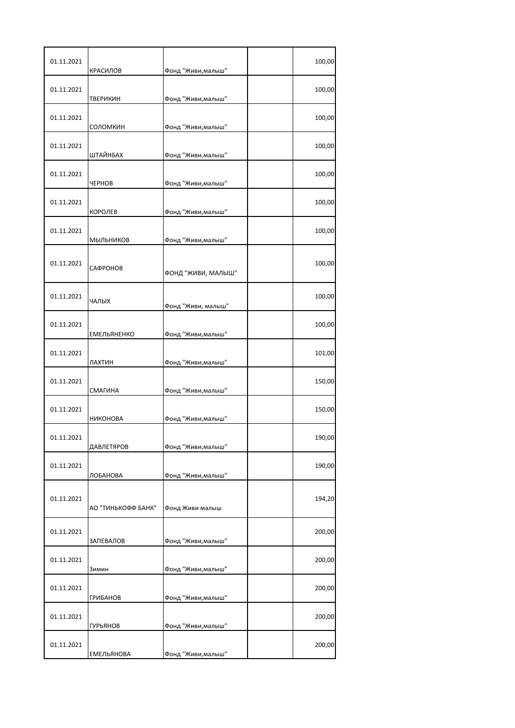| | | | | |
|---|---|---|---|---|
| 01.11.2021 | КРАСИЛОВ | Фонд "Живи,малыш" | | 100,00 |
| 01.11.2021 | ТВЕРИКИН | Фонд "Живи,малыш" | | 100,00 |
| 01.11.2021 | СОЛОМКИН | Фонд "Живи,малыш" | | 100,00 |
| 01.11.2021 | ШТАЙНБАХ | Фонд "Живи,малыш" | | 100,00 |
| 01.11.2021 | ЧЕРНОВ | Фонд "Живи,малыш" | | 100,00 |
| 01.11.2021 | КОРОЛЕВ | Фонд "Живи,малыш" | | 100,00 |
| 01.11.2021 | МЫЛЬНИКОВ | Фонд "Живи,малыш" | | 100,00 |
| 01.11.2021 | САФРОНОВ | ФОНД "ЖИВИ, МАЛЫШ" | | 100,00 |
| 01.11.2021 | ЧАЛЫХ | Фонд "Живи, малыш" | | 100,00 |
| 01.11.2021 | ЕМЕЛЬЯНЕНКО | Фонд "Живи,малыш" | | 100,00 |
| 01.11.2021 | ЛАХТИН | Фонд "Живи,малыш" | | 101,00 |
| 01.11.2021 | СМАГИНА | Фонд "Живи,малыш" | | 150,00 |
| 01.11.2021 | НИКОНОВА | Фонд "Живи,малыш" | | 150,00 |
| 01.11.2021 | ДАВЛЕТЯРОВ | Фонд "Живи,малыш" | | 190,00 |
| 01.11.2021 | ЛОБАНОВА | Фонд "Живи,малыш" | | 190,00 |
| 01.11.2021 | АО "ТИНЬКОФФ БАНК" | Фонд Живи малыш | | 194,20 |
| 01.11.2021 | ЗАПЕВАЛОВ | Фонд "Живи,малыш" | | 200,00 |
| 01.11.2021 | Зимин | Фонд "Живи,малыш" | | 200,00 |
| 01.11.2021 | ГРИБАНОВ | Фонд "Живи,малыш" | | 200,00 |
| 01.11.2021 | ГУРЬЯНОВ | Фонд "Живи,малыш" | | 200,00 |
| 01.11.2021 | ЕМЕЛЬЯНОВА | Фонд "Живи,малыш" | | 200,00 |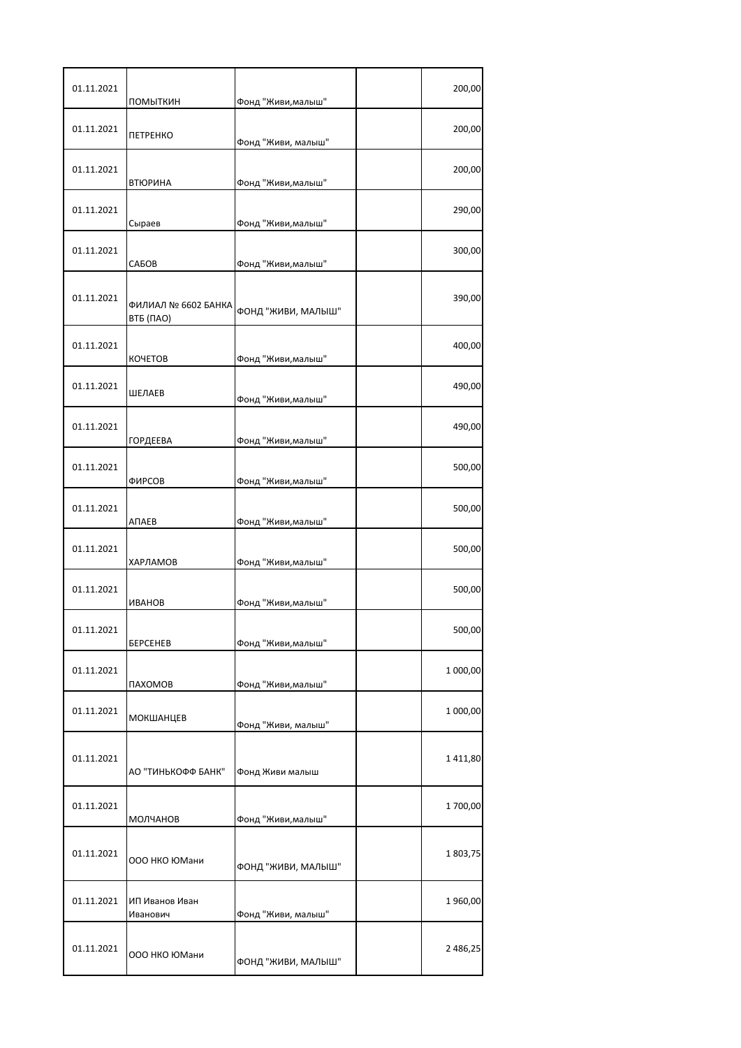| | | | | |
|---|---|---|---|---|
| 01.11.2021 | ПОМЫТКИН | Фонд "Живи,малыш" | | 200,00 |
| 01.11.2021 | ПЕТРЕНКО | Фонд "Живи, малыш" | | 200,00 |
| 01.11.2021 | ВТЮРИНА | Фонд "Живи,малыш" | | 200,00 |
| 01.11.2021 | Сыраев | Фонд "Живи,малыш" | | 290,00 |
| 01.11.2021 | САБОВ | Фонд "Живи,малыш" | | 300,00 |
| 01.11.2021 | ФИЛИАЛ № 6602 БАНКА ВТБ (ПАО) | ФОНД "ЖИВИ, МАЛЫШ" | | 390,00 |
| 01.11.2021 | КОЧЕТОВ | Фонд "Живи,малыш" | | 400,00 |
| 01.11.2021 | ШЕЛАЕВ | Фонд "Живи,малыш" | | 490,00 |
| 01.11.2021 | ГОРДЕЕВА | Фонд "Живи,малыш" | | 490,00 |
| 01.11.2021 | ФИРСОВ | Фонд "Живи,малыш" | | 500,00 |
| 01.11.2021 | АПАЕВ | Фонд "Живи,малыш" | | 500,00 |
| 01.11.2021 | ХАРЛАМОВ | Фонд "Живи,малыш" | | 500,00 |
| 01.11.2021 | ИВАНОВ | Фонд "Живи,малыш" | | 500,00 |
| 01.11.2021 | БЕРСЕНЕВ | Фонд "Живи,малыш" | | 500,00 |
| 01.11.2021 | ПАХОМОВ | Фонд "Живи,малыш" | | 1 000,00 |
| 01.11.2021 | МОКШАНЦЕВ | Фонд "Живи, малыш" | | 1 000,00 |
| 01.11.2021 | АО "ТИНЬКОФФ БАНК" | Фонд Живи малыш | | 1 411,80 |
| 01.11.2021 | МОЛЧАНОВ | Фонд "Живи,малыш" | | 1 700,00 |
| 01.11.2021 | ООО НКО ЮМани | ФОНД "ЖИВИ, МАЛЫШ" | | 1 803,75 |
| 01.11.2021 | ИП Иванов Иван Иванович | Фонд "Живи, малыш" | | 1 960,00 |
| 01.11.2021 | ООО НКО ЮМани | ФОНД "ЖИВИ, МАЛЫШ" | | 2 486,25 |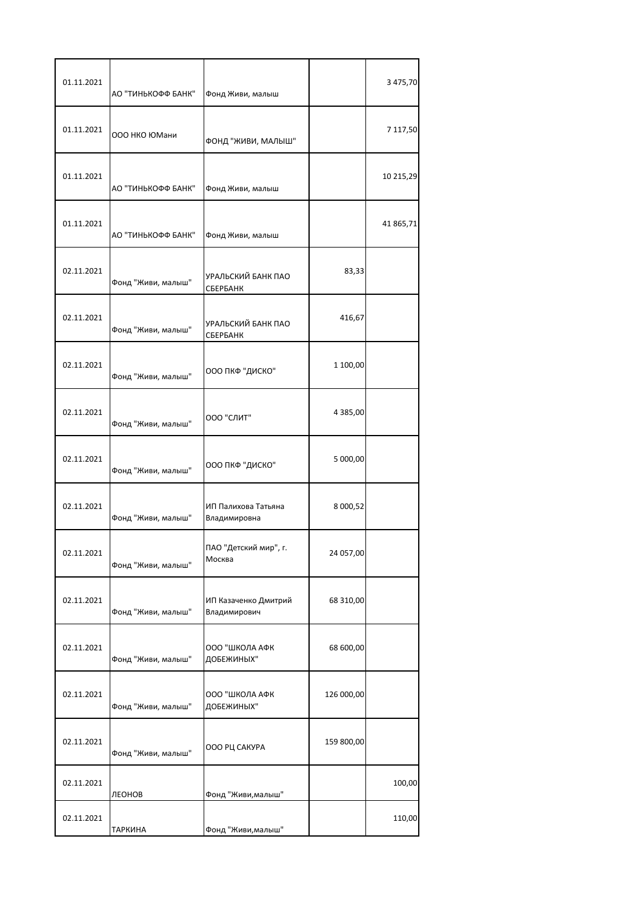| | | | | |
|---|---|---|---|---|
| 01.11.2021 | АО "ТИНЬКОФФ БАНК" | Фонд Живи, малыш | | 3 475,70 |
| 01.11.2021 | ООО НКО ЮМани | ФОНД "ЖИВИ, МАЛЫШ" | | 7 117,50 |
| 01.11.2021 | АО "ТИНЬКОФФ БАНК" | Фонд Живи, малыш | | 10 215,29 |
| 01.11.2021 | АО "ТИНЬКОФФ БАНК" | Фонд Живи, малыш | | 41 865,71 |
| 02.11.2021 | Фонд "Живи, малыш" | УРАЛЬСКИЙ БАНК ПАО СБЕРБАНК | 83,33 | |
| 02.11.2021 | Фонд "Живи, малыш" | УРАЛЬСКИЙ БАНК ПАО СБЕРБАНК | 416,67 | |
| 02.11.2021 | Фонд "Живи, малыш" | ООО ПКФ "ДИСКО" | 1 100,00 | |
| 02.11.2021 | Фонд "Живи, малыш" | ООО "СЛИТ" | 4 385,00 | |
| 02.11.2021 | Фонд "Живи, малыш" | ООО ПКФ "ДИСКО" | 5 000,00 | |
| 02.11.2021 | Фонд "Живи, малыш" | ИП Палихова Татьяна Владимировна | 8 000,52 | |
| 02.11.2021 | Фонд "Живи, малыш" | ПАО "Детский мир", г. Москва | 24 057,00 | |
| 02.11.2021 | Фонд "Живи, малыш" | ИП Казаченко Дмитрий Владимирович | 68 310,00 | |
| 02.11.2021 | Фонд "Живи, малыш" | ООО "ШКОЛА АФК ДОБЕЖИНЫХ" | 68 600,00 | |
| 02.11.2021 | Фонд "Живи, малыш" | ООО "ШКОЛА АФК ДОБЕЖИНЫХ" | 126 000,00 | |
| 02.11.2021 | Фонд "Живи, малыш" | ООО РЦ САКУРА | 159 800,00 | |
| 02.11.2021 | ЛЕОНОВ | Фонд "Живи,малыш" | | 100,00 |
| 02.11.2021 | ТАРКИНА | Фонд "Живи,малыш" | | 110,00 |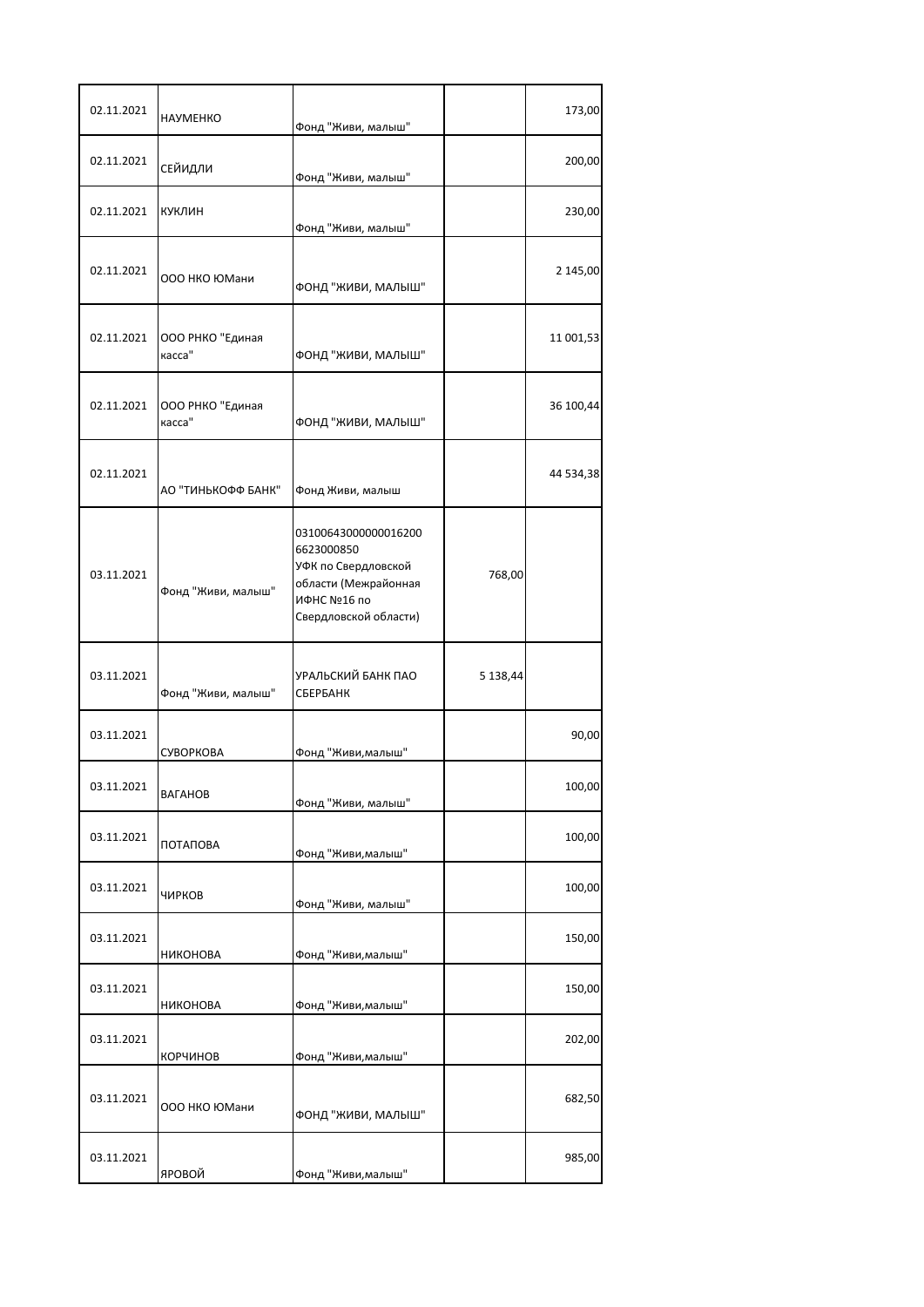| | | | | |
|---|---|---|---|---|
| 02.11.2021 | НАУМЕНКО | Фонд "Живи, малыш" | | 173,00 |
| 02.11.2021 | СЕЙИДЛИ | Фонд "Живи, малыш" | | 200,00 |
| 02.11.2021 | КУКЛИН | Фонд "Живи, малыш" | | 230,00 |
| 02.11.2021 | ООО НКО ЮМани | ФОНД "ЖИВИ, МАЛЫШ" | | 2 145,00 |
| 02.11.2021 | ООО РНКО "Единая касса" | ФОНД "ЖИВИ, МАЛЫШ" | | 11 001,53 |
| 02.11.2021 | ООО РНКО "Единая касса" | ФОНД "ЖИВИ, МАЛЫШ" | | 36 100,44 |
| 02.11.2021 | АО "ТИНЬКОФФ БАНК" | Фонд Живи, малыш | | 44 534,38 |
| 03.11.2021 | Фонд "Живи, малыш" | 03100643000000016200 6623000850 УФК по Свердловской области (Межрайонная ИФНС №16 по Свердловской области) | 768,00 | |
| 03.11.2021 | Фонд "Живи, малыш" | УРАЛЬСКИЙ БАНК ПАО СБЕРБАНК | 5 138,44 | |
| 03.11.2021 | СУВОРКОВА | Фонд "Живи,малыш" | | 90,00 |
| 03.11.2021 | ВАГАНОВ | Фонд "Живи, малыш" | | 100,00 |
| 03.11.2021 | ПОТАПОВА | Фонд "Живи,малыш" | | 100,00 |
| 03.11.2021 | ЧИРКОВ | Фонд "Живи, малыш" | | 100,00 |
| 03.11.2021 | НИКОНОВА | Фонд "Живи,малыш" | | 150,00 |
| 03.11.2021 | НИКОНОВА | Фонд "Живи,малыш" | | 150,00 |
| 03.11.2021 | КОРЧИНОВ | Фонд "Живи,малыш" | | 202,00 |
| 03.11.2021 | ООО НКО ЮМани | ФОНД "ЖИВИ, МАЛЫШ" | | 682,50 |
| 03.11.2021 | ЯРОВОЙ | Фонд "Живи,малыш" | | 985,00 |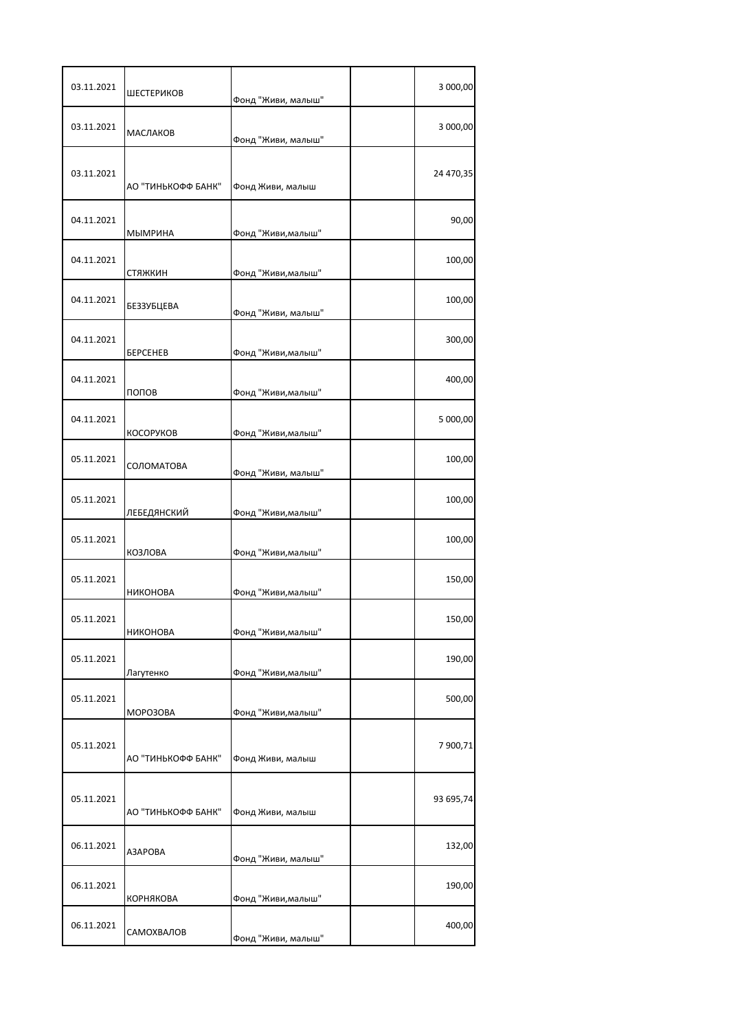| | | | | |
|---|---|---|---|---|
| 03.11.2021 | ШЕСТЕРИКОВ | Фонд "Живи, малыш" | | 3 000,00 |
| 03.11.2021 | МАСЛАКОВ | Фонд "Живи, малыш" | | 3 000,00 |
| 03.11.2021 | АО "ТИНЬКОФФ БАНК" | Фонд Живи, малыш | | 24 470,35 |
| 04.11.2021 | МЫМРИНА | Фонд "Живи,малыш" | | 90,00 |
| 04.11.2021 | СТЯЖКИН | Фонд "Живи,малыш" | | 100,00 |
| 04.11.2021 | БЕЗЗУБЦЕВА | Фонд "Живи, малыш" | | 100,00 |
| 04.11.2021 | БЕРСЕНЕВ | Фонд "Живи,малыш" | | 300,00 |
| 04.11.2021 | ПОПОВ | Фонд "Живи,малыш" | | 400,00 |
| 04.11.2021 | КОСОРУКОВ | Фонд "Живи,малыш" | | 5 000,00 |
| 05.11.2021 | СОЛОМАТОВА | Фонд "Живи, малыш" | | 100,00 |
| 05.11.2021 | ЛЕБЕДЯНСКИЙ | Фонд "Живи,малыш" | | 100,00 |
| 05.11.2021 | КОЗЛОВА | Фонд "Живи,малыш" | | 100,00 |
| 05.11.2021 | НИКОНОВА | Фонд "Живи,малыш" | | 150,00 |
| 05.11.2021 | НИКОНОВА | Фонд "Живи,малыш" | | 150,00 |
| 05.11.2021 | Лагутенко | Фонд "Живи,малыш" | | 190,00 |
| 05.11.2021 | МОРОЗОВА | Фонд "Живи,малыш" | | 500,00 |
| 05.11.2021 | АО "ТИНЬКОФФ БАНК" | Фонд Живи, малыш | | 7 900,71 |
| 05.11.2021 | АО "ТИНЬКОФФ БАНК" | Фонд Живи, малыш | | 93 695,74 |
| 06.11.2021 | АЗАРОВА | Фонд "Живи, малыш" | | 132,00 |
| 06.11.2021 | КОРНЯКОВА | Фонд "Живи,малыш" | | 190,00 |
| 06.11.2021 | САМОХВАЛОВ | Фонд "Живи, малыш" | | 400,00 |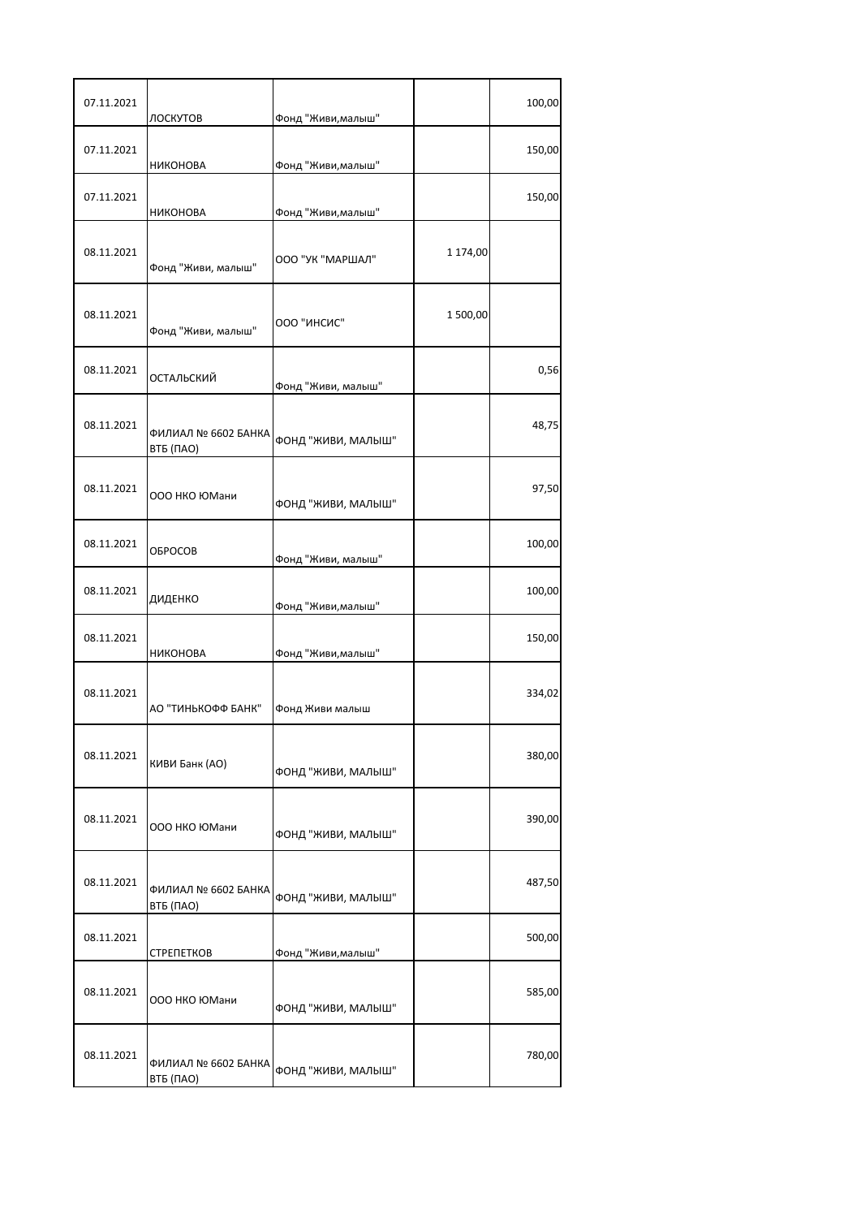| | | | | |
|---|---|---|---|---|
| 07.11.2021 | ЛОСКУТОВ | Фонд "Живи,малыш" | | 100,00 |
| 07.11.2021 | НИКОНОВА | Фонд "Живи,малыш" | | 150,00 |
| 07.11.2021 | НИКОНОВА | Фонд "Живи,малыш" | | 150,00 |
| 08.11.2021 | Фонд "Живи, малыш" | ООО "УК "МАРШАЛ" | 1 174,00 | |
| 08.11.2021 | Фонд "Живи, малыш" | ООО "ИНСИС" | 1 500,00 | |
| 08.11.2021 | ОСТАЛЬСКИЙ | Фонд "Живи, малыш" | | 0,56 |
| 08.11.2021 | ФИЛИАЛ № 6602 БАНКА ВТБ (ПАО) | ФОНД "ЖИВИ, МАЛЫШ" | | 48,75 |
| 08.11.2021 | ООО НКО ЮМани | ФОНД "ЖИВИ, МАЛЫШ" | | 97,50 |
| 08.11.2021 | ОБРОСОВ | Фонд "Живи, малыш" | | 100,00 |
| 08.11.2021 | ДИДЕНКО | Фонд "Живи,малыш" | | 100,00 |
| 08.11.2021 | НИКОНОВА | Фонд "Живи,малыш" | | 150,00 |
| 08.11.2021 | АО "ТИНЬКОФФ БАНК" | Фонд Живи малыш | | 334,02 |
| 08.11.2021 | КИВИ Банк (АО) | ФОНД "ЖИВИ, МАЛЫШ" | | 380,00 |
| 08.11.2021 | ООО НКО ЮМани | ФОНД "ЖИВИ, МАЛЫШ" | | 390,00 |
| 08.11.2021 | ФИЛИАЛ № 6602 БАНКА ВТБ (ПАО) | ФОНД "ЖИВИ, МАЛЫШ" | | 487,50 |
| 08.11.2021 | СТРЕПЕТКОВ | Фонд "Живи,малыш" | | 500,00 |
| 08.11.2021 | ООО НКО ЮМани | ФОНД "ЖИВИ, МАЛЫШ" | | 585,00 |
| 08.11.2021 | ФИЛИАЛ № 6602 БАНКА ВТБ (ПАО) | ФОНД "ЖИВИ, МАЛЫШ" | | 780,00 |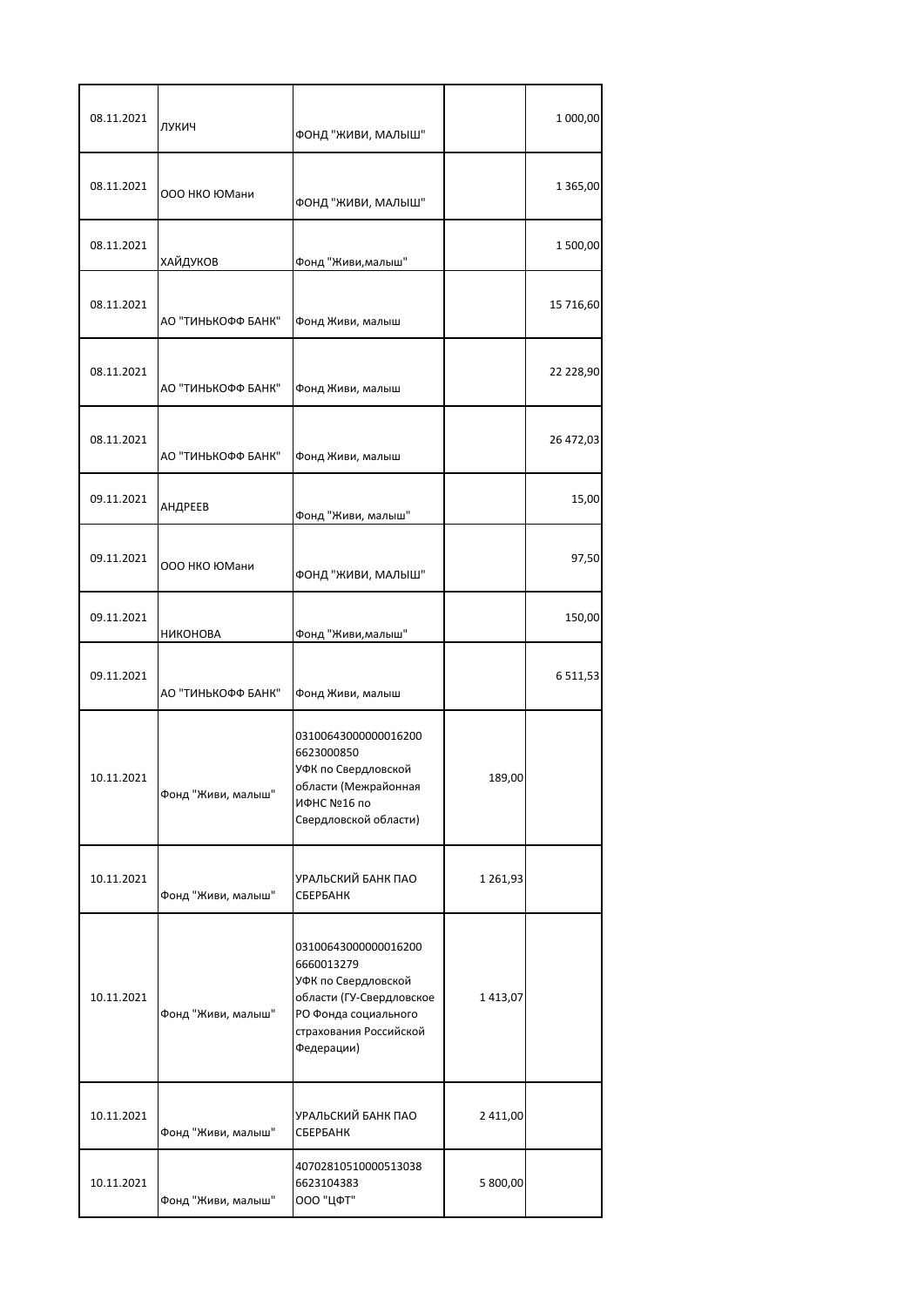| | | | | |
|---|---|---|---|---|
| 08.11.2021 | ЛУКИЧ | ФОНД "ЖИВИ, МАЛЫШ" | | 1 000,00 |
| 08.11.2021 | ООО НКО ЮМани | ФОНД "ЖИВИ, МАЛЫШ" | | 1 365,00 |
| 08.11.2021 | ХАЙДУКОВ | Фонд "Живи,малыш" | | 1 500,00 |
| 08.11.2021 | АО "ТИНЬКОФФ БАНК" | Фонд Живи, малыш | | 15 716,60 |
| 08.11.2021 | АО "ТИНЬКОФФ БАНК" | Фонд Живи, малыш | | 22 228,90 |
| 08.11.2021 | АО "ТИНЬКОФФ БАНК" | Фонд Живи, малыш | | 26 472,03 |
| 09.11.2021 | АНДРЕЕВ | Фонд "Живи, малыш" | | 15,00 |
| 09.11.2021 | ООО НКО ЮМани | ФОНД "ЖИВИ, МАЛЫШ" | | 97,50 |
| 09.11.2021 | НИКОНОВА | Фонд "Живи,малыш" | | 150,00 |
| 09.11.2021 | АО "ТИНЬКОФФ БАНК" | Фонд Живи, малыш | | 6 511,53 |
| 10.11.2021 | Фонд "Живи, малыш" | 03100643000000016200 6623000850 УФК по Свердловской области (Межрайонная ИФНС №16 по Свердловской области) | 189,00 | |
| 10.11.2021 | Фонд "Живи, малыш" | УРАЛЬСКИЙ БАНК ПАО СБЕРБАНК | 1 261,93 | |
| 10.11.2021 | Фонд "Живи, малыш" | 03100643000000016200 6660013279 УФК по Свердловской области (ГУ-Свердловское РО Фонда социального страхования Российской Федерации) | 1 413,07 | |
| 10.11.2021 | Фонд "Живи, малыш" | УРАЛЬСКИЙ БАНК ПАО СБЕРБАНК | 2 411,00 | |
| 10.11.2021 | Фонд "Живи, малыш" | 40702810510000513038 6623104383 ООО "ЦФТ" | 5 800,00 | |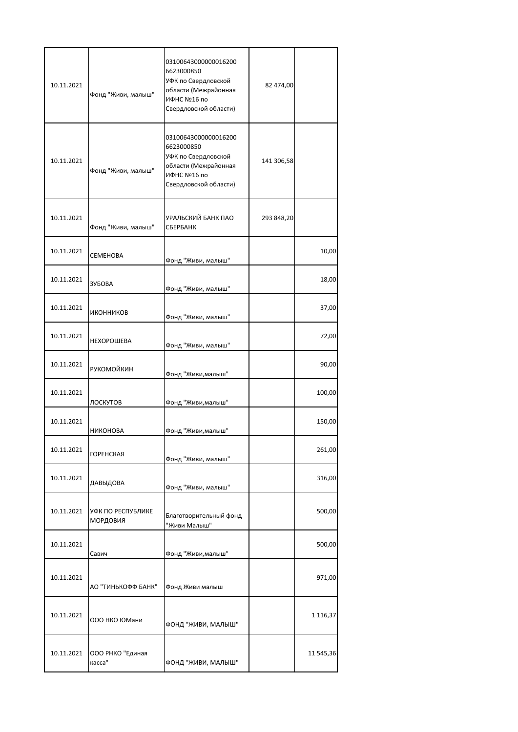| | | | | |
|---|---|---|---|---|
| 10.11.2021 | Фонд "Живи, малыш" | 03100643000000016200 6623000850 УФК по Свердловской области (Межрайонная ИФНС №16 по Свердловской области) | 82 474,00 | |
| 10.11.2021 | Фонд "Живи, малыш" | 03100643000000016200 6623000850 УФК по Свердловской области (Межрайонная ИФНС №16 по Свердловской области) | 141 306,58 | |
| 10.11.2021 | Фонд "Живи, малыш" | УРАЛЬСКИЙ БАНК ПАО СБЕРБАНК | 293 848,20 | |
| 10.11.2021 | СЕМЕНОВА | Фонд "Живи, малыш" | | 10,00 |
| 10.11.2021 | ЗУБОВА | Фонд "Живи, малыш" | | 18,00 |
| 10.11.2021 | ИКОННИКОВ | Фонд "Живи, малыш" | | 37,00 |
| 10.11.2021 | НЕХОРОШЕВА | Фонд "Живи, малыш" | | 72,00 |
| 10.11.2021 | РУКОМОЙКИН | Фонд "Живи,малыш" | | 90,00 |
| 10.11.2021 | ЛОСКУТОВ | Фонд "Живи,малыш" | | 100,00 |
| 10.11.2021 | НИКОНОВА | Фонд "Живи,малыш" | | 150,00 |
| 10.11.2021 | ГОРЕНСКАЯ | Фонд "Живи, малыш" | | 261,00 |
| 10.11.2021 | ДАВЫДОВА | Фонд "Живи, малыш" | | 316,00 |
| 10.11.2021 | УФК ПО РЕСПУБЛИКЕ МОРДОВИЯ | Благотворительный фонд "Живи Малыш" | | 500,00 |
| 10.11.2021 | Савич | Фонд "Живи,малыш" | | 500,00 |
| 10.11.2021 | АО "ТИНЬКОФФ БАНК" | Фонд Живи малыш | | 971,00 |
| 10.11.2021 | ООО НКО ЮМани | ФОНД "ЖИВИ, МАЛЫШ" | | 1 116,37 |
| 10.11.2021 | ООО РНКО "Единая касса" | ФОНД "ЖИВИ, МАЛЫШ" | | 11 545,36 |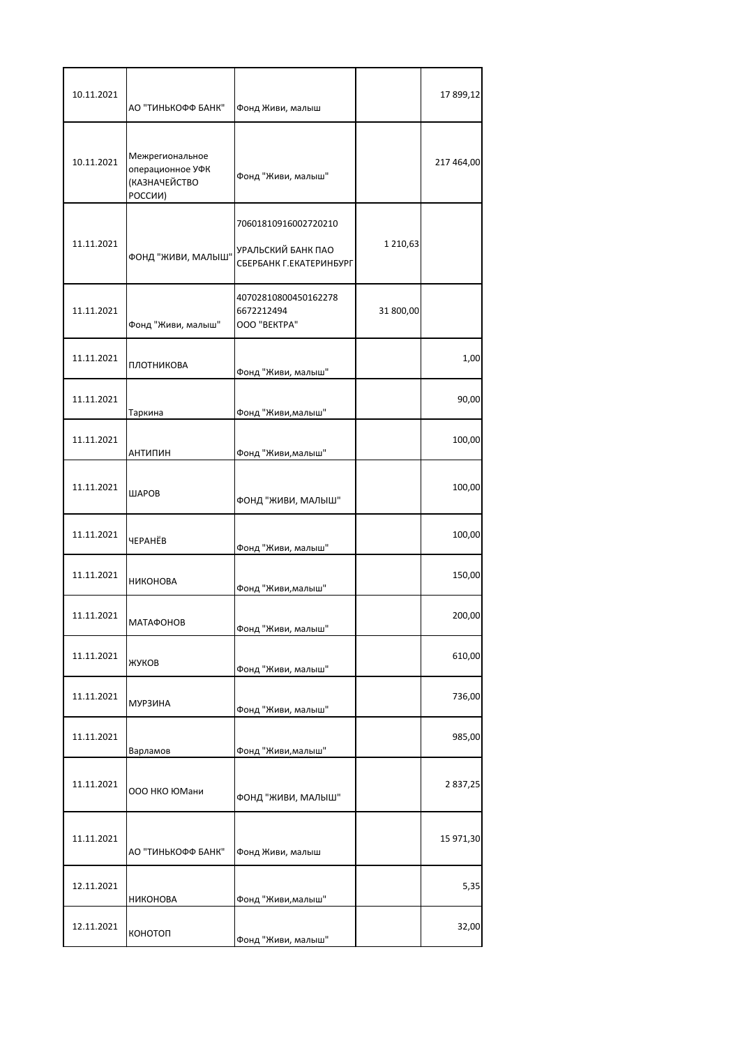| | | | | |
|---|---|---|---|---|
| 10.11.2021 | АО "ТИНЬКОФФ БАНК" | Фонд Живи, малыш | | 17 899,12 |
| 10.11.2021 | Межрегиональное операционное УФК (КАЗНАЧЕЙСТВО РОССИИ) | Фонд "Живи, малыш" | | 217 464,00 |
| 11.11.2021 | ФОНД "ЖИВИ, МАЛЫШ" | 70601810916002720210 УРАЛЬСКИЙ БАНК ПАО СБЕРБАНК Г.ЕКАТЕРИНБУРГ | 1 210,63 | |
| 11.11.2021 | Фонд "Живи, малыш" | 40702810800450162278 6672212494 ООО "ВЕКТРА" | 31 800,00 | |
| 11.11.2021 | ПЛОТНИКОВА | Фонд "Живи, малыш" | | 1,00 |
| 11.11.2021 | Таркина | Фонд "Живи,малыш" | | 90,00 |
| 11.11.2021 | АНТИПИН | Фонд "Живи,малыш" | | 100,00 |
| 11.11.2021 | ШАРОВ | ФОНД "ЖИВИ, МАЛЫШ" | | 100,00 |
| 11.11.2021 | ЧЕРАНЁВ | Фонд "Живи, малыш" | | 100,00 |
| 11.11.2021 | НИКОНОВА | Фонд "Живи,малыш" | | 150,00 |
| 11.11.2021 | МАТАФОНОВ | Фонд "Живи, малыш" | | 200,00 |
| 11.11.2021 | ЖУКОВ | Фонд "Живи, малыш" | | 610,00 |
| 11.11.2021 | МУРЗИНА | Фонд "Живи, малыш" | | 736,00 |
| 11.11.2021 | Варламов | Фонд "Живи,малыш" | | 985,00 |
| 11.11.2021 | ООО НКО ЮМани | ФОНД "ЖИВИ, МАЛЫШ" | | 2 837,25 |
| 11.11.2021 | АО "ТИНЬКОФФ БАНК" | Фонд Живи, малыш | | 15 971,30 |
| 12.11.2021 | НИКОНОВА | Фонд "Живи,малыш" | | 5,35 |
| 12.11.2021 | КОНОТОП | Фонд "Живи, малыш" | | 32,00 |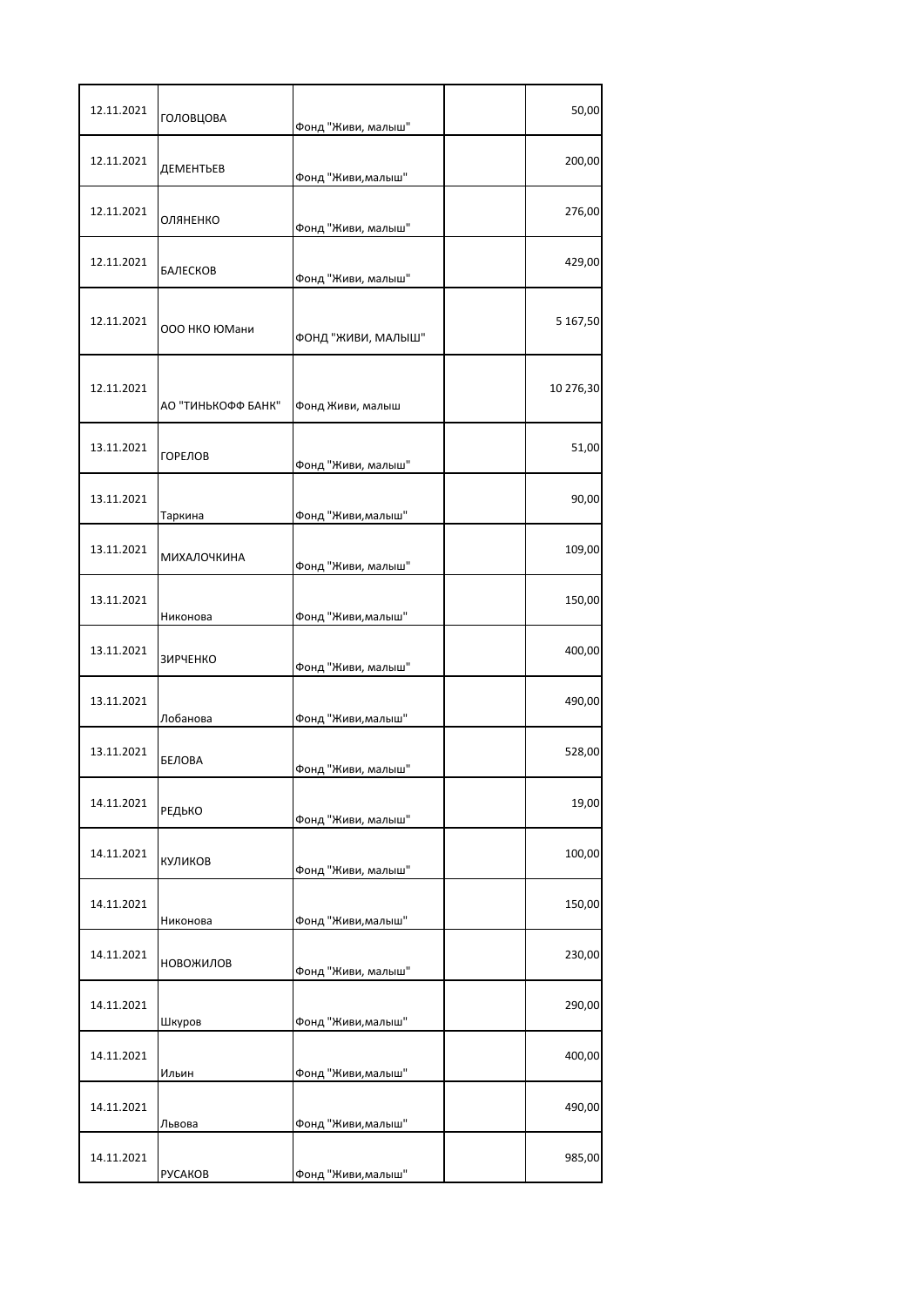| | | | | |
|---|---|---|---|---|
| 12.11.2021 | ГОЛОВЦОВА | Фонд "Живи, малыш" | | 50,00 |
| 12.11.2021 | ДЕМЕНТЬЕВ | Фонд "Живи,малыш" | | 200,00 |
| 12.11.2021 | ОЛЯНЕНКО | Фонд "Живи, малыш" | | 276,00 |
| 12.11.2021 | БАЛЕСКОВ | Фонд "Живи, малыш" | | 429,00 |
| 12.11.2021 | ООО НКО ЮМани | ФОНД "ЖИВИ, МАЛЫШ" | | 5 167,50 |
| 12.11.2021 | АО "ТИНЬКОФФ БАНК" | Фонд Живи, малыш | | 10 276,30 |
| 13.11.2021 | ГОРЕЛОВ | Фонд "Живи, малыш" | | 51,00 |
| 13.11.2021 | Таркина | Фонд "Живи,малыш" | | 90,00 |
| 13.11.2021 | МИХАЛОЧКИНА | Фонд "Живи, малыш" | | 109,00 |
| 13.11.2021 | Никонова | Фонд "Живи,малыш" | | 150,00 |
| 13.11.2021 | ЗИРЧЕНКО | Фонд "Живи, малыш" | | 400,00 |
| 13.11.2021 | Лобанова | Фонд "Живи,малыш" | | 490,00 |
| 13.11.2021 | БЕЛОВА | Фонд "Живи, малыш" | | 528,00 |
| 14.11.2021 | РЕДЬКО | Фонд "Живи, малыш" | | 19,00 |
| 14.11.2021 | КУЛИКОВ | Фонд "Живи, малыш" | | 100,00 |
| 14.11.2021 | Никонова | Фонд "Живи,малыш" | | 150,00 |
| 14.11.2021 | НОВОЖИЛОВ | Фонд "Живи, малыш" | | 230,00 |
| 14.11.2021 | Шкуров | Фонд "Живи,малыш" | | 290,00 |
| 14.11.2021 | Ильин | Фонд "Живи,малыш" | | 400,00 |
| 14.11.2021 | Львова | Фонд "Живи,малыш" | | 490,00 |
| 14.11.2021 | РУСАКОВ | Фонд "Живи,малыш" | | 985,00 |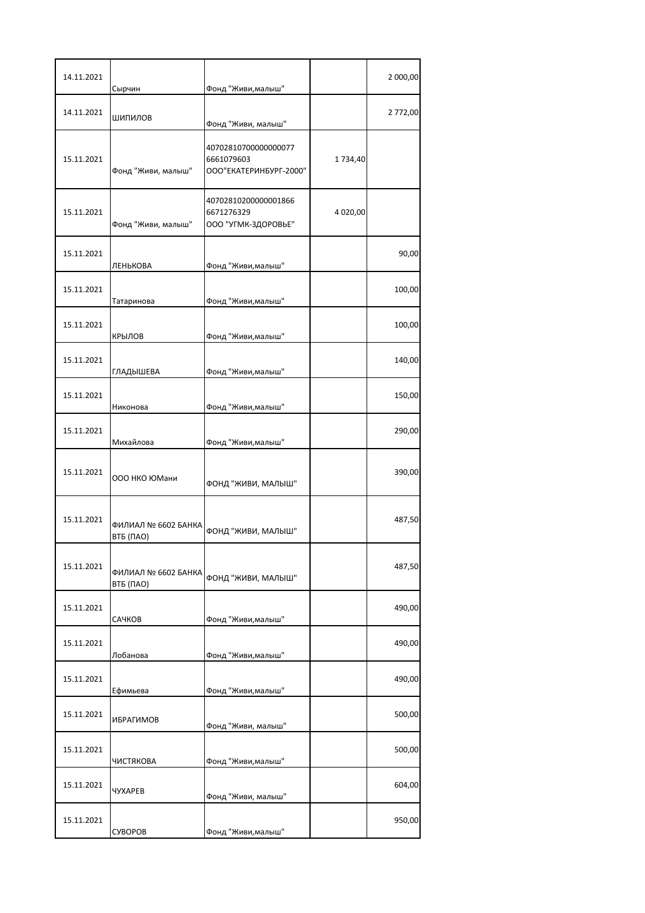| | | | | |
|---|---|---|---|---|
| 14.11.2021 | Сырчин | Фонд "Живи,малыш" | | 2 000,00 |
| 14.11.2021 | ШИПИЛОВ | Фонд "Живи, малыш" | | 2 772,00 |
| 15.11.2021 | Фонд "Живи, малыш" | 40702810700000000077 6661079603 ООО"ЕКАТЕРИНБУРГ-2000" | 1 734,40 | |
| 15.11.2021 | Фонд "Живи, малыш" | 40702810200000001866 6671276329 ООО "УГМК-ЗДОРОВЬЕ" | 4 020,00 | |
| 15.11.2021 | ЛЕНЬКОВА | Фонд "Живи,малыш" | | 90,00 |
| 15.11.2021 | Татаринова | Фонд "Живи,малыш" | | 100,00 |
| 15.11.2021 | КРЫЛОВ | Фонд "Живи,малыш" | | 100,00 |
| 15.11.2021 | ГЛАДЫШЕВА | Фонд "Живи,малыш" | | 140,00 |
| 15.11.2021 | Никонова | Фонд "Живи,малыш" | | 150,00 |
| 15.11.2021 | Михайлова | Фонд "Живи,малыш" | | 290,00 |
| 15.11.2021 | ООО НКО ЮМани | ФОНД "ЖИВИ, МАЛЫШ" | | 390,00 |
| 15.11.2021 | ФИЛИАЛ № 6602 БАНКА ВТБ (ПАО) | ФОНД "ЖИВИ, МАЛЫШ" | | 487,50 |
| 15.11.2021 | ФИЛИАЛ № 6602 БАНКА ВТБ (ПАО) | ФОНД "ЖИВИ, МАЛЫШ" | | 487,50 |
| 15.11.2021 | САЧКОВ | Фонд "Живи,малыш" | | 490,00 |
| 15.11.2021 | Лобанова | Фонд "Живи,малыш" | | 490,00 |
| 15.11.2021 | Ефимьева | Фонд "Живи,малыш" | | 490,00 |
| 15.11.2021 | ИБРАГИМОВ | Фонд "Живи, малыш" | | 500,00 |
| 15.11.2021 | ЧИСТЯКОВА | Фонд "Живи,малыш" | | 500,00 |
| 15.11.2021 | ЧУХАРЕВ | Фонд "Живи, малыш" | | 604,00 |
| 15.11.2021 | СУВОРОВ | Фонд "Живи,малыш" | | 950,00 |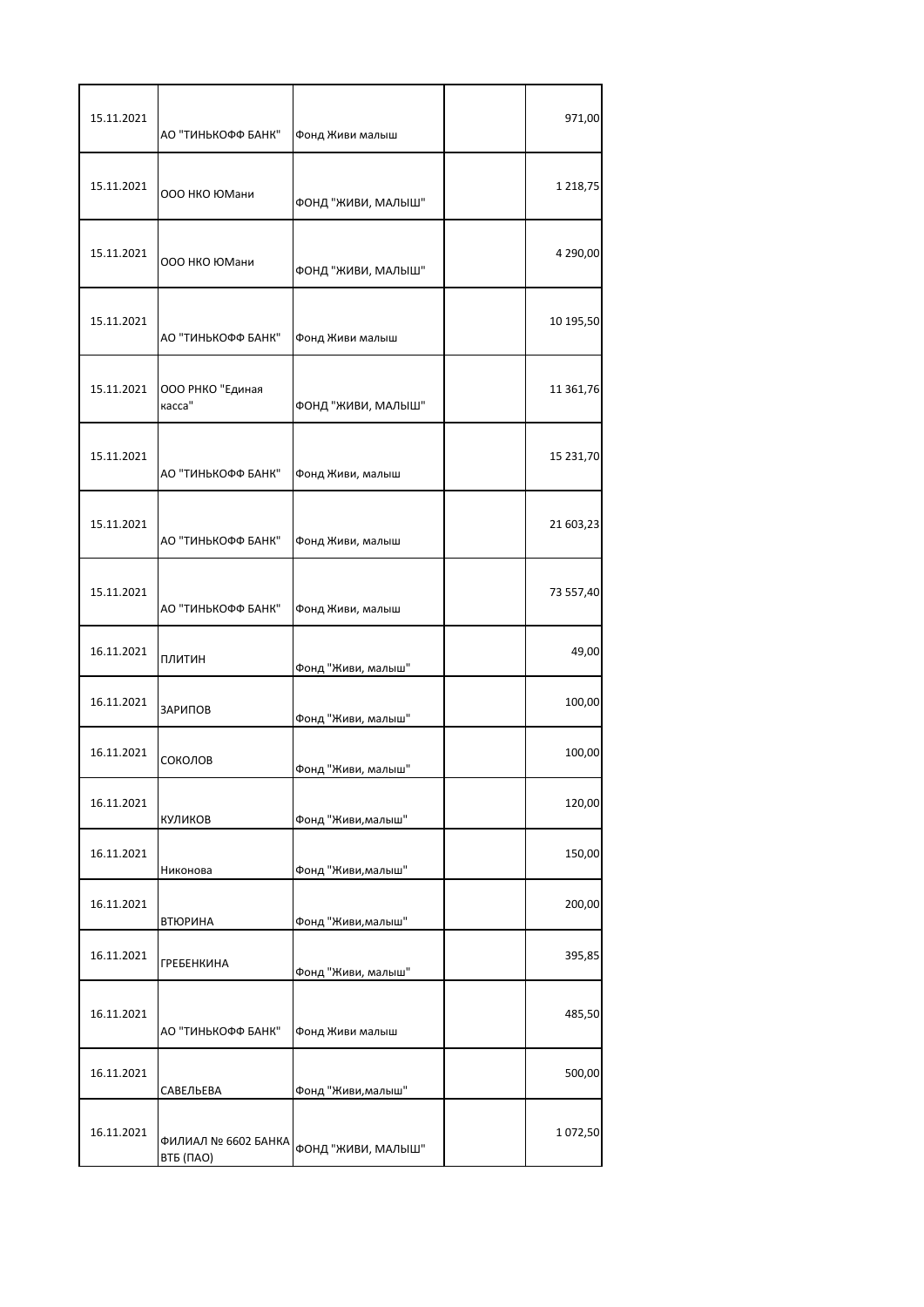| | | | | |
|---|---|---|---|---|
| 15.11.2021 | АО "ТИНЬКОФФ БАНК" | Фонд Живи малыш | | 971,00 |
| 15.11.2021 | ООО НКО ЮМани | ФОНД "ЖИВИ, МАЛЫШ" | | 1 218,75 |
| 15.11.2021 | ООО НКО ЮМани | ФОНД "ЖИВИ, МАЛЫШ" | | 4 290,00 |
| 15.11.2021 | АО "ТИНЬКОФФ БАНК" | Фонд Живи малыш | | 10 195,50 |
| 15.11.2021 | ООО РНКО "Единая касса" | ФОНД "ЖИВИ, МАЛЫШ" | | 11 361,76 |
| 15.11.2021 | АО "ТИНЬКОФФ БАНК" | Фонд Живи, малыш | | 15 231,70 |
| 15.11.2021 | АО "ТИНЬКОФФ БАНК" | Фонд Живи, малыш | | 21 603,23 |
| 15.11.2021 | АО "ТИНЬКОФФ БАНК" | Фонд Живи, малыш | | 73 557,40 |
| 16.11.2021 | ПЛИТИН | Фонд "Живи, малыш" | | 49,00 |
| 16.11.2021 | ЗАРИПОВ | Фонд "Живи, малыш" | | 100,00 |
| 16.11.2021 | СОКОЛОВ | Фонд "Живи, малыш" | | 100,00 |
| 16.11.2021 | КУЛИКОВ | Фонд "Живи,малыш" | | 120,00 |
| 16.11.2021 | Никонова | Фонд "Живи,малыш" | | 150,00 |
| 16.11.2021 | ВТЮРИНА | Фонд "Живи,малыш" | | 200,00 |
| 16.11.2021 | ГРЕБЕНКИНА | Фонд "Живи, малыш" | | 395,85 |
| 16.11.2021 | АО "ТИНЬКОФФ БАНК" | Фонд Живи малыш | | 485,50 |
| 16.11.2021 | САВЕЛЬЕВА | Фонд "Живи,малыш" | | 500,00 |
| 16.11.2021 | ФИЛИАЛ № 6602 БАНКА ВТБ (ПАО) | ФОНД "ЖИВИ, МАЛЫШ" | | 1 072,50 |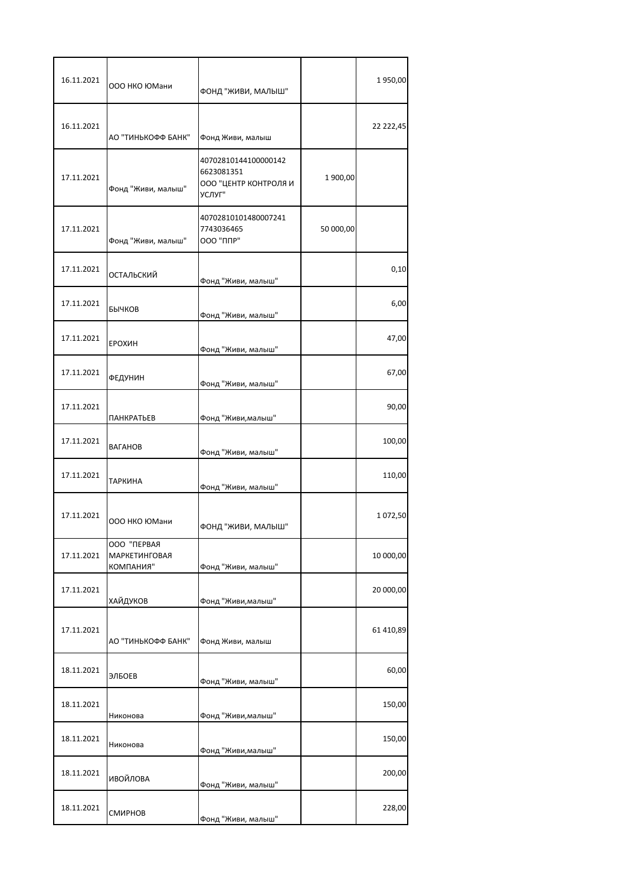| | | | | |
|---|---|---|---|---|
| 16.11.2021 | ООО НКО ЮМани | ФОНД "ЖИВИ, МАЛЫШ" | | 1 950,00 |
| 16.11.2021 | АО "ТИНЬКОФФ БАНК" | Фонд Живи, малыш | | 22 222,45 |
| 17.11.2021 | Фонд "Живи, малыш" | 40702810144100000142 6623081351 ООО "ЦЕНТР КОНТРОЛЯ И УСЛУГ" | 1 900,00 | |
| 17.11.2021 | Фонд "Живи, малыш" | 40702810101480007241 7743036465 ООО "ППР" | 50 000,00 | |
| 17.11.2021 | ОСТАЛЬСКИЙ | Фонд "Живи, малыш" | | 0,10 |
| 17.11.2021 | БЫЧКОВ | Фонд "Живи, малыш" | | 6,00 |
| 17.11.2021 | ЕРОХИН | Фонд "Живи, малыш" | | 47,00 |
| 17.11.2021 | ФЕДУНИН | Фонд "Живи, малыш" | | 67,00 |
| 17.11.2021 | ПАНКРАТЬЕВ | Фонд "Живи,малыш" | | 90,00 |
| 17.11.2021 | ВАГАНОВ | Фонд "Живи, малыш" | | 100,00 |
| 17.11.2021 | ТАРКИНА | Фонд "Живи, малыш" | | 110,00 |
| 17.11.2021 | ООО НКО ЮМани | ФОНД "ЖИВИ, МАЛЫШ" | | 1 072,50 |
| 17.11.2021 | ООО "ПЕРВАЯ МАРКЕТИНГОВАЯ КОМПАНИЯ" | Фонд "Живи, малыш" | | 10 000,00 |
| 17.11.2021 | ХАЙДУКОВ | Фонд "Живи,малыш" | | 20 000,00 |
| 17.11.2021 | АО "ТИНЬКОФФ БАНК" | Фонд Живи, малыш | | 61 410,89 |
| 18.11.2021 | ЭЛБОЕВ | Фонд "Живи, малыш" | | 60,00 |
| 18.11.2021 | Никонова | Фонд "Живи,малыш" | | 150,00 |
| 18.11.2021 | Никонова | Фонд "Живи,малыш" | | 150,00 |
| 18.11.2021 | ИВОЙЛОВА | Фонд "Живи, малыш" | | 200,00 |
| 18.11.2021 | СМИРНОВ | Фонд "Живи, малыш" | | 228,00 |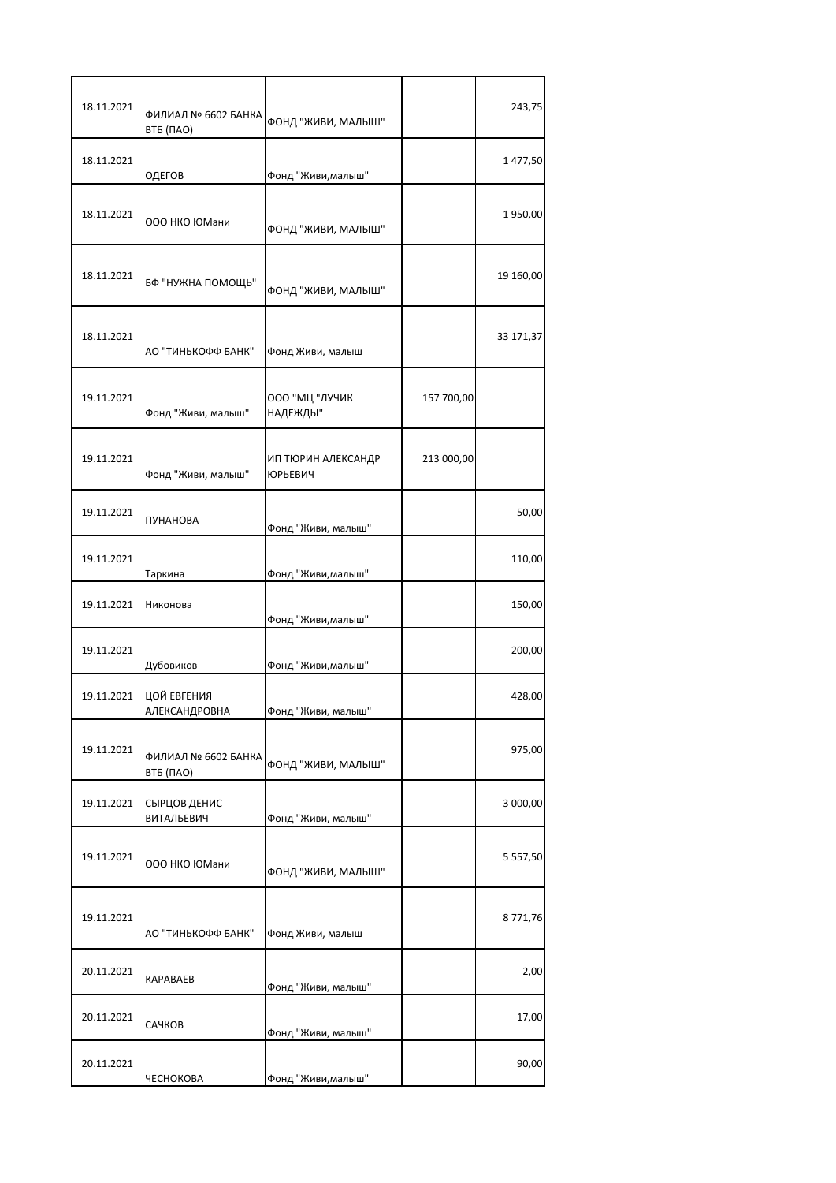| | | | | |
|---|---|---|---|---|
| 18.11.2021 | ФИЛИАЛ № 6602 БАНКА ВТБ (ПАО) | ФОНД "ЖИВИ, МАЛЫШ" | | 243,75 |
| 18.11.2021 | ОДЕГОВ | Фонд "Живи,малыш" | | 1 477,50 |
| 18.11.2021 | ООО НКО ЮМани | ФОНД "ЖИВИ, МАЛЫШ" | | 1 950,00 |
| 18.11.2021 | БФ "НУЖНА ПОМОЩЬ" | ФОНД "ЖИВИ, МАЛЫШ" | | 19 160,00 |
| 18.11.2021 | АО "ТИНЬКОФФ БАНК" | Фонд Живи, малыш | | 33 171,37 |
| 19.11.2021 | Фонд "Живи, малыш" | ООО "МЦ "ЛУЧИК НАДЕЖДЫ" | 157 700,00 | |
| 19.11.2021 | Фонд "Живи, малыш" | ИП ТЮРИН АЛЕКСАНДР ЮРЬЕВИЧ | 213 000,00 | |
| 19.11.2021 | ПУНАНОВА | Фонд "Живи, малыш" | | 50,00 |
| 19.11.2021 | Таркина | Фонд "Живи,малыш" | | 110,00 |
| 19.11.2021 | Никонова | Фонд "Живи,малыш" | | 150,00 |
| 19.11.2021 | Дубовиков | Фонд "Живи,малыш" | | 200,00 |
| 19.11.2021 | ЦОЙ ЕВГЕНИЯ АЛЕКСАНДРОВНА | Фонд "Живи, малыш" | | 428,00 |
| 19.11.2021 | ФИЛИАЛ № 6602 БАНКА ВТБ (ПАО) | ФОНД "ЖИВИ, МАЛЫШ" | | 975,00 |
| 19.11.2021 | СЫРЦОВ ДЕНИС ВИТАЛЬЕВИЧ | Фонд "Живи, малыш" | | 3 000,00 |
| 19.11.2021 | ООО НКО ЮМани | ФОНД "ЖИВИ, МАЛЫШ" | | 5 557,50 |
| 19.11.2021 | АО "ТИНЬКОФФ БАНК" | Фонд Живи, малыш | | 8 771,76 |
| 20.11.2021 | КАРАВАЕВ | Фонд "Живи, малыш" | | 2,00 |
| 20.11.2021 | САЧКОВ | Фонд "Живи, малыш" | | 17,00 |
| 20.11.2021 | ЧЕСНОКОВА | Фонд "Живи,малыш" | | 90,00 |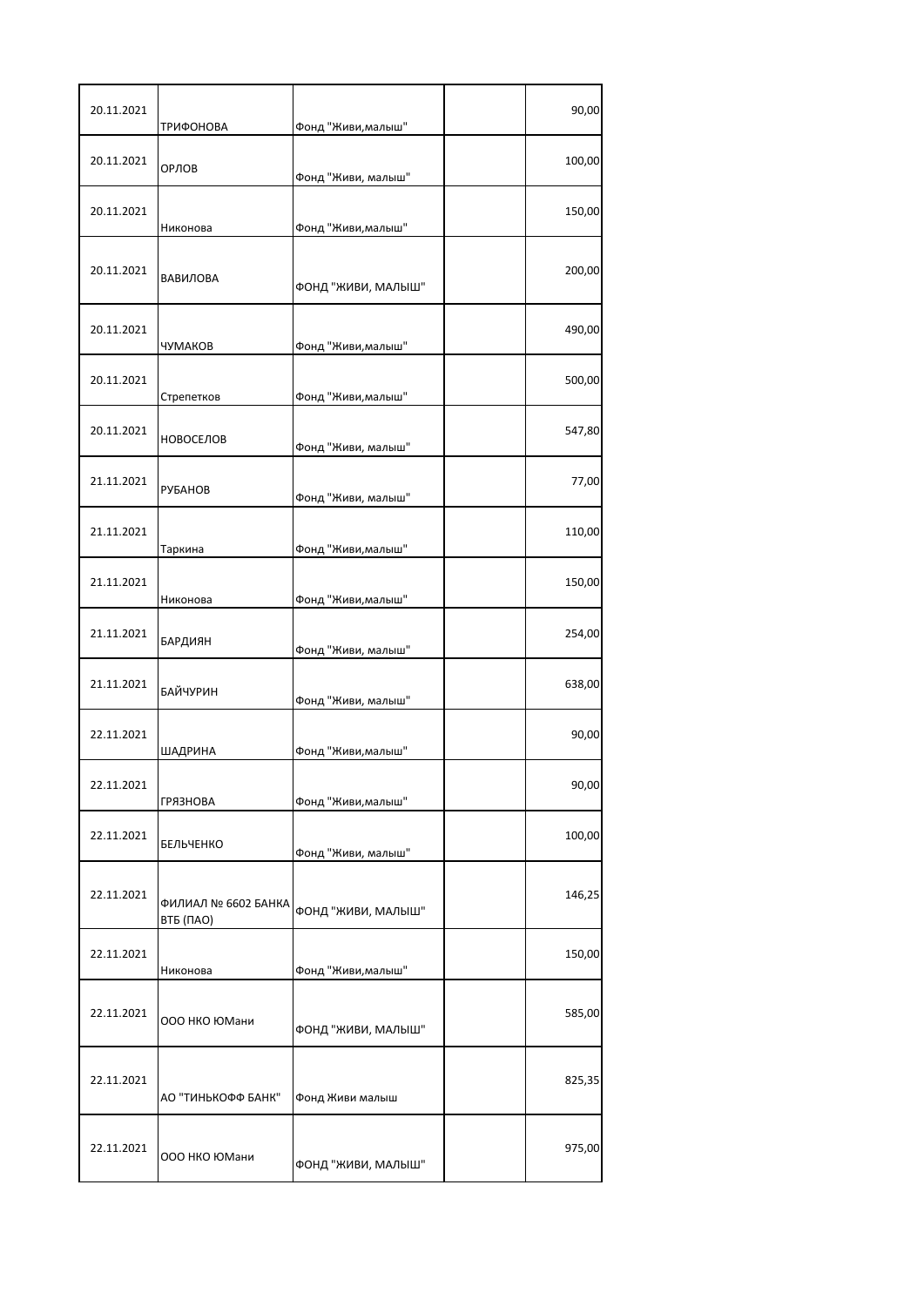| | | | | |
|---|---|---|---|---|
| 20.11.2021 | ТРИФОНОВА | Фонд "Живи,малыш" | | 90,00 |
| 20.11.2021 | ОРЛОВ | Фонд "Живи, малыш" | | 100,00 |
| 20.11.2021 | Никонова | Фонд "Живи,малыш" | | 150,00 |
| 20.11.2021 | ВАВИЛОВА | ФОНД "ЖИВИ, МАЛЫШ" | | 200,00 |
| 20.11.2021 | ЧУМАКОВ | Фонд "Живи,малыш" | | 490,00 |
| 20.11.2021 | Стрепетков | Фонд "Живи,малыш" | | 500,00 |
| 20.11.2021 | НОВОСЕЛОВ | Фонд "Живи, малыш" | | 547,80 |
| 21.11.2021 | РУБАНОВ | Фонд "Живи, малыш" | | 77,00 |
| 21.11.2021 | Таркина | Фонд "Живи,малыш" | | 110,00 |
| 21.11.2021 | Никонова | Фонд "Живи,малыш" | | 150,00 |
| 21.11.2021 | БАРДИЯН | Фонд "Живи, малыш" | | 254,00 |
| 21.11.2021 | БАЙЧУРИН | Фонд "Живи, малыш" | | 638,00 |
| 22.11.2021 | ШАДРИНА | Фонд "Живи,малыш" | | 90,00 |
| 22.11.2021 | ГРЯЗНОВА | Фонд "Живи,малыш" | | 90,00 |
| 22.11.2021 | БЕЛЬЧЕНКО | Фонд "Живи, малыш" | | 100,00 |
| 22.11.2021 | ФИЛИАЛ № 6602 БАНКА ВТБ (ПАО) | ФОНД "ЖИВИ, МАЛЫШ" | | 146,25 |
| 22.11.2021 | Никонова | Фонд "Живи,малыш" | | 150,00 |
| 22.11.2021 | ООО НКО ЮМани | ФОНД "ЖИВИ, МАЛЫШ" | | 585,00 |
| 22.11.2021 | АО "ТИНЬКОФФ БАНК" | Фонд Живи малыш | | 825,35 |
| 22.11.2021 | ООО НКО ЮМани | ФОНД "ЖИВИ, МАЛЫШ" | | 975,00 |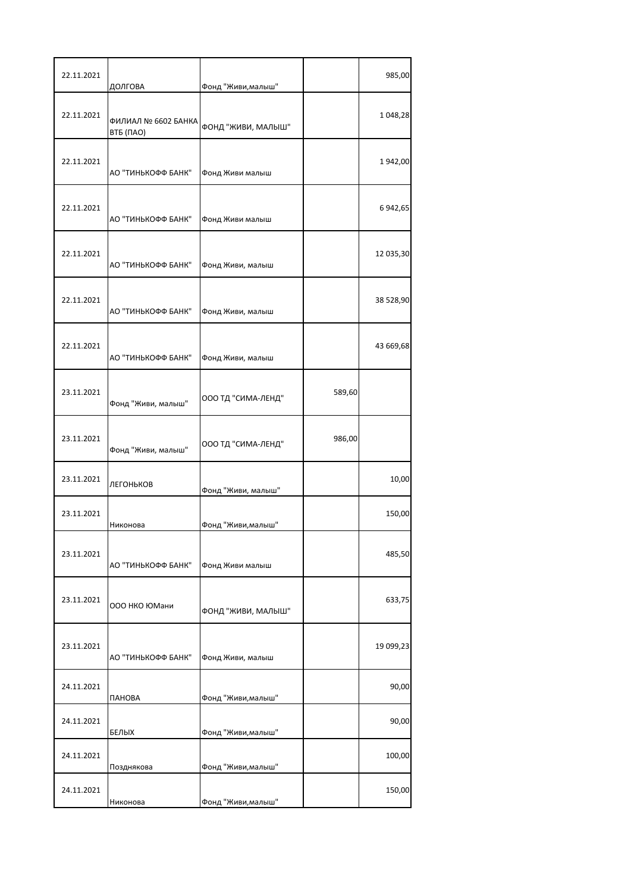| | | | | |
|---|---|---|---|---|
| 22.11.2021 | ДОЛГОВА | Фонд "Живи,малыш" | | 985,00 |
| 22.11.2021 | ФИЛИАЛ № 6602 БАНКА ВТБ (ПАО) | ФОНД "ЖИВИ, МАЛЫШ" | | 1 048,28 |
| 22.11.2021 | АО "ТИНЬКОФФ БАНК" | Фонд Живи малыш | | 1 942,00 |
| 22.11.2021 | АО "ТИНЬКОФФ БАНК" | Фонд Живи малыш | | 6 942,65 |
| 22.11.2021 | АО "ТИНЬКОФФ БАНК" | Фонд Живи, малыш | | 12 035,30 |
| 22.11.2021 | АО "ТИНЬКОФФ БАНК" | Фонд Живи, малыш | | 38 528,90 |
| 22.11.2021 | АО "ТИНЬКОФФ БАНК" | Фонд Живи, малыш | | 43 669,68 |
| 23.11.2021 | Фонд "Живи, малыш" | ООО ТД "СИМА-ЛЕНД" | 589,60 | |
| 23.11.2021 | Фонд "Живи, малыш" | ООО ТД "СИМА-ЛЕНД" | 986,00 | |
| 23.11.2021 | ЛЕГОНЬКОВ | Фонд "Живи, малыш" | | 10,00 |
| 23.11.2021 | Никонова | Фонд "Живи,малыш" | | 150,00 |
| 23.11.2021 | АО "ТИНЬКОФФ БАНК" | Фонд Живи малыш | | 485,50 |
| 23.11.2021 | ООО НКО ЮМани | ФОНД "ЖИВИ, МАЛЫШ" | | 633,75 |
| 23.11.2021 | АО "ТИНЬКОФФ БАНК" | Фонд Живи, малыш | | 19 099,23 |
| 24.11.2021 | ПАНОВА | Фонд "Живи,малыш" | | 90,00 |
| 24.11.2021 | БЕЛЫХ | Фонд "Живи,малыш" | | 90,00 |
| 24.11.2021 | Позднякова | Фонд "Живи,малыш" | | 100,00 |
| 24.11.2021 | Никонова | Фонд "Живи,малыш" | | 150,00 |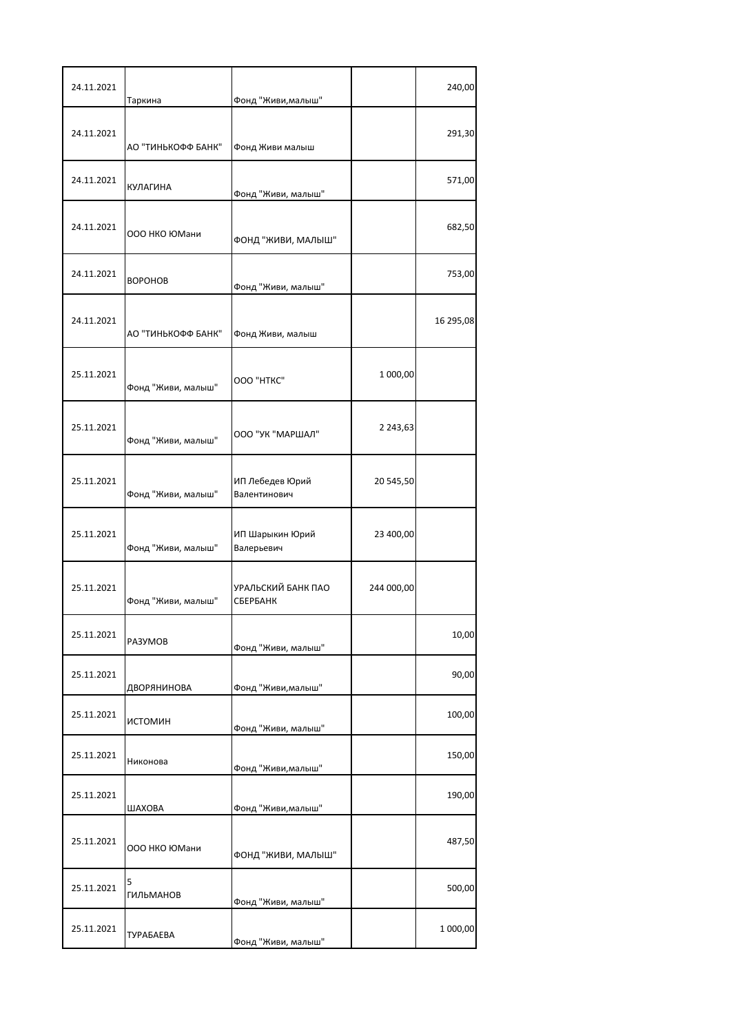| | | | | |
|---|---|---|---|---|
| 24.11.2021 | Таркина | Фонд "Живи,малыш" | | 240,00 |
| 24.11.2021 | АО "ТИНЬКОФФ БАНК" | Фонд Живи малыш | | 291,30 |
| 24.11.2021 | КУЛАГИНА | Фонд "Живи, малыш" | | 571,00 |
| 24.11.2021 | ООО НКО ЮМани | ФОНД "ЖИВИ, МАЛЫШ" | | 682,50 |
| 24.11.2021 | ВОРОНОВ | Фонд "Живи, малыш" | | 753,00 |
| 24.11.2021 | АО "ТИНЬКОФФ БАНК" | Фонд Живи, малыш | | 16 295,08 |
| 25.11.2021 | Фонд "Живи, малыш" | ООО "НТКС" | 1 000,00 | |
| 25.11.2021 | Фонд "Живи, малыш" | ООО "УК "МАРШАЛ" | 2 243,63 | |
| 25.11.2021 | Фонд "Живи, малыш" | ИП Лебедев Юрий Валентинович | 20 545,50 | |
| 25.11.2021 | Фонд "Живи, малыш" | ИП Шарыкин Юрий Валерьевич | 23 400,00 | |
| 25.11.2021 | Фонд "Живи, малыш" | УРАЛЬСКИЙ БАНК ПАО СБЕРБАНК | 244 000,00 | |
| 25.11.2021 | РАЗУМОВ | Фонд "Живи, малыш" | | 10,00 |
| 25.11.2021 | ДВОРЯНИНОВА | Фонд "Живи,малыш" | | 90,00 |
| 25.11.2021 | ИСТОМИН | Фонд "Живи, малыш" | | 100,00 |
| 25.11.2021 | Никонова | Фонд "Живи,малыш" | | 150,00 |
| 25.11.2021 | ШАХОВА | Фонд "Живи,малыш" | | 190,00 |
| 25.11.2021 | ООО НКО ЮМани | ФОНД "ЖИВИ, МАЛЫШ" | | 487,50 |
| 25.11.2021 | 5 ГИЛЬМАНОВ | Фонд "Живи, малыш" | | 500,00 |
| 25.11.2021 | ТУРАБАЕВА | Фонд "Живи, малыш" | | 1 000,00 |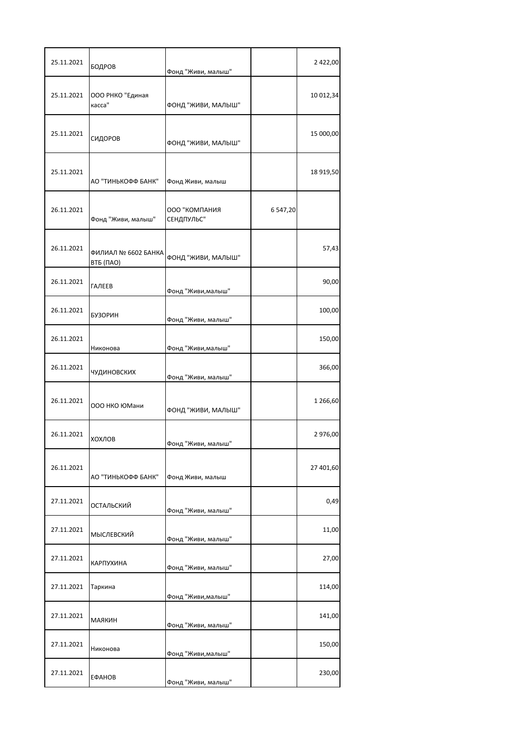| | | | | |
|---|---|---|---|---|
| 25.11.2021 | БОДРОВ | Фонд "Живи, малыш" | | 2 422,00 |
| 25.11.2021 | ООО РНКО "Единая касса" | ФОНД "ЖИВИ, МАЛЫШ" | | 10 012,34 |
| 25.11.2021 | СИДОРОВ | ФОНД "ЖИВИ, МАЛЫШ" | | 15 000,00 |
| 25.11.2021 | АО "ТИНЬКОФФ БАНК" | Фонд Живи, малыш | | 18 919,50 |
| 26.11.2021 | Фонд "Живи, малыш" | ООО "КОМПАНИЯ СЕНДПУЛЬС" | 6 547,20 | |
| 26.11.2021 | ФИЛИАЛ № 6602 БАНКА ВТБ (ПАО) | ФОНД "ЖИВИ, МАЛЫШ" | | 57,43 |
| 26.11.2021 | ГАЛЕЕВ | Фонд "Живи,малыш" | | 90,00 |
| 26.11.2021 | БУЗОРИН | Фонд "Живи, малыш" | | 100,00 |
| 26.11.2021 | Никонова | Фонд "Живи,малыш" | | 150,00 |
| 26.11.2021 | ЧУДИНОВСКИХ | Фонд "Живи, малыш" | | 366,00 |
| 26.11.2021 | ООО НКО ЮМани | ФОНД "ЖИВИ, МАЛЫШ" | | 1 266,60 |
| 26.11.2021 | ХОХЛОВ | Фонд "Живи, малыш" | | 2 976,00 |
| 26.11.2021 | АО "ТИНЬКОФФ БАНК" | Фонд Живи, малыш | | 27 401,60 |
| 27.11.2021 | ОСТАЛЬСКИЙ | Фонд "Живи, малыш" | | 0,49 |
| 27.11.2021 | МЫСЛЕВСКИЙ | Фонд "Живи, малыш" | | 11,00 |
| 27.11.2021 | КАРПУХИНА | Фонд "Живи, малыш" | | 27,00 |
| 27.11.2021 | Таркина | Фонд "Живи,малыш" | | 114,00 |
| 27.11.2021 | МАЯКИН | Фонд "Живи, малыш" | | 141,00 |
| 27.11.2021 | Никонова | Фонд "Живи,малыш" | | 150,00 |
| 27.11.2021 | ЕФАНОВ | Фонд "Живи, малыш" | | 230,00 |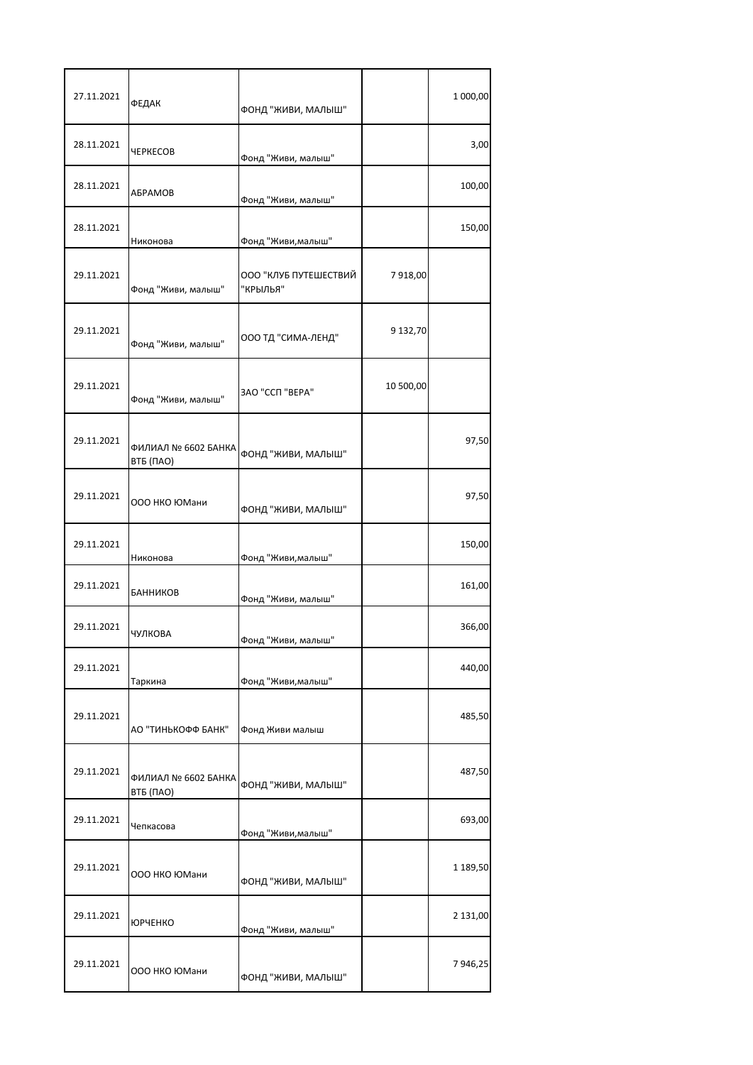| | | | | |
|---|---|---|---|---|
| 27.11.2021 | ФЕДАК | ФОНД "ЖИВИ, МАЛЫШ" | | 1 000,00 |
| 28.11.2021 | ЧЕРКЕСОВ | Фонд "Живи, малыш" | | 3,00 |
| 28.11.2021 | АБРАМОВ | Фонд "Живи, малыш" | | 100,00 |
| 28.11.2021 | Никонова | Фонд "Живи,малыш" | | 150,00 |
| 29.11.2021 | Фонд "Живи, малыш" | ООО "КЛУБ ПУТЕШЕСТВИЙ "КРЫЛЬЯ" | 7 918,00 | |
| 29.11.2021 | Фонд "Живи, малыш" | ООО ТД "СИМА-ЛЕНД" | 9 132,70 | |
| 29.11.2021 | Фонд "Живи, малыш" | ЗАО "ССП "ВЕРА" | 10 500,00 | |
| 29.11.2021 | ФИЛИАЛ № 6602 БАНКА ВТБ (ПАО) | ФОНД "ЖИВИ, МАЛЫШ" | | 97,50 |
| 29.11.2021 | ООО НКО ЮМани | ФОНД "ЖИВИ, МАЛЫШ" | | 97,50 |
| 29.11.2021 | Никонова | Фонд "Живи,малыш" | | 150,00 |
| 29.11.2021 | БАННИКОВ | Фонд "Живи, малыш" | | 161,00 |
| 29.11.2021 | ЧУЛКОВА | Фонд "Живи, малыш" | | 366,00 |
| 29.11.2021 | Таркина | Фонд "Живи,малыш" | | 440,00 |
| 29.11.2021 | АО "ТИНЬКОФФ БАНК" | Фонд Живи малыш | | 485,50 |
| 29.11.2021 | ФИЛИАЛ № 6602 БАНКА ВТБ (ПАО) | ФОНД "ЖИВИ, МАЛЫШ" | | 487,50 |
| 29.11.2021 | Чепкасова | Фонд "Живи,малыш" | | 693,00 |
| 29.11.2021 | ООО НКО ЮМани | ФОНД "ЖИВИ, МАЛЫШ" | | 1 189,50 |
| 29.11.2021 | ЮРЧЕНКО | Фонд "Живи, малыш" | | 2 131,00 |
| 29.11.2021 | ООО НКО ЮМани | ФОНД "ЖИВИ, МАЛЫШ" | | 7 946,25 |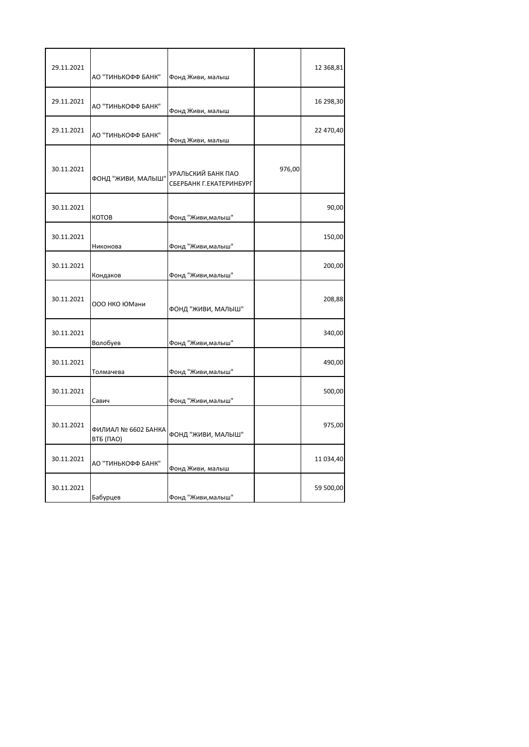| | | | | |
|---|---|---|---|---|
| 29.11.2021 | АО "ТИНЬКОФФ БАНК" | Фонд Живи, малыш | | 12 368,81 |
| 29.11.2021 | АО "ТИНЬКОФФ БАНК" | Фонд Живи, малыш | | 16 298,30 |
| 29.11.2021 | АО "ТИНЬКОФФ БАНК" | Фонд Живи, малыш | | 22 470,40 |
| 30.11.2021 | ФОНД "ЖИВИ, МАЛЫШ" | УРАЛЬСКИЙ БАНК ПАО СБЕРБАНК Г.ЕКАТЕРИНБУРГ | 976,00 | |
| 30.11.2021 | КОТОВ | Фонд "Живи,малыш" | | 90,00 |
| 30.11.2021 | Никонова | Фонд "Живи,малыш" | | 150,00 |
| 30.11.2021 | Кондаков | Фонд "Живи,малыш" | | 200,00 |
| 30.11.2021 | ООО НКО ЮМани | ФОНД "ЖИВИ, МАЛЫШ" | | 208,88 |
| 30.11.2021 | Волобуев | Фонд "Живи,малыш" | | 340,00 |
| 30.11.2021 | Толмачева | Фонд "Живи,малыш" | | 490,00 |
| 30.11.2021 | Савич | Фонд "Живи,малыш" | | 500,00 |
| 30.11.2021 | ФИЛИАЛ № 6602 БАНКА ВТБ (ПАО) | ФОНД "ЖИВИ, МАЛЫШ" | | 975,00 |
| 30.11.2021 | АО "ТИНЬКОФФ БАНК" | Фонд Живи, малыш | | 11 034,40 |
| 30.11.2021 | Бабурцев | Фонд "Живи,малыш" | | 59 500,00 |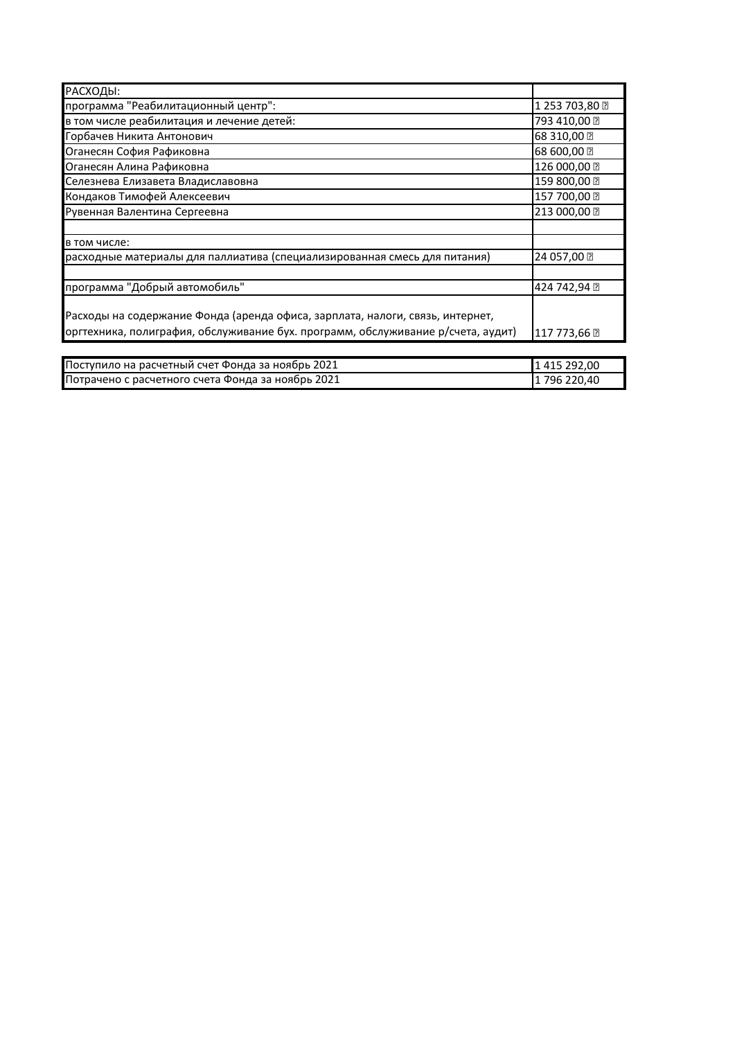| | |
|---|---|
| РАСХОДЫ: | |
| программа "Реабилитационный центр": | 1 253 703,80 ? |
| в том числе реабилитация и лечение детей: | 793 410,00 ? |
| Горбачев Никита Антонович | 68 310,00 ? |
| Оганесян София Рафиковна | 68 600,00 ? |
| Оганесян Алина Рафиковна | 126 000,00 ? |
| Селезнева Елизавета Владиславовна | 159 800,00 ? |
| Кондаков Тимофей Алексеевич | 157 700,00 ? |
| Рувенная Валентина Сергеевна | 213 000,00 ? |
| | |
| в том числе: | |
| расходные материалы для паллиатива (специализированная смесь для питания) | 24 057,00 ? |
| | |
| программа "Добрый автомобиль" | 424 742,94 ? |
| Расходы на содержание Фонда (аренда офиса, зарплата, налоги, связь, интернет, оргтехника, полиграфия, обслуживание бух. программ, обслуживание р/счета, аудит) | 117 773,66 ? |

| | |
|---|---|
| Поступило на расчетный счет Фонда за ноябрь 2021 | 1 415 292,00 |
| Потрачено с расчетного счета Фонда за ноябрь 2021 | 1 796 220,40 |